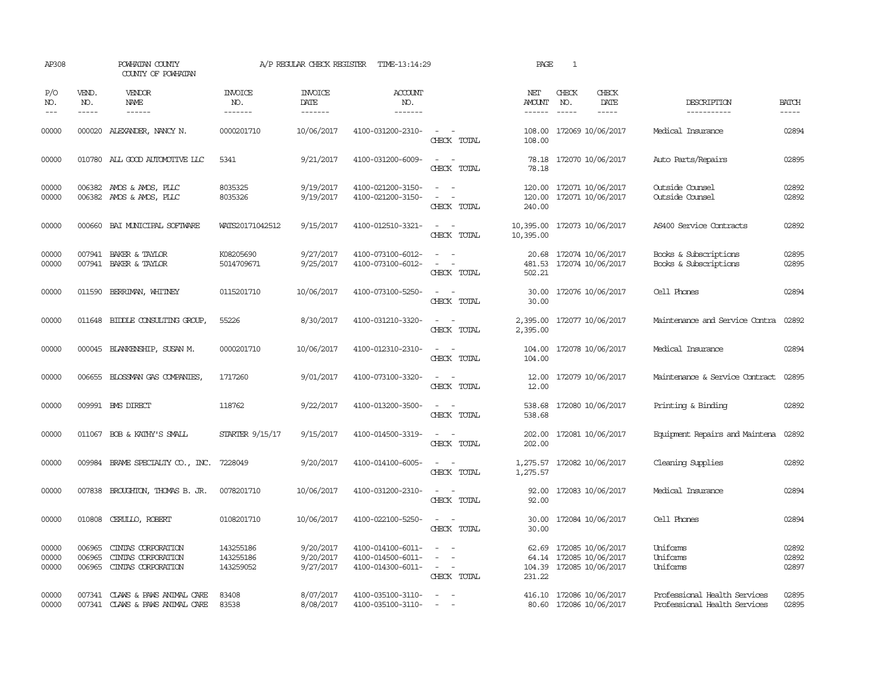AP308 POWHATAN COUNTY A/P REGULAR CHECK REGISTER TIME-13:14:29 PAGE 1

COUNTY OF POWHATAN

| P/O NO. | VEND. NO. | VENDOR NAME | INVOICE NO. | INVOICE DATE | ACCOUNT NO. | | NET AMOUNT | CHECK NO. | CHECK DATE | DESCRIPTION | BATCH |
|---|---|---|---|---|---|---|---|---|---|---|---|
| --- | ----- | ------ | ------- | ------- | ------- | | ------ | ----- | ----- | ----------- | ----- |
| 00000 | 000020 | ALEXANDER, NANCY N. | 0000201710 | 10/06/2017 | 4100-031200-2310- | - - | 108.00 | 172069 | 10/06/2017 | Medical Insurance | 02894 |
| | | | | | | CHECK TOTAL | 108.00 | | | | |
| 00000 | 010780 | ALL GOOD AUTOMOTIVE LLC | 5341 | 9/21/2017 | 4100-031200-6009- | - - | 78.18 | 172070 | 10/06/2017 | Auto Parts/Repairs | 02895 |
| | | | | | | CHECK TOTAL | 78.18 | | | | |
| 00000 | 006382 | AMOS & AMOS, PLLC | 8035325 | 9/19/2017 | 4100-021200-3150- | - - | 120.00 | 172071 | 10/06/2017 | Outside Counsel | 02892 |
| 00000 | 006382 | AMOS & AMOS, PLLC | 8035326 | 9/19/2017 | 4100-021200-3150- | - - | 120.00 | 172071 | 10/06/2017 | Outside Counsel | 02892 |
| | | | | | | CHECK TOTAL | 240.00 | | | | |
| 00000 | 000660 | BAI MUNICIPAL SOFTWARE | WATS20171042512 | 9/15/2017 | 4100-012510-3321- | - - | 10,395.00 | 172073 | 10/06/2017 | AS400 Service Contracts | 02892 |
| | | | | | | CHECK TOTAL | 10,395.00 | | | | |
| 00000 | 007941 | BAKER & TAYLOR | K08205690 | 9/27/2017 | 4100-073100-6012- | - - | 20.68 | 172074 | 10/06/2017 | Books & Subscriptions | 02895 |
| 00000 | 007941 | BAKER & TAYLOR | 5014709671 | 9/25/2017 | 4100-073100-6012- | - - | 481.53 | 172074 | 10/06/2017 | Books & Subscriptions | 02895 |
| | | | | | | CHECK TOTAL | 502.21 | | | | |
| 00000 | 011590 | BERRIMAN, WHITNEY | 0115201710 | 10/06/2017 | 4100-073100-5250- | - - | 30.00 | 172076 | 10/06/2017 | Cell Phones | 02894 |
| | | | | | | CHECK TOTAL | 30.00 | | | | |
| 00000 | 011648 | BIDDLE CONSULTING GROUP, | 55226 | 8/30/2017 | 4100-031210-3320- | - - | 2,395.00 | 172077 | 10/06/2017 | Maintenance and Service Contra | 02892 |
| | | | | | | CHECK TOTAL | 2,395.00 | | | | |
| 00000 | 000045 | BLANKENSHIP, SUSAN M. | 0000201710 | 10/06/2017 | 4100-012310-2310- | - - | 104.00 | 172078 | 10/06/2017 | Medical Insurance | 02894 |
| | | | | | | CHECK TOTAL | 104.00 | | | | |
| 00000 | 006655 | BLOSSMAN GAS COMPANIES, | 1717260 | 9/01/2017 | 4100-073100-3320- | - - | 12.00 | 172079 | 10/06/2017 | Maintenance & Service Contract | 02895 |
| | | | | | | CHECK TOTAL | 12.00 | | | | |
| 00000 | 009991 | BMS DIRECT | 118762 | 9/22/2017 | 4100-013200-3500- | - - | 538.68 | 172080 | 10/06/2017 | Printing & Binding | 02892 |
| | | | | | | CHECK TOTAL | 538.68 | | | | |
| 00000 | 011067 | BOB & KATHY'S SMALL | STARTER 9/15/17 | 9/15/2017 | 4100-014500-3319- | - - | 202.00 | 172081 | 10/06/2017 | Equipment Repairs and Maintena | 02892 |
| | | | | | | CHECK TOTAL | 202.00 | | | | |
| 00000 | 009984 | BRAME SPECIALTY CO., INC. | 7228049 | 9/20/2017 | 4100-014100-6005- | - - | 1,275.57 | 172082 | 10/06/2017 | Cleaning Supplies | 02892 |
| | | | | | | CHECK TOTAL | 1,275.57 | | | | |
| 00000 | 007838 | BROUGHTON, THOMAS B. JR. | 0078201710 | 10/06/2017 | 4100-031200-2310- | - - | 92.00 | 172083 | 10/06/2017 | Medical Insurance | 02894 |
| | | | | | | CHECK TOTAL | 92.00 | | | | |
| 00000 | 010808 | CERULLO, ROBERT | 0108201710 | 10/06/2017 | 4100-022100-5250- | - - | 30.00 | 172084 | 10/06/2017 | Cell Phones | 02894 |
| | | | | | | CHECK TOTAL | 30.00 | | | | |
| 00000 | 006965 | CINTAS CORPORATION | 143255186 | 9/20/2017 | 4100-014100-6011- | - - | 62.69 | 172085 | 10/06/2017 | Uniforms | 02892 |
| 00000 | 006965 | CINTAS CORPORATION | 143255186 | 9/20/2017 | 4100-014500-6011- | - - | 64.14 | 172085 | 10/06/2017 | Uniforms | 02892 |
| 00000 | 006965 | CINTAS CORPORATION | 143259052 | 9/27/2017 | 4100-014300-6011- | - - | 104.39 | 172085 | 10/06/2017 | Uniforms | 02897 |
| | | | | | | CHECK TOTAL | 231.22 | | | | |
| 00000 | 007341 | CLAWS & PAWS ANIMAL CARE | 83408 | 8/07/2017 | 4100-035100-3110- | - - | 416.10 | 172086 | 10/06/2017 | Professional Health Services | 02895 |
| 00000 | 007341 | CLAWS & PAWS ANIMAL CARE | 83538 | 8/08/2017 | 4100-035100-3110- | - - | 80.60 | 172086 | 10/06/2017 | Professional Health Services | 02895 |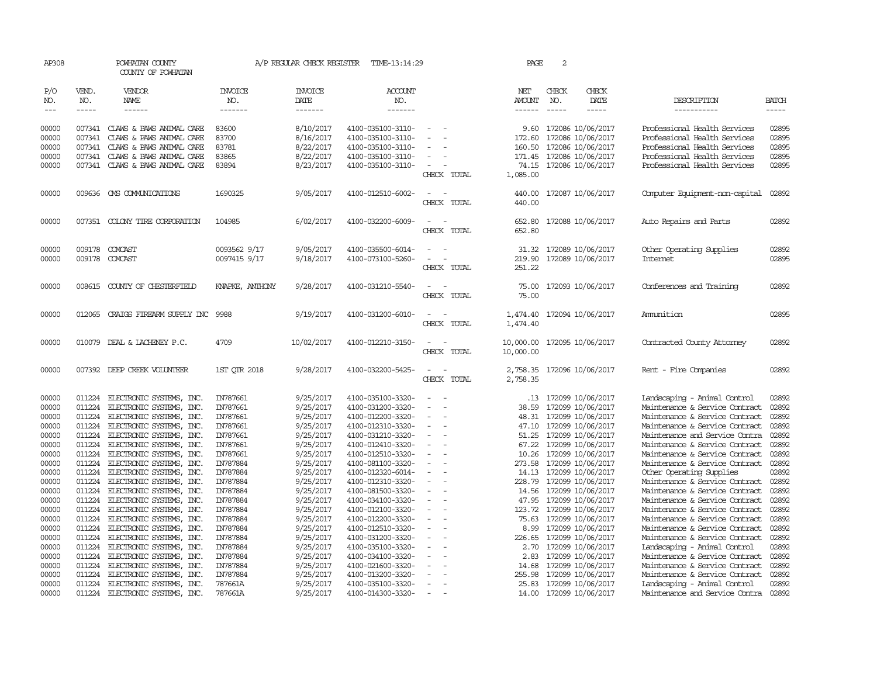AP308 POWHATAN COUNTY A/P REGULAR CHECK REGISTER TIME-13:14:29 PAGE 2

COUNTY OF POWHATAN

| P/O NO. | VEND. NO. | VENDOR NAME | INVOICE NO. | INVOICE DATE | ACCOUNT NO. | | NET AMOUNT | CHECK NO. | CHECK DATE | DESCRIPTION | BATCH |
|---|---|---|---|---|---|---|---|---|---|---|---|
| 00000 | 007341 | CLAWS & PAWS ANIMAL CARE | 83600 | 8/10/2017 | 4100-035100-3110- | - - | 9.60 | 172086 | 10/06/2017 | Professional Health Services | 02895 |
| 00000 | 007341 | CLAWS & PAWS ANIMAL CARE | 83700 | 8/16/2017 | 4100-035100-3110- | - - | 172.60 | 172086 | 10/06/2017 | Professional Health Services | 02895 |
| 00000 | 007341 | CLAWS & PAWS ANIMAL CARE | 83781 | 8/22/2017 | 4100-035100-3110- | - - | 160.50 | 172086 | 10/06/2017 | Professional Health Services | 02895 |
| 00000 | 007341 | CLAWS & PAWS ANIMAL CARE | 83865 | 8/22/2017 | 4100-035100-3110- | - - | 171.45 | 172086 | 10/06/2017 | Professional Health Services | 02895 |
| 00000 | 007341 | CLAWS & PAWS ANIMAL CARE | 83894 | 8/23/2017 | 4100-035100-3110- | - - | 74.15 | 172086 | 10/06/2017 | Professional Health Services | 02895 |
| | | | | | | CHECK TOTAL | 1,085.00 | | | | |
| 00000 | 009636 | CMS COMMUNICATIONS | 1690325 | 9/05/2017 | 4100-012510-6002- | - - | 440.00 | 172087 | 10/06/2017 | Computer Equipment-non-capital | 02892 |
| | | | | | | CHECK TOTAL | 440.00 | | | | |
| 00000 | 007351 | COLONY TIRE CORPORATION | 104985 | 6/02/2017 | 4100-032200-6009- | - - | 652.80 | 172088 | 10/06/2017 | Auto Repairs and Parts | 02892 |
| | | | | | | CHECK TOTAL | 652.80 | | | | |
| 00000 | 009178 | COMCAST | 0093562 9/17 | 9/05/2017 | 4100-035500-6014- | - - | 31.32 | 172089 | 10/06/2017 | Other Operating Supplies | 02892 |
| 00000 | 009178 | COMCAST | 0097415 9/17 | 9/18/2017 | 4100-073100-5260- | - - | 219.90 | 172089 | 10/06/2017 | Internet | 02895 |
| | | | | | | CHECK TOTAL | 251.22 | | | | |
| 00000 | 008615 | COUNTY OF CHESTERFIELD | KNAPKE, ANTHONY | 9/28/2017 | 4100-031210-5540- | - - | 75.00 | 172093 | 10/06/2017 | Conferences and Training | 02892 |
| | | | | | | CHECK TOTAL | 75.00 | | | | |
| 00000 | 012065 | CRAIGS FIREARM SUPPLY INC | 9988 | 9/19/2017 | 4100-031200-6010- | - - | 1,474.40 | 172094 | 10/06/2017 | Ammunition | 02895 |
| | | | | | | CHECK TOTAL | 1,474.40 | | | | |
| 00000 | 010079 | DEAL & LACHENEY P.C. | 4709 | 10/02/2017 | 4100-012210-3150- | - - | 10,000.00 | 172095 | 10/06/2017 | Contracted County Attorney | 02892 |
| | | | | | | CHECK TOTAL | 10,000.00 | | | | |
| 00000 | 007392 | DEEP CREEK VOLUNTEER | 1ST QTR 2018 | 9/28/2017 | 4100-032200-5425- | - - | 2,758.35 | 172096 | 10/06/2017 | Rent - Fire Companies | 02892 |
| | | | | | | CHECK TOTAL | 2,758.35 | | | | |
| 00000 | 011224 | ELECTRONIC SYSTEMS, INC. | IN787661 | 9/25/2017 | 4100-035100-3320- | - - | .13 | 172099 | 10/06/2017 | Landscaping - Animal Control | 02892 |
| 00000 | 011224 | ELECTRONIC SYSTEMS, INC. | IN787661 | 9/25/2017 | 4100-031200-3320- | - - | 38.59 | 172099 | 10/06/2017 | Maintenance & Service Contract | 02892 |
| 00000 | 011224 | ELECTRONIC SYSTEMS, INC. | IN787661 | 9/25/2017 | 4100-012200-3320- | - - | 48.31 | 172099 | 10/06/2017 | Maintenance & Service Contract | 02892 |
| 00000 | 011224 | ELECTRONIC SYSTEMS, INC. | IN787661 | 9/25/2017 | 4100-012310-3320- | - - | 47.10 | 172099 | 10/06/2017 | Maintenance & Service Contract | 02892 |
| 00000 | 011224 | ELECTRONIC SYSTEMS, INC. | IN787661 | 9/25/2017 | 4100-031210-3320- | - - | 51.25 | 172099 | 10/06/2017 | Maintenance and Service Contra | 02892 |
| 00000 | 011224 | ELECTRONIC SYSTEMS, INC. | IN787661 | 9/25/2017 | 4100-012410-3320- | - - | 67.22 | 172099 | 10/06/2017 | Maintenance & Service Contract | 02892 |
| 00000 | 011224 | ELECTRONIC SYSTEMS, INC. | IN787661 | 9/25/2017 | 4100-012510-3320- | - - | 10.26 | 172099 | 10/06/2017 | Maintenance & Service Contract | 02892 |
| 00000 | 011224 | ELECTRONIC SYSTEMS, INC. | IN787884 | 9/25/2017 | 4100-081100-3320- | - - | 273.58 | 172099 | 10/06/2017 | Maintenance & Service Contract | 02892 |
| 00000 | 011224 | ELECTRONIC SYSTEMS, INC. | IN787884 | 9/25/2017 | 4100-012320-6014- | - - | 14.13 | 172099 | 10/06/2017 | Other Operating Supplies | 02892 |
| 00000 | 011224 | ELECTRONIC SYSTEMS, INC. | IN787884 | 9/25/2017 | 4100-012310-3320- | - - | 228.79 | 172099 | 10/06/2017 | Maintenance & Service Contract | 02892 |
| 00000 | 011224 | ELECTRONIC SYSTEMS, INC. | IN787884 | 9/25/2017 | 4100-081500-3320- | - - | 14.56 | 172099 | 10/06/2017 | Maintenance & Service Contract | 02892 |
| 00000 | 011224 | ELECTRONIC SYSTEMS, INC. | IN787884 | 9/25/2017 | 4100-034100-3320- | - - | 47.95 | 172099 | 10/06/2017 | Maintenance & Service Contract | 02892 |
| 00000 | 011224 | ELECTRONIC SYSTEMS, INC. | IN787884 | 9/25/2017 | 4100-012100-3320- | - - | 123.72 | 172099 | 10/06/2017 | Maintenance & Service Contract | 02892 |
| 00000 | 011224 | ELECTRONIC SYSTEMS, INC. | IN787884 | 9/25/2017 | 4100-012200-3320- | - - | 75.63 | 172099 | 10/06/2017 | Maintenance & Service Contract | 02892 |
| 00000 | 011224 | ELECTRONIC SYSTEMS, INC. | IN787884 | 9/25/2017 | 4100-012510-3320- | - - | 8.99 | 172099 | 10/06/2017 | Maintenance & Service Contract | 02892 |
| 00000 | 011224 | ELECTRONIC SYSTEMS, INC. | IN787884 | 9/25/2017 | 4100-031200-3320- | - - | 226.65 | 172099 | 10/06/2017 | Maintenance & Service Contract | 02892 |
| 00000 | 011224 | ELECTRONIC SYSTEMS, INC. | IN787884 | 9/25/2017 | 4100-035100-3320- | - - | 2.70 | 172099 | 10/06/2017 | Landscaping - Animal Control | 02892 |
| 00000 | 011224 | ELECTRONIC SYSTEMS, INC. | IN787884 | 9/25/2017 | 4100-034100-3320- | - - | 2.83 | 172099 | 10/06/2017 | Maintenance & Service Contract | 02892 |
| 00000 | 011224 | ELECTRONIC SYSTEMS, INC. | IN787884 | 9/25/2017 | 4100-021600-3320- | - - | 14.68 | 172099 | 10/06/2017 | Maintenance & Service Contract | 02892 |
| 00000 | 011224 | ELECTRONIC SYSTEMS, INC. | IN787884 | 9/25/2017 | 4100-013200-3320- | - - | 255.98 | 172099 | 10/06/2017 | Maintenance & Service Contract | 02892 |
| 00000 | 011224 | ELECTRONIC SYSTEMS, INC. | 787661A | 9/25/2017 | 4100-035100-3320- | - - | 25.83 | 172099 | 10/06/2017 | Landscaping - Animal Control | 02892 |
| 00000 | 011224 | ELECTRONIC SYSTEMS, INC. | 787661A | 9/25/2017 | 4100-014300-3320- | - - | 14.00 | 172099 | 10/06/2017 | Maintenance and Service Contra | 02892 |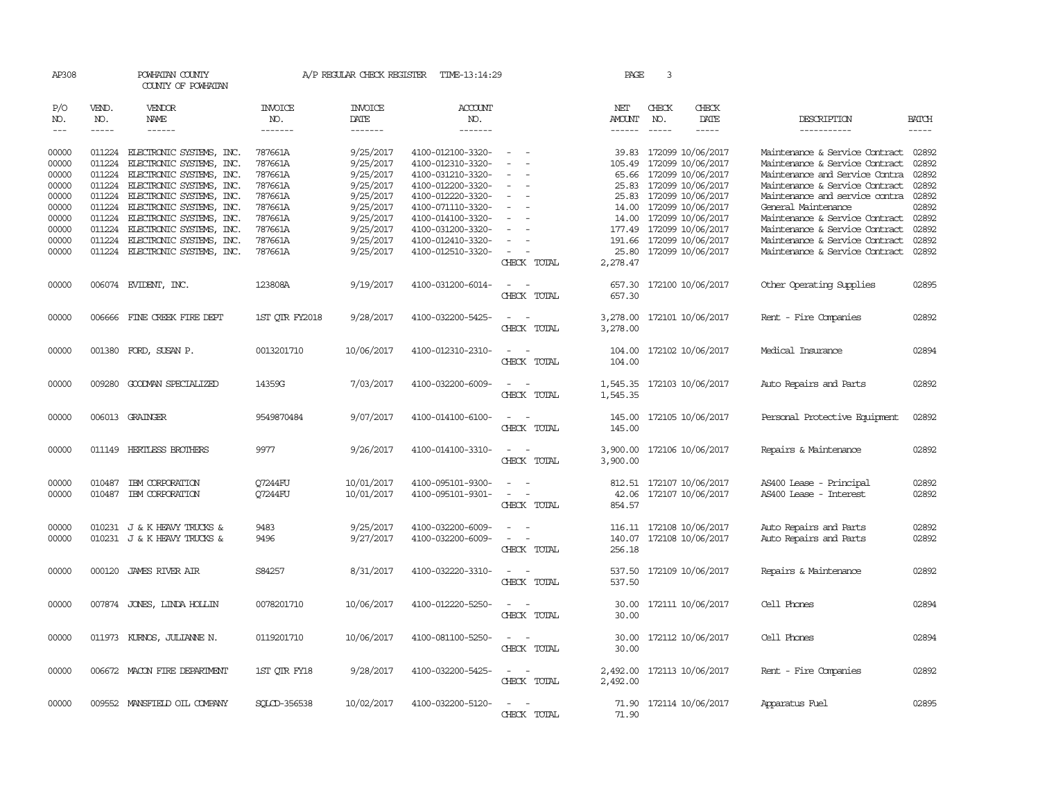AP308 POWHATAN COUNTY A/P REGULAR CHECK REGISTER TIME-13:14:29

COUNTY OF POWHATAN

| P/O NO. | VEND. NO. | VENDOR NAME | INVOICE NO. | INVOICE DATE | ACCOUNT NO. | | NET AMOUNT | CHECK NO. | CHECK DATE | DESCRIPTION | BATCH |
|---|---|---|---|---|---|---|---|---|---|---|---|
| 00000 | 011224 | ELECTRONIC SYSTEMS, INC. | 787661A | 9/25/2017 | 4100-012100-3320- | - - | 39.83 | 172099 | 10/06/2017 | Maintenance & Service Contract | 02892 |
| 00000 | 011224 | ELECTRONIC SYSTEMS, INC. | 787661A | 9/25/2017 | 4100-012310-3320- | - - | 105.49 | 172099 | 10/06/2017 | Maintenance & Service Contract | 02892 |
| 00000 | 011224 | ELECTRONIC SYSTEMS, INC. | 787661A | 9/25/2017 | 4100-031210-3320- | - - | 65.66 | 172099 | 10/06/2017 | Maintenance and Service Contra | 02892 |
| 00000 | 011224 | ELECTRONIC SYSTEMS, INC. | 787661A | 9/25/2017 | 4100-012200-3320- | - - | 25.83 | 172099 | 10/06/2017 | Maintenance & Service Contract | 02892 |
| 00000 | 011224 | ELECTRONIC SYSTEMS, INC. | 787661A | 9/25/2017 | 4100-012220-3320- | - - | 25.83 | 172099 | 10/06/2017 | Maintenance and service contra | 02892 |
| 00000 | 011224 | ELECTRONIC SYSTEMS, INC. | 787661A | 9/25/2017 | 4100-071110-3320- | - - | 14.00 | 172099 | 10/06/2017 | General Maintenance | 02892 |
| 00000 | 011224 | ELECTRONIC SYSTEMS, INC. | 787661A | 9/25/2017 | 4100-014100-3320- | - - | 14.00 | 172099 | 10/06/2017 | Maintenance & Service Contract | 02892 |
| 00000 | 011224 | ELECTRONIC SYSTEMS, INC. | 787661A | 9/25/2017 | 4100-031200-3320- | - - | 177.49 | 172099 | 10/06/2017 | Maintenance & Service Contract | 02892 |
| 00000 | 011224 | ELECTRONIC SYSTEMS, INC. | 787661A | 9/25/2017 | 4100-012410-3320- | - - | 191.66 | 172099 | 10/06/2017 | Maintenance & Service Contract | 02892 |
| 00000 | 011224 | ELECTRONIC SYSTEMS, INC. | 787661A | 9/25/2017 | 4100-012510-3320- | - - | 25.80 | 172099 | 10/06/2017 | Maintenance & Service Contract | 02892 |
| | | | | | | CHECK TOTAL | 2,278.47 | | | | |
| 00000 | 006074 | EVIDENT, INC. | 123808A | 9/19/2017 | 4100-031200-6014- | - - | 657.30 | 172100 | 10/06/2017 | Other Operating Supplies | 02895 |
| | | | | | | CHECK TOTAL | 657.30 | | | | |
| 00000 | 006666 | FINE CREEK FIRE DEPT | 1ST QTR FY2018 | 9/28/2017 | 4100-032200-5425- | - - | 3,278.00 | 172101 | 10/06/2017 | Rent - Fire Companies | 02892 |
| | | | | | | CHECK TOTAL | 3,278.00 | | | | |
| 00000 | 001380 | FORD, SUSAN P. | 0013201710 | 10/06/2017 | 4100-012310-2310- | - - | 104.00 | 172102 | 10/06/2017 | Medical Insurance | 02894 |
| | | | | | | CHECK TOTAL | 104.00 | | | | |
| 00000 | 009280 | GOODMAN SPECIALIZED | 14359G | 7/03/2017 | 4100-032200-6009- | - - | 1,545.35 | 172103 | 10/06/2017 | Auto Repairs and Parts | 02892 |
| | | | | | | CHECK TOTAL | 1,545.35 | | | | |
| 00000 | 006013 | GRAINGER | 9549870484 | 9/07/2017 | 4100-014100-6100- | - - | 145.00 | 172105 | 10/06/2017 | Personal Protective Equipment | 02892 |
| | | | | | | CHECK TOTAL | 145.00 | | | | |
| 00000 | 011149 | HERTLESS BROTHERS | 9977 | 9/26/2017 | 4100-014100-3310- | - - | 3,900.00 | 172106 | 10/06/2017 | Repairs & Maintenance | 02892 |
| | | | | | | CHECK TOTAL | 3,900.00 | | | | |
| 00000 | 010487 | IBM CORPORATION | Q7244FU | 10/01/2017 | 4100-095101-9300- | - - | 812.51 | 172107 | 10/06/2017 | AS400 Lease - Principal | 02892 |
| 00000 | 010487 | IBM CORPORATION | Q7244FU | 10/01/2017 | 4100-095101-9301- | - - | 42.06 | 172107 | 10/06/2017 | AS400 Lease - Interest | 02892 |
| | | | | | | CHECK TOTAL | 854.57 | | | | |
| 00000 | 010231 | J & K HEAVY TRUCKS & | 9483 | 9/25/2017 | 4100-032200-6009- | - - | 116.11 | 172108 | 10/06/2017 | Auto Repairs and Parts | 02892 |
| 00000 | 010231 | J & K HEAVY TRUCKS & | 9496 | 9/27/2017 | 4100-032200-6009- | - - | 140.07 | 172108 | 10/06/2017 | Auto Repairs and Parts | 02892 |
| | | | | | | CHECK TOTAL | 256.18 | | | | |
| 00000 | 000120 | JAMES RIVER AIR | S84257 | 8/31/2017 | 4100-032220-3310- | - - | 537.50 | 172109 | 10/06/2017 | Repairs & Maintenance | 02892 |
| | | | | | | CHECK TOTAL | 537.50 | | | | |
| 00000 | 007874 | JONES, LINDA HOLLIN | 0078201710 | 10/06/2017 | 4100-012220-5250- | - - | 30.00 | 172111 | 10/06/2017 | Cell Phones | 02894 |
| | | | | | | CHECK TOTAL | 30.00 | | | | |
| 00000 | 011973 | KURNOS, JULIANNE N. | 0119201710 | 10/06/2017 | 4100-081100-5250- | - - | 30.00 | 172112 | 10/06/2017 | Cell Phones | 02894 |
| | | | | | | CHECK TOTAL | 30.00 | | | | |
| 00000 | 006672 | MACON FIRE DEPARTMENT | 1ST QTR FY18 | 9/28/2017 | 4100-032200-5425- | - - | 2,492.00 | 172113 | 10/06/2017 | Rent - Fire Companies | 02892 |
| | | | | | | CHECK TOTAL | 2,492.00 | | | | |
| 00000 | 009552 | MANSFIELD OIL COMPANY | SQLCD-356538 | 10/02/2017 | 4100-032200-5120- | - - | 71.90 | 172114 | 10/06/2017 | Apparatus Fuel | 02895 |
| | | | | | | CHECK TOTAL | 71.90 | | | | |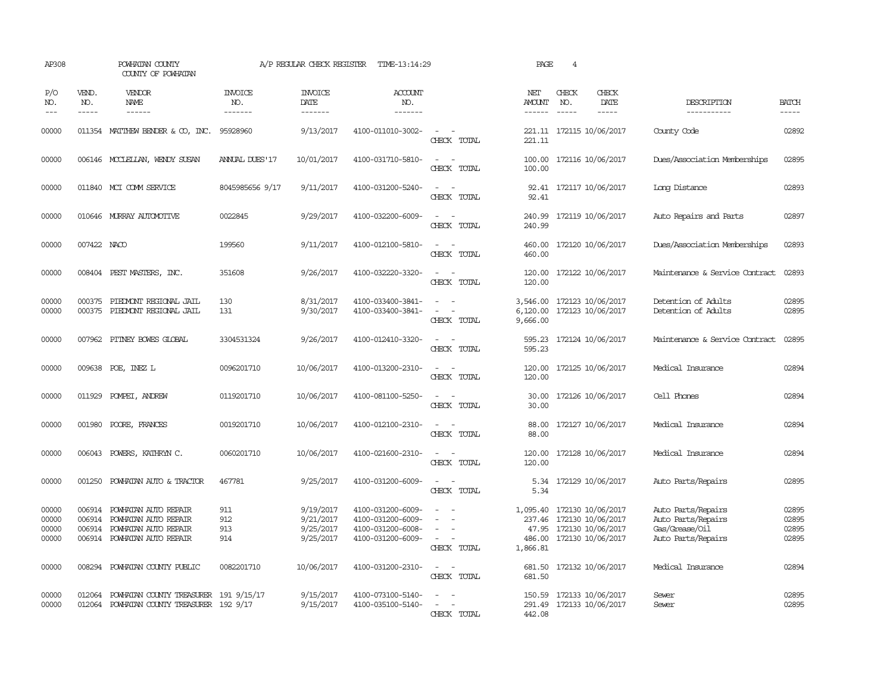AP308 POWHATAN COUNTY A/P REGULAR CHECK REGISTER TIME-13:14:29 PAGE 4

COUNTY OF POWHATAN

| P/O NO. | VEND. NO. | VENDOR NAME | INVOICE NO. | INVOICE DATE | ACCOUNT NO. | | NET AMOUNT | CHECK NO. | CHECK DATE | DESCRIPTION | BATCH |
|---|---|---|---|---|---|---|---|---|---|---|---|
| 00000 | 011354 | MATTHEW BENDER & CO, INC. | 95928960 | 9/13/2017 | 4100-011010-3002- | - - | 221.11 | 172115 | 10/06/2017 | County Code | 02892 |
| | | | | | | CHECK TOTAL | 221.11 | | | | |
| 00000 | 006146 | MCCLELLAN, WENDY SUSAN | ANNUAL DUES'17 | 10/01/2017 | 4100-031710-5810- | - - | 100.00 | 172116 | 10/06/2017 | Dues/Association Memberships | 02895 |
| | | | | | | CHECK TOTAL | 100.00 | | | | |
| 00000 | 011840 | MCI COMM SERVICE | 8045985656 9/17 | 9/11/2017 | 4100-031200-5240- | - - | 92.41 | 172117 | 10/06/2017 | Long Distance | 02893 |
| | | | | | | CHECK TOTAL | 92.41 | | | | |
| 00000 | 010646 | MURRAY AUTOMOTIVE | 0022845 | 9/29/2017 | 4100-032200-6009- | - - | 240.99 | 172119 | 10/06/2017 | Auto Repairs and Parts | 02897 |
| | | | | | | CHECK TOTAL | 240.99 | | | | |
| 00000 | 007422 | NACO | 199560 | 9/11/2017 | 4100-012100-5810- | - - | 460.00 | 172120 | 10/06/2017 | Dues/Association Memberships | 02893 |
| | | | | | | CHECK TOTAL | 460.00 | | | | |
| 00000 | 008404 | PEST MASTERS, INC. | 351608 | 9/26/2017 | 4100-032220-3320- | - - | 120.00 | 172122 | 10/06/2017 | Maintenance & Service Contract | 02893 |
| | | | | | | CHECK TOTAL | 120.00 | | | | |
| 00000 | 000375 | PIEDMONT REGIONAL JAIL | 130 | 8/31/2017 | 4100-033400-3841- | - - | 3,546.00 | 172123 | 10/06/2017 | Detention of Adults | 02895 |
| 00000 | 000375 | PIEDMONT REGIONAL JAIL | 131 | 9/30/2017 | 4100-033400-3841- | - - | 6,120.00 | 172123 | 10/06/2017 | Detention of Adults | 02895 |
| | | | | | | CHECK TOTAL | 9,666.00 | | | | |
| 00000 | 007962 | PITNEY BOWES GLOBAL | 3304531324 | 9/26/2017 | 4100-012410-3320- | - - | 595.23 | 172124 | 10/06/2017 | Maintenance & Service Contract | 02895 |
| | | | | | | CHECK TOTAL | 595.23 | | | | |
| 00000 | 009638 | POE, INEZ L | 0096201710 | 10/06/2017 | 4100-013200-2310- | - - | 120.00 | 172125 | 10/06/2017 | Medical Insurance | 02894 |
| | | | | | | CHECK TOTAL | 120.00 | | | | |
| 00000 | 011929 | POMPEI, ANDREW | 0119201710 | 10/06/2017 | 4100-081100-5250- | - - | 30.00 | 172126 | 10/06/2017 | Cell Phones | 02894 |
| | | | | | | CHECK TOTAL | 30.00 | | | | |
| 00000 | 001980 | POORE, FRANCES | 0019201710 | 10/06/2017 | 4100-012100-2310- | - - | 88.00 | 172127 | 10/06/2017 | Medical Insurance | 02894 |
| | | | | | | CHECK TOTAL | 88.00 | | | | |
| 00000 | 006043 | POWERS, KATHRYN C. | 0060201710 | 10/06/2017 | 4100-021600-2310- | - - | 120.00 | 172128 | 10/06/2017 | Medical Insurance | 02894 |
| | | | | | | CHECK TOTAL | 120.00 | | | | |
| 00000 | 001250 | POWHATAN AUTO & TRACTOR | 467781 | 9/25/2017 | 4100-031200-6009- | - - | 5.34 | 172129 | 10/06/2017 | Auto Parts/Repairs | 02895 |
| | | | | | | CHECK TOTAL | 5.34 | | | | |
| 00000 | 006914 | POWHATAN AUTO REPAIR | 911 | 9/19/2017 | 4100-031200-6009- | - - | 1,095.40 | 172130 | 10/06/2017 | Auto Parts/Repairs | 02895 |
| 00000 | 006914 | POWHATAN AUTO REPAIR | 912 | 9/21/2017 | 4100-031200-6009- | - - | 237.46 | 172130 | 10/06/2017 | Auto Parts/Repairs | 02895 |
| 00000 | 006914 | POWHATAN AUTO REPAIR | 913 | 9/25/2017 | 4100-031200-6008- | - - | 47.95 | 172130 | 10/06/2017 | Gas/Grease/Oil | 02895 |
| 00000 | 006914 | POWHATAN AUTO REPAIR | 914 | 9/25/2017 | 4100-031200-6009- | - - | 486.00 | 172130 | 10/06/2017 | Auto Parts/Repairs | 02895 |
| | | | | | | CHECK TOTAL | 1,866.81 | | | | |
| 00000 | 008294 | POWHATAN COUNTY PUBLIC | 0082201710 | 10/06/2017 | 4100-031200-2310- | - - | 681.50 | 172132 | 10/06/2017 | Medical Insurance | 02894 |
| | | | | | | CHECK TOTAL | 681.50 | | | | |
| 00000 | 012064 | POWHATAN COUNTY TREASURER | 191 9/15/17 | 9/15/2017 | 4100-073100-5140- | - - | 150.59 | 172133 | 10/06/2017 | Sewer | 02895 |
| 00000 | 012064 | POWHATAN COUNTY TREASURER | 192 9/17 | 9/15/2017 | 4100-035100-5140- | - - | 291.49 | 172133 | 10/06/2017 | Sewer | 02895 |
| | | | | | | CHECK TOTAL | 442.08 | | | | |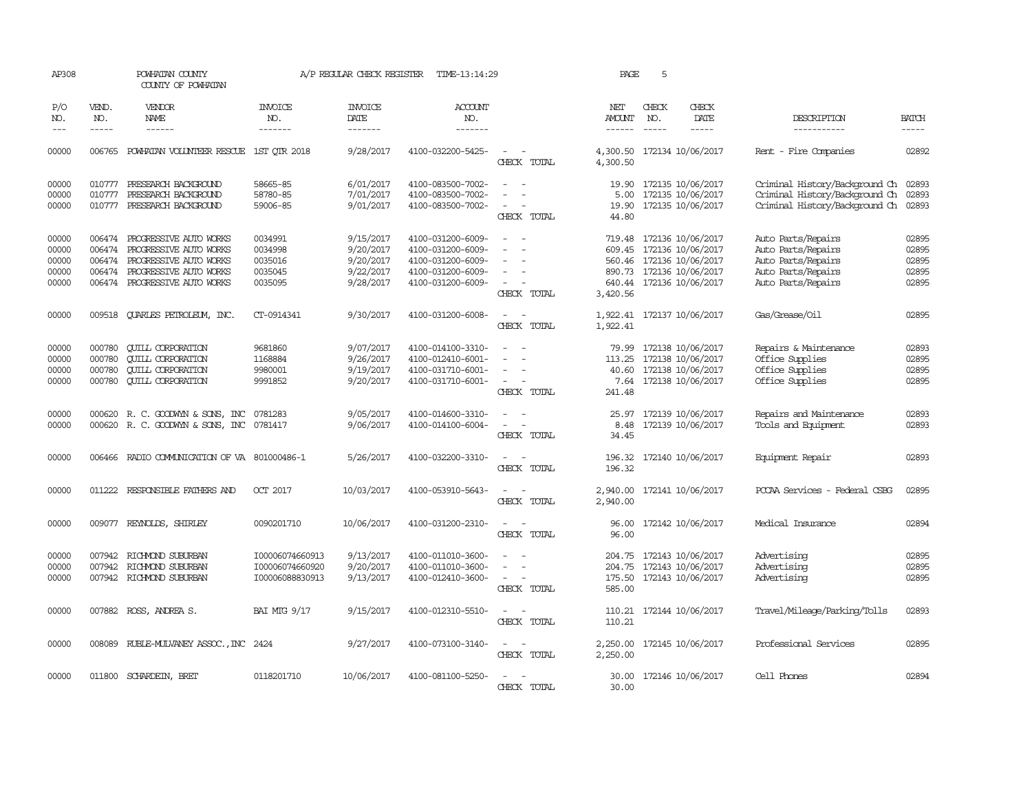AP308 POWHATAN COUNTY A/P REGULAR CHECK REGISTER TIME-13:14:29 PAGE 5

COUNTY OF POWHATAN

| P/O NO. | VEND. NO. | VENDOR NAME | INVOICE NO. | INVOICE DATE | ACCOUNT NO. | | NET AMOUNT | CHECK NO. | CHECK DATE | DESCRIPTION | BATCH |
|---|---|---|---|---|---|---|---|---|---|---|---|
| 00000 | 006765 | POWHATAN VOLUNTEER RESCUE | 1ST QTR 2018 | 9/28/2017 | 4100-032200-5425- | - - | 4,300.50 | 172134 | 10/06/2017 | Rent - Fire Companies | 02892 |
| | | | | | | CHECK TOTAL | 4,300.50 | | | | |
| 00000 | 010777 | PRESEARCH BACKGROUND | 58665-85 | 6/01/2017 | 4100-083500-7002- | - - | 19.90 | 172135 | 10/06/2017 | Criminal History/Background Ch | 02893 |
| 00000 | 010777 | PRESEARCH BACKGROUND | 58780-85 | 7/01/2017 | 4100-083500-7002- | - - | 5.00 | 172135 | 10/06/2017 | Criminal History/Background Ch | 02893 |
| 00000 | 010777 | PRESEARCH BACKGROUND | 59006-85 | 9/01/2017 | 4100-083500-7002- | - - | 19.90 | 172135 | 10/06/2017 | Criminal History/Background Ch | 02893 |
| | | | | | | CHECK TOTAL | 44.80 | | | | |
| 00000 | 006474 | PROGRESSIVE AUTO WORKS | 0034991 | 9/15/2017 | 4100-031200-6009- | - - | 719.48 | 172136 | 10/06/2017 | Auto Parts/Repairs | 02895 |
| 00000 | 006474 | PROGRESSIVE AUTO WORKS | 0034998 | 9/20/2017 | 4100-031200-6009- | - - | 609.45 | 172136 | 10/06/2017 | Auto Parts/Repairs | 02895 |
| 00000 | 006474 | PROGRESSIVE AUTO WORKS | 0035016 | 9/20/2017 | 4100-031200-6009- | - - | 560.46 | 172136 | 10/06/2017 | Auto Parts/Repairs | 02895 |
| 00000 | 006474 | PROGRESSIVE AUTO WORKS | 0035045 | 9/22/2017 | 4100-031200-6009- | - - | 890.73 | 172136 | 10/06/2017 | Auto Parts/Repairs | 02895 |
| 00000 | 006474 | PROGRESSIVE AUTO WORKS | 0035095 | 9/28/2017 | 4100-031200-6009- | - - | 640.44 | 172136 | 10/06/2017 | Auto Parts/Repairs | 02895 |
| | | | | | | CHECK TOTAL | 3,420.56 | | | | |
| 00000 | 009518 | QUARLES PETROLEUM, INC. | CT-0914341 | 9/30/2017 | 4100-031200-6008- | - - | 1,922.41 | 172137 | 10/06/2017 | Gas/Grease/Oil | 02895 |
| | | | | | | CHECK TOTAL | 1,922.41 | | | | |
| 00000 | 000780 | QUILL CORPORATION | 9681860 | 9/07/2017 | 4100-014100-3310- | - - | 79.99 | 172138 | 10/06/2017 | Repairs & Maintenance | 02893 |
| 00000 | 000780 | QUILL CORPORATION | 1168884 | 9/26/2017 | 4100-012410-6001- | - - | 113.25 | 172138 | 10/06/2017 | Office Supplies | 02895 |
| 00000 | 000780 | QUILL CORPORATION | 9980001 | 9/19/2017 | 4100-031710-6001- | - - | 40.60 | 172138 | 10/06/2017 | Office Supplies | 02895 |
| 00000 | 000780 | QUILL CORPORATION | 9991852 | 9/20/2017 | 4100-031710-6001- | - - | 7.64 | 172138 | 10/06/2017 | Office Supplies | 02895 |
| | | | | | | CHECK TOTAL | 241.48 | | | | |
| 00000 | 000620 | R. C. GOODWYN & SONS, INC | 0781283 | 9/05/2017 | 4100-014600-3310- | - - | 25.97 | 172139 | 10/06/2017 | Repairs and Maintenance | 02893 |
| 00000 | 000620 | R. C. GOODWYN & SONS, INC | 0781417 | 9/06/2017 | 4100-014100-6004- | - - | 8.48 | 172139 | 10/06/2017 | Tools and Equipment | 02893 |
| | | | | | | CHECK TOTAL | 34.45 | | | | |
| 00000 | 006466 | RADIO COMMUNICATION OF VA | 801000486-1 | 5/26/2017 | 4100-032200-3310- | - - | 196.32 | 172140 | 10/06/2017 | Equipment Repair | 02893 |
| | | | | | | CHECK TOTAL | 196.32 | | | | |
| 00000 | 011222 | RESPONSIBLE FATHERS AND | OCT 2017 | 10/03/2017 | 4100-053910-5643- | - - | 2,940.00 | 172141 | 10/06/2017 | PCCAA Services - Federal CSBG | 02895 |
| | | | | | | CHECK TOTAL | 2,940.00 | | | | |
| 00000 | 009077 | REYNOLDS, SHIRLEY | 0090201710 | 10/06/2017 | 4100-031200-2310- | - - | 96.00 | 172142 | 10/06/2017 | Medical Insurance | 02894 |
| | | | | | | CHECK TOTAL | 96.00 | | | | |
| 00000 | 007942 | RICHMOND SUBURBAN | I00006074660913 | 9/13/2017 | 4100-011010-3600- | - - | 204.75 | 172143 | 10/06/2017 | Advertising | 02895 |
| 00000 | 007942 | RICHMOND SUBURBAN | I00006074660920 | 9/20/2017 | 4100-011010-3600- | - - | 204.75 | 172143 | 10/06/2017 | Advertising | 02895 |
| 00000 | 007942 | RICHMOND SUBURBAN | I00006088830913 | 9/13/2017 | 4100-012410-3600- | - - | 175.50 | 172143 | 10/06/2017 | Advertising | 02895 |
| | | | | | | CHECK TOTAL | 585.00 | | | | |
| 00000 | 007882 | ROSS, ANDREA S. | BAI MTG 9/17 | 9/15/2017 | 4100-012310-5510- | - - | 110.21 | 172144 | 10/06/2017 | Travel/Mileage/Parking/Tolls | 02893 |
| | | | | | | CHECK TOTAL | 110.21 | | | | |
| 00000 | 008089 | RUBLE-MULVANEY ASSOC.,INC | 2424 | 9/27/2017 | 4100-073100-3140- | - - | 2,250.00 | 172145 | 10/06/2017 | Professional Services | 02895 |
| | | | | | | CHECK TOTAL | 2,250.00 | | | | |
| 00000 | 011800 | SCHARDEIN, BRET | 0118201710 | 10/06/2017 | 4100-081100-5250- | - - | 30.00 | 172146 | 10/06/2017 | Cell Phones | 02894 |
| | | | | | | CHECK TOTAL | 30.00 | | | | |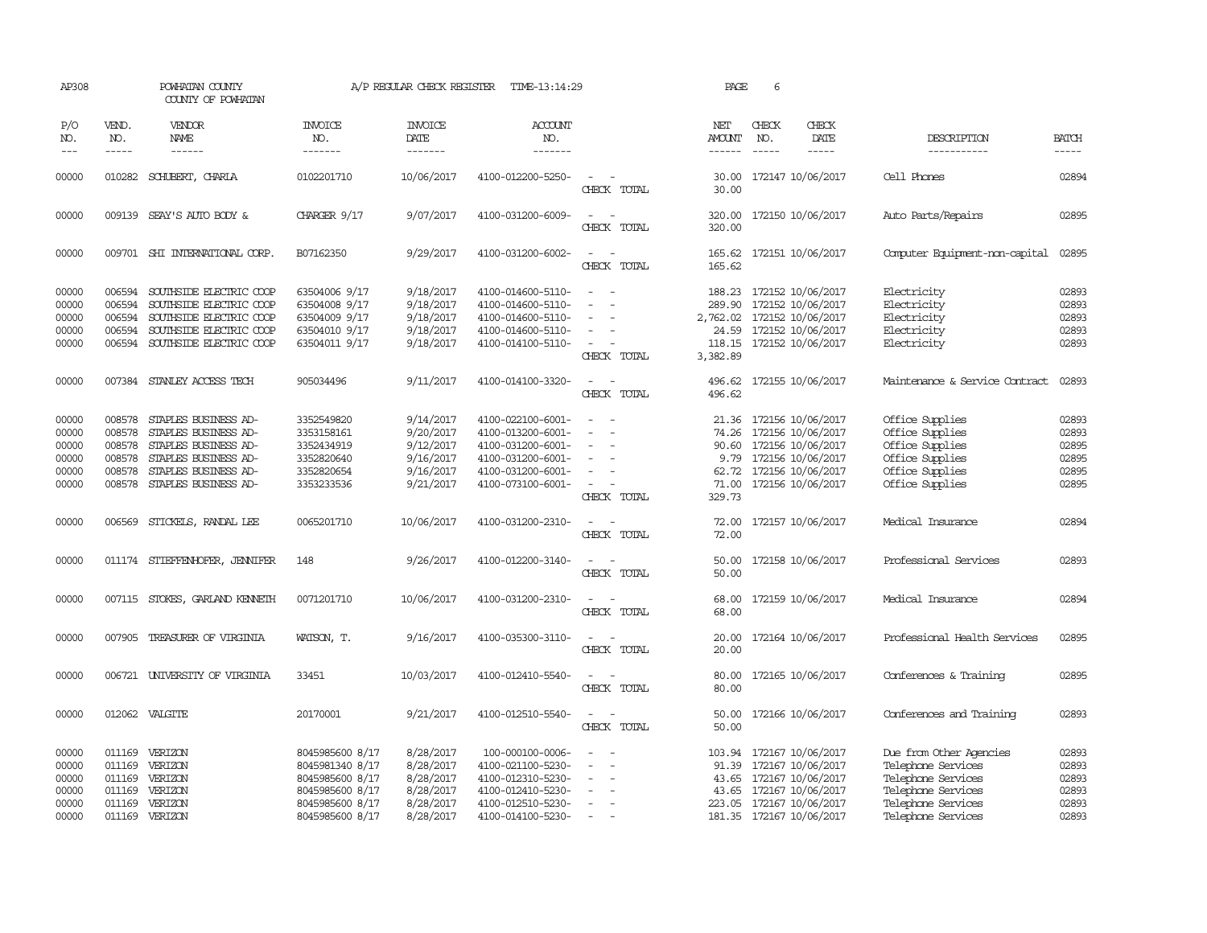AP308 POWHATAN COUNTY COUNTY OF POWHATAN — A/P REGULAR CHECK REGISTER TIME-13:14:29

| P/O NO. | VEND. NO. | VENDOR NAME | INVOICE NO. | INVOICE DATE | ACCOUNT NO. | | NET AMOUNT | CHECK NO. | CHECK DATE | DESCRIPTION | BATCH |
|---|---|---|---|---|---|---|---|---|---|---|---|
| 00000 | 010282 | SCHUBERT, CHARLA | 0102201710 | 10/06/2017 | 4100-012200-5250- | - - | 30.00 | 172147 | 10/06/2017 | Cell Phones | 02894 |
| | | | | | | CHECK TOTAL | 30.00 | | | | |
| 00000 | 009139 | SEAY'S AUTO BODY & | CHARGER 9/17 | 9/07/2017 | 4100-031200-6009- | - - | 320.00 | 172150 | 10/06/2017 | Auto Parts/Repairs | 02895 |
| | | | | | | CHECK TOTAL | 320.00 | | | | |
| 00000 | 009701 | SHI INTERNATIONAL CORP. | B07162350 | 9/29/2017 | 4100-031200-6002- | - - | 165.62 | 172151 | 10/06/2017 | Computer Equipment-non-capital | 02895 |
| | | | | | | CHECK TOTAL | 165.62 | | | | |
| 00000 | 006594 | SOUTHSIDE ELECTRIC COOP | 63504006 9/17 | 9/18/2017 | 4100-014600-5110- | - - | 188.23 | 172152 | 10/06/2017 | Electricity | 02893 |
| 00000 | 006594 | SOUTHSIDE ELECTRIC COOP | 63504008 9/17 | 9/18/2017 | 4100-014600-5110- | - - | 289.90 | 172152 | 10/06/2017 | Electricity | 02893 |
| 00000 | 006594 | SOUTHSIDE ELECTRIC COOP | 63504009 9/17 | 9/18/2017 | 4100-014600-5110- | - - | 2,762.02 | 172152 | 10/06/2017 | Electricity | 02893 |
| 00000 | 006594 | SOUTHSIDE ELECTRIC COOP | 63504010 9/17 | 9/18/2017 | 4100-014600-5110- | - - | 24.59 | 172152 | 10/06/2017 | Electricity | 02893 |
| 00000 | 006594 | SOUTHSIDE ELECTRIC COOP | 63504011 9/17 | 9/18/2017 | 4100-014100-5110- | - - | 118.15 | 172152 | 10/06/2017 | Electricity | 02893 |
| | | | | | | CHECK TOTAL | 3,382.89 | | | | |
| 00000 | 007384 | STANLEY ACCESS TECH | 905034496 | 9/11/2017 | 4100-014100-3320- | - - | 496.62 | 172155 | 10/06/2017 | Maintenance & Service Contract | 02893 |
| | | | | | | CHECK TOTAL | 496.62 | | | | |
| 00000 | 008578 | STAPLES BUSINESS AD- | 3352549820 | 9/14/2017 | 4100-022100-6001- | - - | 21.36 | 172156 | 10/06/2017 | Office Supplies | 02893 |
| 00000 | 008578 | STAPLES BUSINESS AD- | 3353158161 | 9/20/2017 | 4100-013200-6001- | - - | 74.26 | 172156 | 10/06/2017 | Office Supplies | 02893 |
| 00000 | 008578 | STAPLES BUSINESS AD- | 3352434919 | 9/12/2017 | 4100-031200-6001- | - - | 90.60 | 172156 | 10/06/2017 | Office Supplies | 02895 |
| 00000 | 008578 | STAPLES BUSINESS AD- | 3352820640 | 9/16/2017 | 4100-031200-6001- | - - | 9.79 | 172156 | 10/06/2017 | Office Supplies | 02895 |
| 00000 | 008578 | STAPLES BUSINESS AD- | 3352820654 | 9/16/2017 | 4100-031200-6001- | - - | 62.72 | 172156 | 10/06/2017 | Office Supplies | 02895 |
| 00000 | 008578 | STAPLES BUSINESS AD- | 3353233536 | 9/21/2017 | 4100-073100-6001- | - - | 71.00 | 172156 | 10/06/2017 | Office Supplies | 02895 |
| | | | | | | CHECK TOTAL | 329.73 | | | | |
| 00000 | 006569 | STICKELS, RANDAL LEE | 0065201710 | 10/06/2017 | 4100-031200-2310- | - - | 72.00 | 172157 | 10/06/2017 | Medical Insurance | 02894 |
| | | | | | | CHECK TOTAL | 72.00 | | | | |
| 00000 | 011174 | STIEFFENHOFER, JENNIFER | 148 | 9/26/2017 | 4100-012200-3140- | - - | 50.00 | 172158 | 10/06/2017 | Professional Services | 02893 |
| | | | | | | CHECK TOTAL | 50.00 | | | | |
| 00000 | 007115 | STOKES, GARLAND KENNETH | 0071201710 | 10/06/2017 | 4100-031200-2310- | - - | 68.00 | 172159 | 10/06/2017 | Medical Insurance | 02894 |
| | | | | | | CHECK TOTAL | 68.00 | | | | |
| 00000 | 007905 | TREASURER OF VIRGINIA | WATSON, T. | 9/16/2017 | 4100-035300-3110- | - - | 20.00 | 172164 | 10/06/2017 | Professional Health Services | 02895 |
| | | | | | | CHECK TOTAL | 20.00 | | | | |
| 00000 | 006721 | UNIVERSITY OF VIRGINIA | 33451 | 10/03/2017 | 4100-012410-5540- | - - | 80.00 | 172165 | 10/06/2017 | Conferences & Training | 02895 |
| | | | | | | CHECK TOTAL | 80.00 | | | | |
| 00000 | 012062 | VALGITE | 20170001 | 9/21/2017 | 4100-012510-5540- | - - | 50.00 | 172166 | 10/06/2017 | Conferences and Training | 02893 |
| | | | | | | CHECK TOTAL | 50.00 | | | | |
| 00000 | 011169 | VERIZON | 8045985600 8/17 | 8/28/2017 | 100-000100-0006- | - - | 103.94 | 172167 | 10/06/2017 | Due from Other Agencies | 02893 |
| 00000 | 011169 | VERIZON | 8045981340 8/17 | 8/28/2017 | 4100-021100-5230- | - - | 91.39 | 172167 | 10/06/2017 | Telephone Services | 02893 |
| 00000 | 011169 | VERIZON | 8045985600 8/17 | 8/28/2017 | 4100-012310-5230- | - - | 43.65 | 172167 | 10/06/2017 | Telephone Services | 02893 |
| 00000 | 011169 | VERIZON | 8045985600 8/17 | 8/28/2017 | 4100-012410-5230- | - - | 43.65 | 172167 | 10/06/2017 | Telephone Services | 02893 |
| 00000 | 011169 | VERIZON | 8045985600 8/17 | 8/28/2017 | 4100-012510-5230- | - - | 223.05 | 172167 | 10/06/2017 | Telephone Services | 02893 |
| 00000 | 011169 | VERIZON | 8045985600 8/17 | 8/28/2017 | 4100-014100-5230- | - - | 181.35 | 172167 | 10/06/2017 | Telephone Services | 02893 |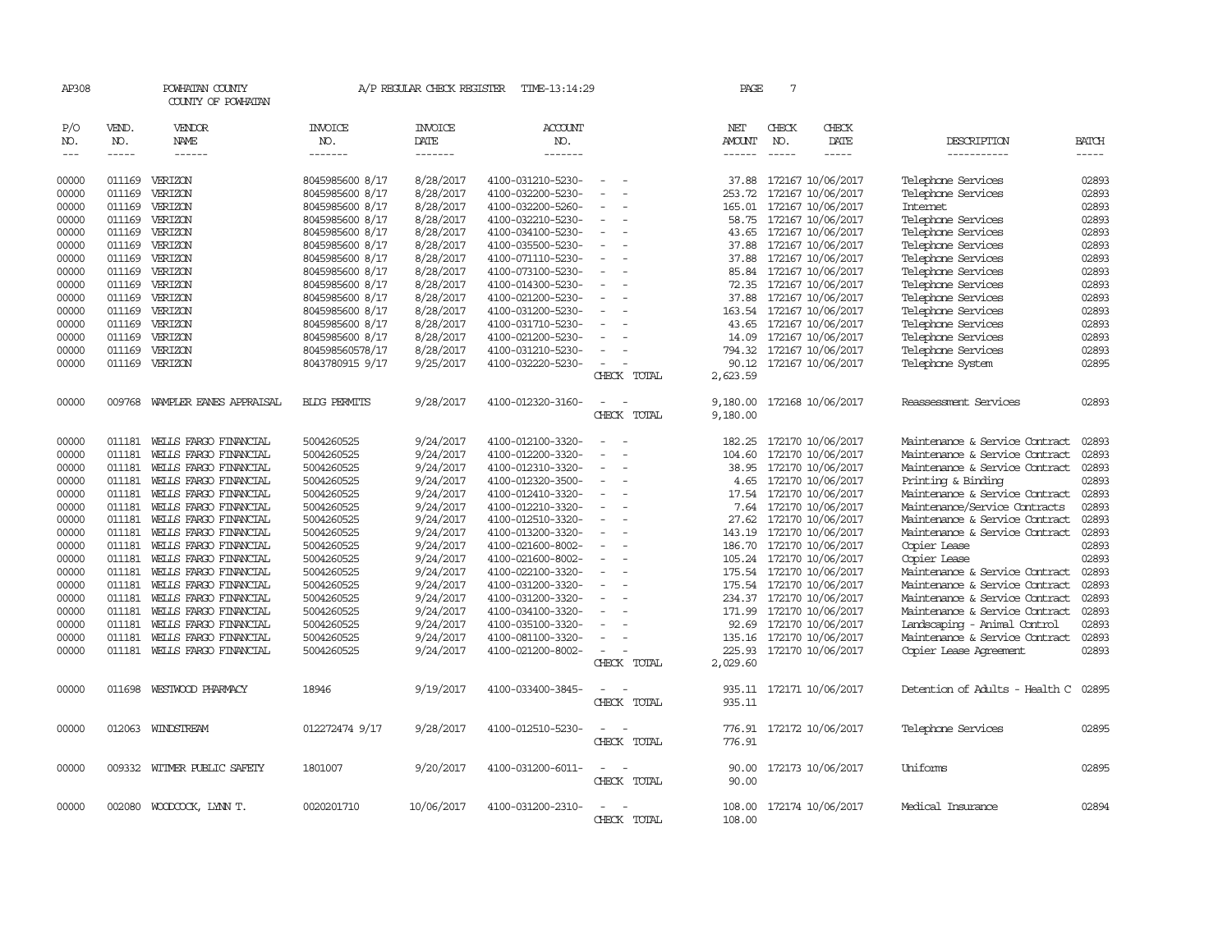AP308 POWHATAN COUNTY A/P REGULAR CHECK REGISTER TIME-13:14:29 PAGE 7

COUNTY OF POWHATAN

| P/O NO. | VEND. NO. | VENDOR NAME | INVOICE NO. | INVOICE DATE | ACCOUNT NO. | | NET AMOUNT | CHECK NO. | CHECK DATE | DESCRIPTION | BATCH |
|---|---|---|---|---|---|---|---|---|---|---|---|
| 00000 | 011169 | VERIZON | 8045985600 8/17 | 8/28/2017 | 4100-031210-5230- | - - | 37.88 | 172167 | 10/06/2017 | Telephone Services | 02893 |
| 00000 | 011169 | VERIZON | 8045985600 8/17 | 8/28/2017 | 4100-032200-5230- | - - | 253.72 | 172167 | 10/06/2017 | Telephone Services | 02893 |
| 00000 | 011169 | VERIZON | 8045985600 8/17 | 8/28/2017 | 4100-032200-5260- | - - | 165.01 | 172167 | 10/06/2017 | Internet | 02893 |
| 00000 | 011169 | VERIZON | 8045985600 8/17 | 8/28/2017 | 4100-032210-5230- | - - | 58.75 | 172167 | 10/06/2017 | Telephone Services | 02893 |
| 00000 | 011169 | VERIZON | 8045985600 8/17 | 8/28/2017 | 4100-034100-5230- | - - | 43.65 | 172167 | 10/06/2017 | Telephone Services | 02893 |
| 00000 | 011169 | VERIZON | 8045985600 8/17 | 8/28/2017 | 4100-035500-5230- | - - | 37.88 | 172167 | 10/06/2017 | Telephone Services | 02893 |
| 00000 | 011169 | VERIZON | 8045985600 8/17 | 8/28/2017 | 4100-071110-5230- | - - | 37.88 | 172167 | 10/06/2017 | Telephone Services | 02893 |
| 00000 | 011169 | VERIZON | 8045985600 8/17 | 8/28/2017 | 4100-073100-5230- | - - | 85.84 | 172167 | 10/06/2017 | Telephone Services | 02893 |
| 00000 | 011169 | VERIZON | 8045985600 8/17 | 8/28/2017 | 4100-014300-5230- | - - | 72.35 | 172167 | 10/06/2017 | Telephone Services | 02893 |
| 00000 | 011169 | VERIZON | 8045985600 8/17 | 8/28/2017 | 4100-021200-5230- | - - | 37.88 | 172167 | 10/06/2017 | Telephone Services | 02893 |
| 00000 | 011169 | VERIZON | 8045985600 8/17 | 8/28/2017 | 4100-031200-5230- | - - | 163.54 | 172167 | 10/06/2017 | Telephone Services | 02893 |
| 00000 | 011169 | VERIZON | 8045985600 8/17 | 8/28/2017 | 4100-031710-5230- | - - | 43.65 | 172167 | 10/06/2017 | Telephone Services | 02893 |
| 00000 | 011169 | VERIZON | 8045985600 8/17 | 8/28/2017 | 4100-021200-5230- | - - | 14.09 | 172167 | 10/06/2017 | Telephone Services | 02893 |
| 00000 | 011169 | VERIZON | 804598560578/17 | 8/28/2017 | 4100-031210-5230- | - - | 794.32 | 172167 | 10/06/2017 | Telephone Services | 02893 |
| 00000 | 011169 | VERIZON | 8043780915 9/17 | 9/25/2017 | 4100-032220-5230- | - - | 90.12 | 172167 | 10/06/2017 | Telephone System | 02895 |
| | | | | | | CHECK TOTAL | 2,623.59 | | | | |
| 00000 | 009768 | WAMPLER EANES APPRAISAL | BLDG PERMITS | 9/28/2017 | 4100-012320-3160- | - - | 9,180.00 | 172168 | 10/06/2017 | Reassessment Services | 02893 |
| | | | | | | CHECK TOTAL | 9,180.00 | | | | |
| 00000 | 011181 | WELLS FARGO FINANCIAL | 5004260525 | 9/24/2017 | 4100-012100-3320- | - - | 182.25 | 172170 | 10/06/2017 | Maintenance & Service Contract | 02893 |
| 00000 | 011181 | WELLS FARGO FINANCIAL | 5004260525 | 9/24/2017 | 4100-012200-3320- | - - | 104.60 | 172170 | 10/06/2017 | Maintenance & Service Contract | 02893 |
| 00000 | 011181 | WELLS FARGO FINANCIAL | 5004260525 | 9/24/2017 | 4100-012310-3320- | - - | 38.95 | 172170 | 10/06/2017 | Maintenance & Service Contract | 02893 |
| 00000 | 011181 | WELLS FARGO FINANCIAL | 5004260525 | 9/24/2017 | 4100-012320-3500- | - - | 4.65 | 172170 | 10/06/2017 | Printing & Binding | 02893 |
| 00000 | 011181 | WELLS FARGO FINANCIAL | 5004260525 | 9/24/2017 | 4100-012410-3320- | - - | 17.54 | 172170 | 10/06/2017 | Maintenance & Service Contract | 02893 |
| 00000 | 011181 | WELLS FARGO FINANCIAL | 5004260525 | 9/24/2017 | 4100-012210-3320- | - - | 7.64 | 172170 | 10/06/2017 | Maintenance/Service Contracts | 02893 |
| 00000 | 011181 | WELLS FARGO FINANCIAL | 5004260525 | 9/24/2017 | 4100-012510-3320- | - - | 27.62 | 172170 | 10/06/2017 | Maintenance & Service Contract | 02893 |
| 00000 | 011181 | WELLS FARGO FINANCIAL | 5004260525 | 9/24/2017 | 4100-013200-3320- | - - | 143.19 | 172170 | 10/06/2017 | Maintenance & Service Contract | 02893 |
| 00000 | 011181 | WELLS FARGO FINANCIAL | 5004260525 | 9/24/2017 | 4100-021600-8002- | - - | 186.70 | 172170 | 10/06/2017 | Copier Lease | 02893 |
| 00000 | 011181 | WELLS FARGO FINANCIAL | 5004260525 | 9/24/2017 | 4100-021600-8002- | - - | 105.24 | 172170 | 10/06/2017 | Copier Lease | 02893 |
| 00000 | 011181 | WELLS FARGO FINANCIAL | 5004260525 | 9/24/2017 | 4100-022100-3320- | - - | 175.54 | 172170 | 10/06/2017 | Maintenance & Service Contract | 02893 |
| 00000 | 011181 | WELLS FARGO FINANCIAL | 5004260525 | 9/24/2017 | 4100-031200-3320- | - - | 175.54 | 172170 | 10/06/2017 | Maintenance & Service Contract | 02893 |
| 00000 | 011181 | WELLS FARGO FINANCIAL | 5004260525 | 9/24/2017 | 4100-031200-3320- | - - | 234.37 | 172170 | 10/06/2017 | Maintenance & Service Contract | 02893 |
| 00000 | 011181 | WELLS FARGO FINANCIAL | 5004260525 | 9/24/2017 | 4100-034100-3320- | - - | 171.99 | 172170 | 10/06/2017 | Maintenance & Service Contract | 02893 |
| 00000 | 011181 | WELLS FARGO FINANCIAL | 5004260525 | 9/24/2017 | 4100-035100-3320- | - - | 92.69 | 172170 | 10/06/2017 | Landscaping - Animal Control | 02893 |
| 00000 | 011181 | WELLS FARGO FINANCIAL | 5004260525 | 9/24/2017 | 4100-081100-3320- | - - | 135.16 | 172170 | 10/06/2017 | Maintenance & Service Contract | 02893 |
| 00000 | 011181 | WELLS FARGO FINANCIAL | 5004260525 | 9/24/2017 | 4100-021200-8002- | - - | 225.93 | 172170 | 10/06/2017 | Copier Lease Agreement | 02893 |
| | | | | | | CHECK TOTAL | 2,029.60 | | | | |
| 00000 | 011698 | WESTWOOD PHARMACY | 18946 | 9/19/2017 | 4100-033400-3845- | - - | 935.11 | 172171 | 10/06/2017 | Detention of Adults - Health C | 02895 |
| | | | | | | CHECK TOTAL | 935.11 | | | | |
| 00000 | 012063 | WINDSTREAM | 012272474 9/17 | 9/28/2017 | 4100-012510-5230- | - - | 776.91 | 172172 | 10/06/2017 | Telephone Services | 02895 |
| | | | | | | CHECK TOTAL | 776.91 | | | | |
| 00000 | 009332 | WITMER PUBLIC SAFETY | 1801007 | 9/20/2017 | 4100-031200-6011- | - - | 90.00 | 172173 | 10/06/2017 | Uniforms | 02895 |
| | | | | | | CHECK TOTAL | 90.00 | | | | |
| 00000 | 002080 | WOODCOCK, LYNN T. | 0020201710 | 10/06/2017 | 4100-031200-2310- | - - | 108.00 | 172174 | 10/06/2017 | Medical Insurance | 02894 |
| | | | | | | CHECK TOTAL | 108.00 | | | | |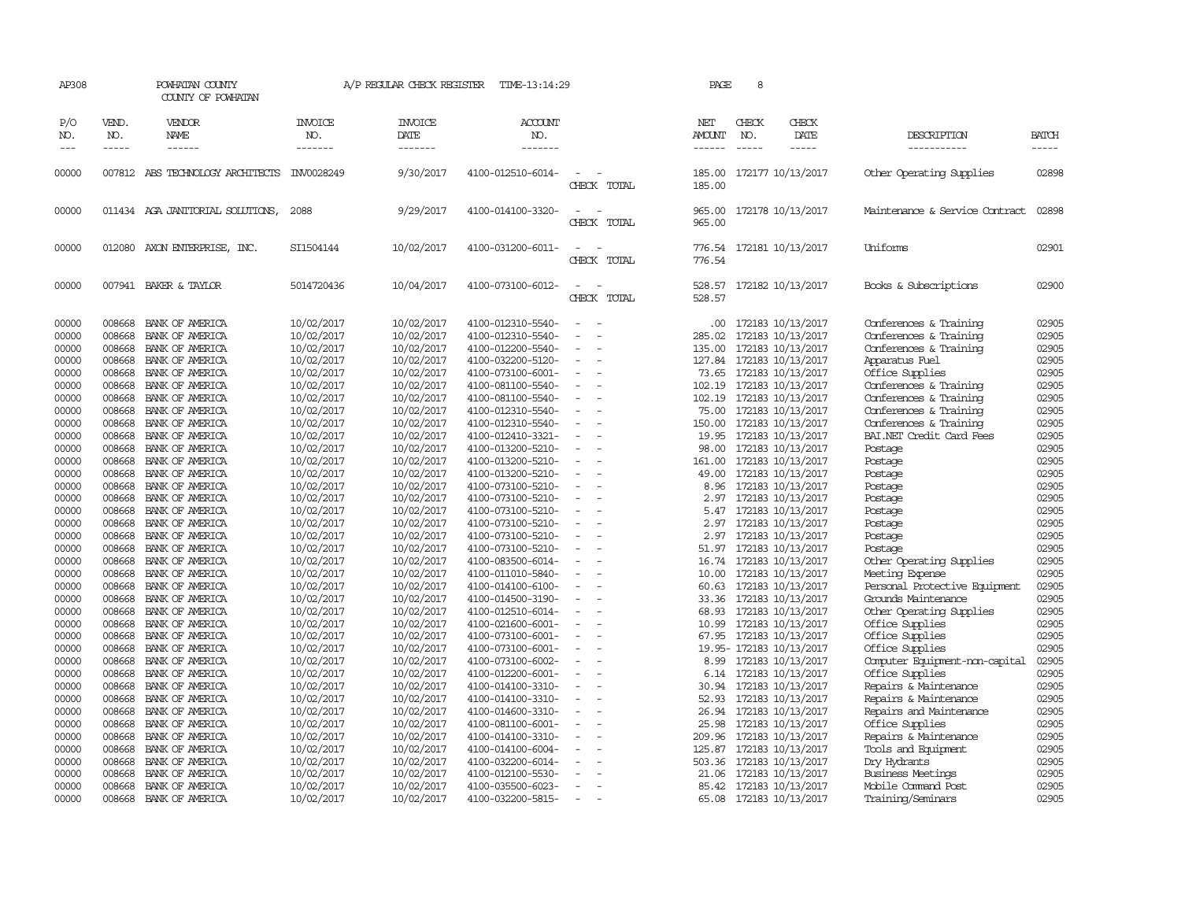AP308 POWHATAN COUNTY A/P REGULAR CHECK REGISTER TIME-13:14:29 PAGE 8

COUNTY OF POWHATAN

| P/O NO. | VEND. NO. | VENDOR NAME | INVOICE NO. | INVOICE DATE | ACCOUNT NO. | | NET AMOUNT | CHECK NO. | CHECK DATE | DESCRIPTION | BATCH |
|---|---|---|---|---|---|---|---|---|---|---|---|
| 00000 | 007812 | ABS TECHNOLOGY ARCHITECTS | INV0028249 | 9/30/2017 | 4100-012510-6014- | - - | 185.00 | 172177 | 10/13/2017 | Other Operating Supplies | 02898 |
| | | | | | | CHECK TOTAL | 185.00 | | | | |
| 00000 | 011434 | AGA JANITORIAL SOLUTIONS, | 2088 | 9/29/2017 | 4100-014100-3320- | - - | 965.00 | 172178 | 10/13/2017 | Maintenance & Service Contract | 02898 |
| | | | | | | CHECK TOTAL | 965.00 | | | | |
| 00000 | 012080 | AXON ENTERPRISE, INC. | SI1504144 | 10/02/2017 | 4100-031200-6011- | - - | 776.54 | 172181 | 10/13/2017 | Uniforms | 02901 |
| | | | | | | CHECK TOTAL | 776.54 | | | | |
| 00000 | 007941 | BAKER & TAYLOR | 5014720436 | 10/04/2017 | 4100-073100-6012- | - - | 528.57 | 172182 | 10/13/2017 | Books & Subscriptions | 02900 |
| | | | | | | CHECK TOTAL | 528.57 | | | | |
| 00000 | 008668 | BANK OF AMERICA | 10/02/2017 | 10/02/2017 | 4100-012310-5540- | - - | .00 | 172183 | 10/13/2017 | Conferences & Training | 02905 |
| 00000 | 008668 | BANK OF AMERICA | 10/02/2017 | 10/02/2017 | 4100-012310-5540- | - - | 285.02 | 172183 | 10/13/2017 | Conferences & Training | 02905 |
| 00000 | 008668 | BANK OF AMERICA | 10/02/2017 | 10/02/2017 | 4100-012200-5540- | - - | 135.00 | 172183 | 10/13/2017 | Conferences & Training | 02905 |
| 00000 | 008668 | BANK OF AMERICA | 10/02/2017 | 10/02/2017 | 4100-032200-5120- | - - | 127.84 | 172183 | 10/13/2017 | Apparatus Fuel | 02905 |
| 00000 | 008668 | BANK OF AMERICA | 10/02/2017 | 10/02/2017 | 4100-073100-6001- | - - | 73.65 | 172183 | 10/13/2017 | Office Supplies | 02905 |
| 00000 | 008668 | BANK OF AMERICA | 10/02/2017 | 10/02/2017 | 4100-081100-5540- | - - | 102.19 | 172183 | 10/13/2017 | Conferences & Training | 02905 |
| 00000 | 008668 | BANK OF AMERICA | 10/02/2017 | 10/02/2017 | 4100-081100-5540- | - - | 102.19 | 172183 | 10/13/2017 | Conferences & Training | 02905 |
| 00000 | 008668 | BANK OF AMERICA | 10/02/2017 | 10/02/2017 | 4100-012310-5540- | - - | 75.00 | 172183 | 10/13/2017 | Conferences & Training | 02905 |
| 00000 | 008668 | BANK OF AMERICA | 10/02/2017 | 10/02/2017 | 4100-012310-5540- | - - | 150.00 | 172183 | 10/13/2017 | Conferences & Training | 02905 |
| 00000 | 008668 | BANK OF AMERICA | 10/02/2017 | 10/02/2017 | 4100-012410-3321- | - - | 19.95 | 172183 | 10/13/2017 | BAI.NET Credit Card Fees | 02905 |
| 00000 | 008668 | BANK OF AMERICA | 10/02/2017 | 10/02/2017 | 4100-013200-5210- | - - | 98.00 | 172183 | 10/13/2017 | Postage | 02905 |
| 00000 | 008668 | BANK OF AMERICA | 10/02/2017 | 10/02/2017 | 4100-013200-5210- | - - | 161.00 | 172183 | 10/13/2017 | Postage | 02905 |
| 00000 | 008668 | BANK OF AMERICA | 10/02/2017 | 10/02/2017 | 4100-013200-5210- | - - | 49.00 | 172183 | 10/13/2017 | Postage | 02905 |
| 00000 | 008668 | BANK OF AMERICA | 10/02/2017 | 10/02/2017 | 4100-073100-5210- | - - | 8.96 | 172183 | 10/13/2017 | Postage | 02905 |
| 00000 | 008668 | BANK OF AMERICA | 10/02/2017 | 10/02/2017 | 4100-073100-5210- | - - | 2.97 | 172183 | 10/13/2017 | Postage | 02905 |
| 00000 | 008668 | BANK OF AMERICA | 10/02/2017 | 10/02/2017 | 4100-073100-5210- | - - | 5.47 | 172183 | 10/13/2017 | Postage | 02905 |
| 00000 | 008668 | BANK OF AMERICA | 10/02/2017 | 10/02/2017 | 4100-073100-5210- | - - | 2.97 | 172183 | 10/13/2017 | Postage | 02905 |
| 00000 | 008668 | BANK OF AMERICA | 10/02/2017 | 10/02/2017 | 4100-073100-5210- | - - | 2.97 | 172183 | 10/13/2017 | Postage | 02905 |
| 00000 | 008668 | BANK OF AMERICA | 10/02/2017 | 10/02/2017 | 4100-073100-5210- | - - | 51.97 | 172183 | 10/13/2017 | Postage | 02905 |
| 00000 | 008668 | BANK OF AMERICA | 10/02/2017 | 10/02/2017 | 4100-083500-6014- | - - | 16.74 | 172183 | 10/13/2017 | Other Operating Supplies | 02905 |
| 00000 | 008668 | BANK OF AMERICA | 10/02/2017 | 10/02/2017 | 4100-011010-5840- | - - | 10.00 | 172183 | 10/13/2017 | Meeting Expense | 02905 |
| 00000 | 008668 | BANK OF AMERICA | 10/02/2017 | 10/02/2017 | 4100-014100-6100- | - - | 60.63 | 172183 | 10/13/2017 | Personal Protective Equipment | 02905 |
| 00000 | 008668 | BANK OF AMERICA | 10/02/2017 | 10/02/2017 | 4100-014500-3190- | - - | 33.36 | 172183 | 10/13/2017 | Grounds Maintenance | 02905 |
| 00000 | 008668 | BANK OF AMERICA | 10/02/2017 | 10/02/2017 | 4100-012510-6014- | - - | 68.93 | 172183 | 10/13/2017 | Other Operating Supplies | 02905 |
| 00000 | 008668 | BANK OF AMERICA | 10/02/2017 | 10/02/2017 | 4100-021600-6001- | - - | 10.99 | 172183 | 10/13/2017 | Office Supplies | 02905 |
| 00000 | 008668 | BANK OF AMERICA | 10/02/2017 | 10/02/2017 | 4100-073100-6001- | - - | 67.95 | 172183 | 10/13/2017 | Office Supplies | 02905 |
| 00000 | 008668 | BANK OF AMERICA | 10/02/2017 | 10/02/2017 | 4100-073100-6001- | - - | 19.95- | 172183 | 10/13/2017 | Office Supplies | 02905 |
| 00000 | 008668 | BANK OF AMERICA | 10/02/2017 | 10/02/2017 | 4100-073100-6002- | - - | 8.99 | 172183 | 10/13/2017 | Computer Equipment-non-capital | 02905 |
| 00000 | 008668 | BANK OF AMERICA | 10/02/2017 | 10/02/2017 | 4100-012200-6001- | - - | 6.14 | 172183 | 10/13/2017 | Office Supplies | 02905 |
| 00000 | 008668 | BANK OF AMERICA | 10/02/2017 | 10/02/2017 | 4100-014100-3310- | - - | 30.94 | 172183 | 10/13/2017 | Repairs & Maintenance | 02905 |
| 00000 | 008668 | BANK OF AMERICA | 10/02/2017 | 10/02/2017 | 4100-014100-3310- | - - | 52.93 | 172183 | 10/13/2017 | Repairs & Maintenance | 02905 |
| 00000 | 008668 | BANK OF AMERICA | 10/02/2017 | 10/02/2017 | 4100-014600-3310- | - - | 26.94 | 172183 | 10/13/2017 | Repairs and Maintenance | 02905 |
| 00000 | 008668 | BANK OF AMERICA | 10/02/2017 | 10/02/2017 | 4100-081100-6001- | - - | 25.98 | 172183 | 10/13/2017 | Office Supplies | 02905 |
| 00000 | 008668 | BANK OF AMERICA | 10/02/2017 | 10/02/2017 | 4100-014100-3310- | - - | 209.96 | 172183 | 10/13/2017 | Repairs & Maintenance | 02905 |
| 00000 | 008668 | BANK OF AMERICA | 10/02/2017 | 10/02/2017 | 4100-014100-6004- | - - | 125.87 | 172183 | 10/13/2017 | Tools and Equipment | 02905 |
| 00000 | 008668 | BANK OF AMERICA | 10/02/2017 | 10/02/2017 | 4100-032200-6014- | - - | 503.36 | 172183 | 10/13/2017 | Dry Hydrants | 02905 |
| 00000 | 008668 | BANK OF AMERICA | 10/02/2017 | 10/02/2017 | 4100-012100-5530- | - - | 21.06 | 172183 | 10/13/2017 | Business Meetings | 02905 |
| 00000 | 008668 | BANK OF AMERICA | 10/02/2017 | 10/02/2017 | 4100-035500-6023- | - - | 85.42 | 172183 | 10/13/2017 | Mobile Command Post | 02905 |
| 00000 | 008668 | BANK OF AMERICA | 10/02/2017 | 10/02/2017 | 4100-032200-5815- | - - | 65.08 | 172183 | 10/13/2017 | Training/Seminars | 02905 |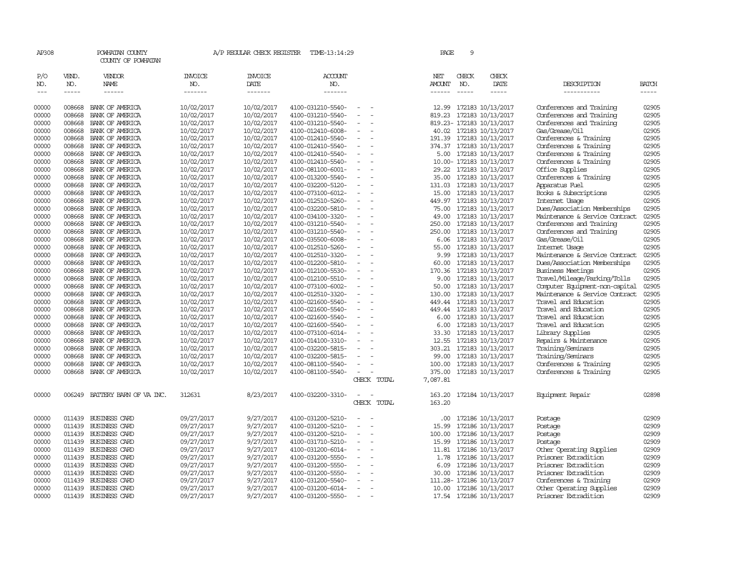AP308 POWHATAN COUNTY A/P REGULAR CHECK REGISTER TIME-13:14:29

COUNTY OF POWHATAN

| P/O NO. | VEND. NO. | VENDOR NAME | INVOICE NO. | INVOICE DATE | ACCOUNT NO. | | NET AMOUNT | CHECK NO. | CHECK DATE | DESCRIPTION | BATCH |
|---|---|---|---|---|---|---|---|---|---|---|---|
| 00000 | 008668 | BANK OF AMERICA | 10/02/2017 | 10/02/2017 | 4100-031210-5540- | - - | 12.99 | 172183 | 10/13/2017 | Conferences and Training | 02905 |
| 00000 | 008668 | BANK OF AMERICA | 10/02/2017 | 10/02/2017 | 4100-031210-5540- | - - | 819.23 | 172183 | 10/13/2017 | Conferences and Training | 02905 |
| 00000 | 008668 | BANK OF AMERICA | 10/02/2017 | 10/02/2017 | 4100-031210-5540- | - - | 819.23- | 172183 | 10/13/2017 | Conferences and Training | 02905 |
| 00000 | 008668 | BANK OF AMERICA | 10/02/2017 | 10/02/2017 | 4100-012410-6008- | - - | 40.02 | 172183 | 10/13/2017 | Gas/Grease/Oil | 02905 |
| 00000 | 008668 | BANK OF AMERICA | 10/02/2017 | 10/02/2017 | 4100-012410-5540- | - - | 191.39 | 172183 | 10/13/2017 | Conferences & Training | 02905 |
| 00000 | 008668 | BANK OF AMERICA | 10/02/2017 | 10/02/2017 | 4100-012410-5540- | - - | 374.37 | 172183 | 10/13/2017 | Conferences & Training | 02905 |
| 00000 | 008668 | BANK OF AMERICA | 10/02/2017 | 10/02/2017 | 4100-012410-5540- | - - | 5.00 | 172183 | 10/13/2017 | Conferences & Training | 02905 |
| 00000 | 008668 | BANK OF AMERICA | 10/02/2017 | 10/02/2017 | 4100-012410-5540- | - - | 10.00- | 172183 | 10/13/2017 | Conferences & Training | 02905 |
| 00000 | 008668 | BANK OF AMERICA | 10/02/2017 | 10/02/2017 | 4100-081100-6001- | - - | 29.22 | 172183 | 10/13/2017 | Office Supplies | 02905 |
| 00000 | 008668 | BANK OF AMERICA | 10/02/2017 | 10/02/2017 | 4100-013200-5540- | - - | 35.00 | 172183 | 10/13/2017 | Conferences & Training | 02905 |
| 00000 | 008668 | BANK OF AMERICA | 10/02/2017 | 10/02/2017 | 4100-032200-5120- | - - | 131.03 | 172183 | 10/13/2017 | Apparatus Fuel | 02905 |
| 00000 | 008668 | BANK OF AMERICA | 10/02/2017 | 10/02/2017 | 4100-073100-6012- | - - | 15.00 | 172183 | 10/13/2017 | Books & Subscriptions | 02905 |
| 00000 | 008668 | BANK OF AMERICA | 10/02/2017 | 10/02/2017 | 4100-012510-5260- | - - | 449.97 | 172183 | 10/13/2017 | Internet Usage | 02905 |
| 00000 | 008668 | BANK OF AMERICA | 10/02/2017 | 10/02/2017 | 4100-032200-5810- | - - | 75.00 | 172183 | 10/13/2017 | Dues/Association Memberships | 02905 |
| 00000 | 008668 | BANK OF AMERICA | 10/02/2017 | 10/02/2017 | 4100-034100-3320- | - - | 49.00 | 172183 | 10/13/2017 | Maintenance & Service Contract | 02905 |
| 00000 | 008668 | BANK OF AMERICA | 10/02/2017 | 10/02/2017 | 4100-031210-5540- | - - | 250.00 | 172183 | 10/13/2017 | Conferences and Training | 02905 |
| 00000 | 008668 | BANK OF AMERICA | 10/02/2017 | 10/02/2017 | 4100-031210-5540- | - - | 250.00 | 172183 | 10/13/2017 | Conferences and Training | 02905 |
| 00000 | 008668 | BANK OF AMERICA | 10/02/2017 | 10/02/2017 | 4100-035500-6008- | - - | 6.06 | 172183 | 10/13/2017 | Gas/Grease/Oil | 02905 |
| 00000 | 008668 | BANK OF AMERICA | 10/02/2017 | 10/02/2017 | 4100-012510-5260- | - - | 55.00 | 172183 | 10/13/2017 | Internet Usage | 02905 |
| 00000 | 008668 | BANK OF AMERICA | 10/02/2017 | 10/02/2017 | 4100-012510-3320- | - - | 9.99 | 172183 | 10/13/2017 | Maintenance & Service Contract | 02905 |
| 00000 | 008668 | BANK OF AMERICA | 10/02/2017 | 10/02/2017 | 4100-012200-5810- | - - | 60.00 | 172183 | 10/13/2017 | Dues/Association Memberships | 02905 |
| 00000 | 008668 | BANK OF AMERICA | 10/02/2017 | 10/02/2017 | 4100-012100-5530- | - - | 170.36 | 172183 | 10/13/2017 | Business Meetings | 02905 |
| 00000 | 008668 | BANK OF AMERICA | 10/02/2017 | 10/02/2017 | 4100-012100-5510- | - - | 9.00 | 172183 | 10/13/2017 | Travel/Mileage/Parking/Tolls | 02905 |
| 00000 | 008668 | BANK OF AMERICA | 10/02/2017 | 10/02/2017 | 4100-073100-6002- | - - | 50.00 | 172183 | 10/13/2017 | Computer Equipment-non-capital | 02905 |
| 00000 | 008668 | BANK OF AMERICA | 10/02/2017 | 10/02/2017 | 4100-012510-3320- | - - | 130.00 | 172183 | 10/13/2017 | Maintenance & Service Contract | 02905 |
| 00000 | 008668 | BANK OF AMERICA | 10/02/2017 | 10/02/2017 | 4100-021600-5540- | - - | 449.44 | 172183 | 10/13/2017 | Travel and Education | 02905 |
| 00000 | 008668 | BANK OF AMERICA | 10/02/2017 | 10/02/2017 | 4100-021600-5540- | - - | 449.44 | 172183 | 10/13/2017 | Travel and Education | 02905 |
| 00000 | 008668 | BANK OF AMERICA | 10/02/2017 | 10/02/2017 | 4100-021600-5540- | - - | 6.00 | 172183 | 10/13/2017 | Travel and Education | 02905 |
| 00000 | 008668 | BANK OF AMERICA | 10/02/2017 | 10/02/2017 | 4100-021600-5540- | - - | 6.00 | 172183 | 10/13/2017 | Travel and Education | 02905 |
| 00000 | 008668 | BANK OF AMERICA | 10/02/2017 | 10/02/2017 | 4100-073100-6014- | - - | 33.30 | 172183 | 10/13/2017 | Library Supplies | 02905 |
| 00000 | 008668 | BANK OF AMERICA | 10/02/2017 | 10/02/2017 | 4100-014100-3310- | - - | 12.55 | 172183 | 10/13/2017 | Repairs & Maintenance | 02905 |
| 00000 | 008668 | BANK OF AMERICA | 10/02/2017 | 10/02/2017 | 4100-032200-5815- | - - | 303.21 | 172183 | 10/13/2017 | Training/Seminars | 02905 |
| 00000 | 008668 | BANK OF AMERICA | 10/02/2017 | 10/02/2017 | 4100-032200-5815- | - - | 99.00 | 172183 | 10/13/2017 | Training/Seminars | 02905 |
| 00000 | 008668 | BANK OF AMERICA | 10/02/2017 | 10/02/2017 | 4100-081100-5540- | - - | 100.00 | 172183 | 10/13/2017 | Conferences & Training | 02905 |
| 00000 | 008668 | BANK OF AMERICA | 10/02/2017 | 10/02/2017 | 4100-081100-5540- | - - | 375.00 | 172183 | 10/13/2017 | Conferences & Training | 02905 |
| | | | | | | CHECK TOTAL | 7,087.81 | | | | |
| 00000 | 006249 | BATTERY BARN OF VA INC. | 312631 | 8/23/2017 | 4100-032200-3310- | - - | 163.20 | 172184 | 10/13/2017 | Equipment Repair | 02898 |
| | | | | | | CHECK TOTAL | 163.20 | | | | |
| 00000 | 011439 | BUSINESS CARD | 09/27/2017 | 9/27/2017 | 4100-031200-5210- | - - | .00 | 172186 | 10/13/2017 | Postage | 02909 |
| 00000 | 011439 | BUSINESS CARD | 09/27/2017 | 9/27/2017 | 4100-031200-5210- | - - | 15.99 | 172186 | 10/13/2017 | Postage | 02909 |
| 00000 | 011439 | BUSINESS CARD | 09/27/2017 | 9/27/2017 | 4100-031200-5210- | - - | 100.00 | 172186 | 10/13/2017 | Postage | 02909 |
| 00000 | 011439 | BUSINESS CARD | 09/27/2017 | 9/27/2017 | 4100-031710-5210- | - - | 15.99 | 172186 | 10/13/2017 | Postage | 02909 |
| 00000 | 011439 | BUSINESS CARD | 09/27/2017 | 9/27/2017 | 4100-031200-6014- | - - | 11.81 | 172186 | 10/13/2017 | Other Operating Supplies | 02909 |
| 00000 | 011439 | BUSINESS CARD | 09/27/2017 | 9/27/2017 | 4100-031200-5550- | - - | 1.78 | 172186 | 10/13/2017 | Prisoner Extradition | 02909 |
| 00000 | 011439 | BUSINESS CARD | 09/27/2017 | 9/27/2017 | 4100-031200-5550- | - - | 6.09 | 172186 | 10/13/2017 | Prisoner Extradition | 02909 |
| 00000 | 011439 | BUSINESS CARD | 09/27/2017 | 9/27/2017 | 4100-031200-5550- | - - | 30.00 | 172186 | 10/13/2017 | Prisoner Extradition | 02909 |
| 00000 | 011439 | BUSINESS CARD | 09/27/2017 | 9/27/2017 | 4100-031200-5540- | - - | 111.28- | 172186 | 10/13/2017 | Conferences & Training | 02909 |
| 00000 | 011439 | BUSINESS CARD | 09/27/2017 | 9/27/2017 | 4100-031200-6014- | - - | 10.00 | 172186 | 10/13/2017 | Other Operating Supplies | 02909 |
| 00000 | 011439 | BUSINESS CARD | 09/27/2017 | 9/27/2017 | 4100-031200-5550- | - - | 17.54 | 172186 | 10/13/2017 | Prisoner Extradition | 02909 |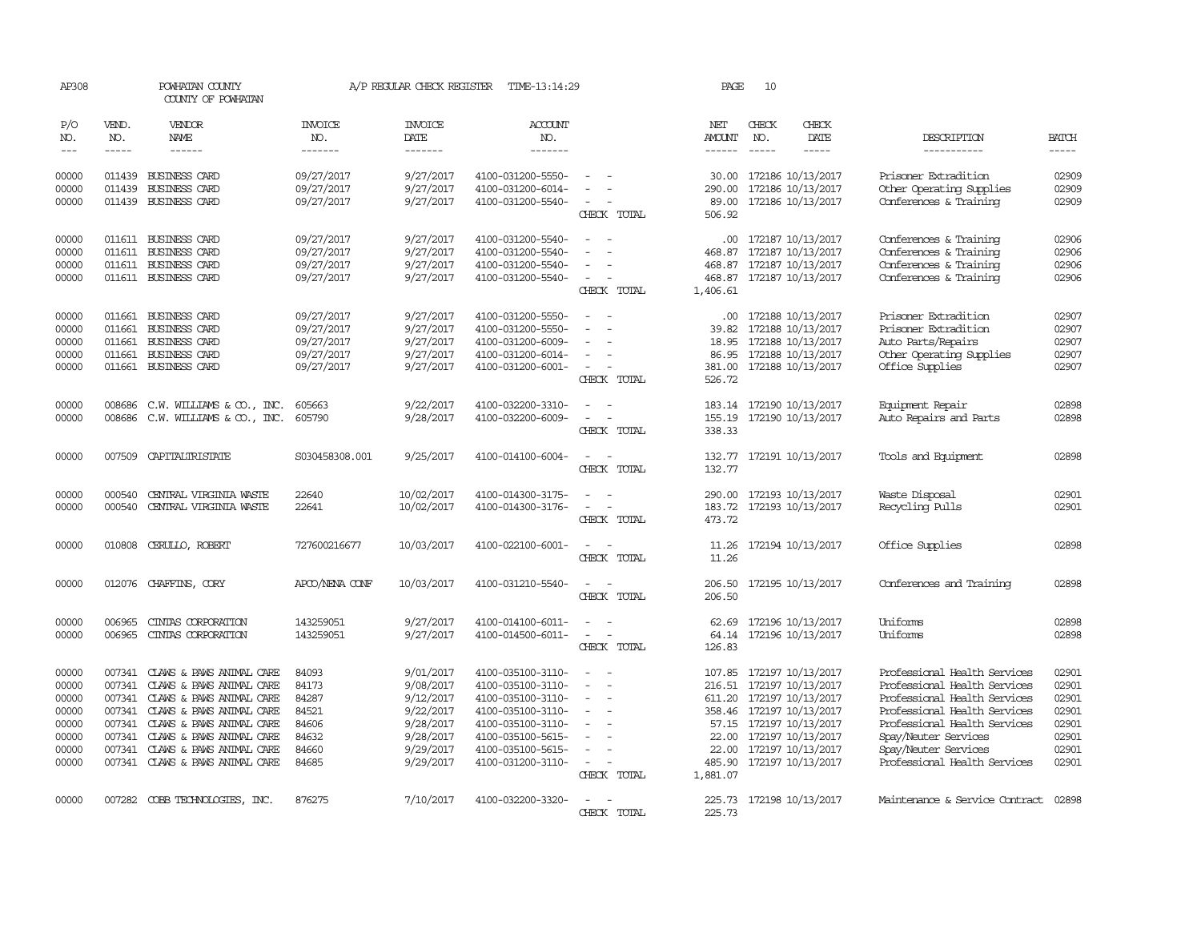AP308 POWHATAN COUNTY A/P REGULAR CHECK REGISTER TIME-13:14:29 PAGE 10

COUNTY OF POWHATAN

| P/O NO. | VEND. NO. | VENDOR NAME | INVOICE NO. | INVOICE DATE | ACCOUNT NO. | | NET AMOUNT | CHECK NO. | CHECK DATE | DESCRIPTION | BATCH |
|---|---|---|---|---|---|---|---|---|---|---|---|
| 00000 | 011439 | BUSINESS CARD | 09/27/2017 | 9/27/2017 | 4100-031200-5550- | - - | 30.00 | 172186 | 10/13/2017 | Prisoner Extradition | 02909 |
| 00000 | 011439 | BUSINESS CARD | 09/27/2017 | 9/27/2017 | 4100-031200-6014- | - - | 290.00 | 172186 | 10/13/2017 | Other Operating Supplies | 02909 |
| 00000 | 011439 | BUSINESS CARD | 09/27/2017 | 9/27/2017 | 4100-031200-5540- | - - | 89.00 | 172186 | 10/13/2017 | Conferences & Training | 02909 |
| | | | | | | CHECK TOTAL | 506.92 | | | | |
| 00000 | 011611 | BUSINESS CARD | 09/27/2017 | 9/27/2017 | 4100-031200-5540- | - - | .00 | 172187 | 10/13/2017 | Conferences & Training | 02906 |
| 00000 | 011611 | BUSINESS CARD | 09/27/2017 | 9/27/2017 | 4100-031200-5540- | - - | 468.87 | 172187 | 10/13/2017 | Conferences & Training | 02906 |
| 00000 | 011611 | BUSINESS CARD | 09/27/2017 | 9/27/2017 | 4100-031200-5540- | - - | 468.87 | 172187 | 10/13/2017 | Conferences & Training | 02906 |
| 00000 | 011611 | BUSINESS CARD | 09/27/2017 | 9/27/2017 | 4100-031200-5540- | - - | 468.87 | 172187 | 10/13/2017 | Conferences & Training | 02906 |
| | | | | | | CHECK TOTAL | 1,406.61 | | | | |
| 00000 | 011661 | BUSINESS CARD | 09/27/2017 | 9/27/2017 | 4100-031200-5550- | - - | .00 | 172188 | 10/13/2017 | Prisoner Extradition | 02907 |
| 00000 | 011661 | BUSINESS CARD | 09/27/2017 | 9/27/2017 | 4100-031200-5550- | - - | 39.82 | 172188 | 10/13/2017 | Prisoner Extradition | 02907 |
| 00000 | 011661 | BUSINESS CARD | 09/27/2017 | 9/27/2017 | 4100-031200-6009- | - - | 18.95 | 172188 | 10/13/2017 | Auto Parts/Repairs | 02907 |
| 00000 | 011661 | BUSINESS CARD | 09/27/2017 | 9/27/2017 | 4100-031200-6014- | - - | 86.95 | 172188 | 10/13/2017 | Other Operating Supplies | 02907 |
| 00000 | 011661 | BUSINESS CARD | 09/27/2017 | 9/27/2017 | 4100-031200-6001- | - - | 381.00 | 172188 | 10/13/2017 | Office Supplies | 02907 |
| | | | | | | CHECK TOTAL | 526.72 | | | | |
| 00000 | 008686 | C.W. WILLIAMS & CO., INC. | 605663 | 9/22/2017 | 4100-032200-3310- | - - | 183.14 | 172190 | 10/13/2017 | Equipment Repair | 02898 |
| 00000 | 008686 | C.W. WILLIAMS & CO., INC. | 605790 | 9/28/2017 | 4100-032200-6009- | - - | 155.19 | 172190 | 10/13/2017 | Auto Repairs and Parts | 02898 |
| | | | | | | CHECK TOTAL | 338.33 | | | | |
| 00000 | 007509 | CAPITALTRISTATE | S030458308.001 | 9/25/2017 | 4100-014100-6004- | - - | 132.77 | 172191 | 10/13/2017 | Tools and Equipment | 02898 |
| | | | | | | CHECK TOTAL | 132.77 | | | | |
| 00000 | 000540 | CENTRAL VIRGINIA WASTE | 22640 | 10/02/2017 | 4100-014300-3175- | - - | 290.00 | 172193 | 10/13/2017 | Waste Disposal | 02901 |
| 00000 | 000540 | CENTRAL VIRGINIA WASTE | 22641 | 10/02/2017 | 4100-014300-3176- | - - | 183.72 | 172193 | 10/13/2017 | Recycling Pulls | 02901 |
| | | | | | | CHECK TOTAL | 473.72 | | | | |
| 00000 | 010808 | CERULLO, ROBERT | 727600216677 | 10/03/2017 | 4100-022100-6001- | - - | 11.26 | 172194 | 10/13/2017 | Office Supplies | 02898 |
| | | | | | | CHECK TOTAL | 11.26 | | | | |
| 00000 | 012076 | CHAFFINS, CORY | APCO/NENA CONF | 10/03/2017 | 4100-031210-5540- | - - | 206.50 | 172195 | 10/13/2017 | Conferences and Training | 02898 |
| | | | | | | CHECK TOTAL | 206.50 | | | | |
| 00000 | 006965 | CINTAS CORPORATION | 143259051 | 9/27/2017 | 4100-014100-6011- | - - | 62.69 | 172196 | 10/13/2017 | Uniforms | 02898 |
| 00000 | 006965 | CINTAS CORPORATION | 143259051 | 9/27/2017 | 4100-014500-6011- | - - | 64.14 | 172196 | 10/13/2017 | Uniforms | 02898 |
| | | | | | | CHECK TOTAL | 126.83 | | | | |
| 00000 | 007341 | CLAWS & PAWS ANIMAL CARE | 84093 | 9/01/2017 | 4100-035100-3110- | - - | 107.85 | 172197 | 10/13/2017 | Professional Health Services | 02901 |
| 00000 | 007341 | CLAWS & PAWS ANIMAL CARE | 84173 | 9/08/2017 | 4100-035100-3110- | - - | 216.51 | 172197 | 10/13/2017 | Professional Health Services | 02901 |
| 00000 | 007341 | CLAWS & PAWS ANIMAL CARE | 84287 | 9/12/2017 | 4100-035100-3110- | - - | 611.20 | 172197 | 10/13/2017 | Professional Health Services | 02901 |
| 00000 | 007341 | CLAWS & PAWS ANIMAL CARE | 84521 | 9/22/2017 | 4100-035100-3110- | - - | 358.46 | 172197 | 10/13/2017 | Professional Health Services | 02901 |
| 00000 | 007341 | CLAWS & PAWS ANIMAL CARE | 84606 | 9/28/2017 | 4100-035100-3110- | - - | 57.15 | 172197 | 10/13/2017 | Professional Health Services | 02901 |
| 00000 | 007341 | CLAWS & PAWS ANIMAL CARE | 84632 | 9/28/2017 | 4100-035100-5615- | - - | 22.00 | 172197 | 10/13/2017 | Spay/Neuter Services | 02901 |
| 00000 | 007341 | CLAWS & PAWS ANIMAL CARE | 84660 | 9/29/2017 | 4100-035100-5615- | - - | 22.00 | 172197 | 10/13/2017 | Spay/Neuter Services | 02901 |
| 00000 | 007341 | CLAWS & PAWS ANIMAL CARE | 84685 | 9/29/2017 | 4100-031200-3110- | - - | 485.90 | 172197 | 10/13/2017 | Professional Health Services | 02901 |
| | | | | | | CHECK TOTAL | 1,881.07 | | | | |
| 00000 | 007282 | COBB TECHNOLOGIES, INC. | 876275 | 7/10/2017 | 4100-032200-3320- | - - | 225.73 | 172198 | 10/13/2017 | Maintenance & Service Contract | 02898 |
| | | | | | | CHECK TOTAL | 225.73 | | | | |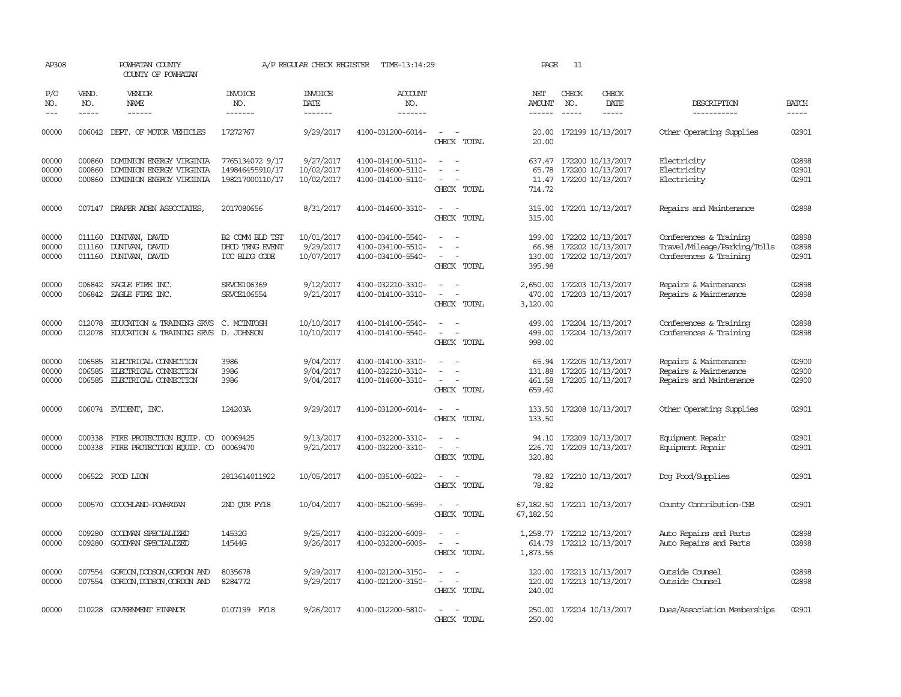AP308 POWHATAN COUNTY A/P REGULAR CHECK REGISTER TIME-13:14:29 PAGE 11

COUNTY OF POWHATAN

| P/O NO. | VEND. NO. | VENDOR NAME | INVOICE NO. | INVOICE DATE | ACCOUNT NO. | | NET AMOUNT | CHECK NO. | CHECK DATE | DESCRIPTION | BATCH |
|---|---|---|---|---|---|---|---|---|---|---|---|
| 00000 | 006042 | DEPT. OF MOTOR VEHICLES | 17272767 | 9/29/2017 | 4100-031200-6014- | - - | 20.00 | 172199 | 10/13/2017 | Other Operating Supplies | 02901 |
| | | | | | | CHECK TOTAL | 20.00 | | | | |
| 00000 | 000860 | DOMINION ENERGY VIRGINIA | 7765134072 9/17 | 9/27/2017 | 4100-014100-5110- | - - | 637.47 | 172200 | 10/13/2017 | Electricity | 02898 |
| 00000 | 000860 | DOMINION ENERGY VIRGINIA | 149846455910/17 | 10/02/2017 | 4100-014600-5110- | - - | 65.78 | 172200 | 10/13/2017 | Electricity | 02901 |
| 00000 | 000860 | DOMINION ENERGY VIRGINIA | 198217000110/17 | 10/02/2017 | 4100-014100-5110- | - - | 11.47 | 172200 | 10/13/2017 | Electricity | 02901 |
| | | | | | | CHECK TOTAL | 714.72 | | | | |
| 00000 | 007147 | DRAPER ADEN ASSOCIATES, | 2017080656 | 8/31/2017 | 4100-014600-3310- | - - | 315.00 | 172201 | 10/13/2017 | Repairs and Maintenance | 02898 |
| | | | | | | CHECK TOTAL | 315.00 | | | | |
| 00000 | 011160 | DUNIVAN, DAVID | B2 COMM BLD TST | 10/01/2017 | 4100-034100-5540- | - - | 199.00 | 172202 | 10/13/2017 | Conferences & Training | 02898 |
| 00000 | 011160 | DUNIVAN, DAVID | DHCD TRNG EVENT | 9/29/2017 | 4100-034100-5510- | - - | 66.98 | 172202 | 10/13/2017 | Travel/Mileage/Parking/Tolls | 02898 |
| 00000 | 011160 | DUNIVAN, DAVID | ICC BLDG CODE | 10/07/2017 | 4100-034100-5540- | - - | 130.00 | 172202 | 10/13/2017 | Conferences & Training | 02901 |
| | | | | | | CHECK TOTAL | 395.98 | | | | |
| 00000 | 006842 | EAGLE FIRE INC. | SRVCE106369 | 9/12/2017 | 4100-032210-3310- | - - | 2,650.00 | 172203 | 10/13/2017 | Repairs & Maintenance | 02898 |
| 00000 | 006842 | EAGLE FIRE INC. | SRVCE106554 | 9/21/2017 | 4100-014100-3310- | - - | 470.00 | 172203 | 10/13/2017 | Repairs & Maintenance | 02898 |
| | | | | | | CHECK TOTAL | 3,120.00 | | | | |
| 00000 | 012078 | EDUCATION & TRAINING SRVS | C. MCINTOSH | 10/10/2017 | 4100-014100-5540- | - - | 499.00 | 172204 | 10/13/2017 | Conferences & Training | 02898 |
| 00000 | 012078 | EDUCATION & TRAINING SRVS | D. JOHNSON | 10/10/2017 | 4100-014100-5540- | - - | 499.00 | 172204 | 10/13/2017 | Conferences & Training | 02898 |
| | | | | | | CHECK TOTAL | 998.00 | | | | |
| 00000 | 006585 | ELECTRICAL CONNECTION | 3986 | 9/04/2017 | 4100-014100-3310- | - - | 65.94 | 172205 | 10/13/2017 | Repairs & Maintenance | 02900 |
| 00000 | 006585 | ELECTRICAL CONNECTION | 3986 | 9/04/2017 | 4100-032210-3310- | - - | 131.88 | 172205 | 10/13/2017 | Repairs & Maintenance | 02900 |
| 00000 | 006585 | ELECTRICAL CONNECTION | 3986 | 9/04/2017 | 4100-014600-3310- | - - | 461.58 | 172205 | 10/13/2017 | Repairs and Maintenance | 02900 |
| | | | | | | CHECK TOTAL | 659.40 | | | | |
| 00000 | 006074 | EVIDENT, INC. | 124203A | 9/29/2017 | 4100-031200-6014- | - - | 133.50 | 172208 | 10/13/2017 | Other Operating Supplies | 02901 |
| | | | | | | CHECK TOTAL | 133.50 | | | | |
| 00000 | 000338 | FIRE PROTECTION EQUIP. CO | 00069425 | 9/13/2017 | 4100-032200-3310- | - - | 94.10 | 172209 | 10/13/2017 | Equipment Repair | 02901 |
| 00000 | 000338 | FIRE PROTECTION EQUIP. CO | 00069470 | 9/21/2017 | 4100-032200-3310- | - - | 226.70 | 172209 | 10/13/2017 | Equipment Repair | 02901 |
| | | | | | | CHECK TOTAL | 320.80 | | | | |
| 00000 | 006522 | FOOD LION | 2813614011922 | 10/05/2017 | 4100-035100-6022- | - - | 78.82 | 172210 | 10/13/2017 | Dog Food/Supplies | 02901 |
| | | | | | | CHECK TOTAL | 78.82 | | | | |
| 00000 | 000570 | GOOCHLAND-POWHATAN | 2ND QTR FY18 | 10/04/2017 | 4100-052100-5699- | - - | 67,182.50 | 172211 | 10/13/2017 | County Contribution-CSB | 02901 |
| | | | | | | CHECK TOTAL | 67,182.50 | | | | |
| 00000 | 009280 | GOODMAN SPECIALIZED | 14532G | 9/25/2017 | 4100-032200-6009- | - - | 1,258.77 | 172212 | 10/13/2017 | Auto Repairs and Parts | 02898 |
| 00000 | 009280 | GOODMAN SPECIALIZED | 14544G | 9/26/2017 | 4100-032200-6009- | - - | 614.79 | 172212 | 10/13/2017 | Auto Repairs and Parts | 02898 |
| | | | | | | CHECK TOTAL | 1,873.56 | | | | |
| 00000 | 007554 | GORDON,DODSON,GORDON AND | 8035678 | 9/29/2017 | 4100-021200-3150- | - - | 120.00 | 172213 | 10/13/2017 | Outside Counsel | 02898 |
| 00000 | 007554 | GORDON,DODSON,GORDON AND | 8284772 | 9/29/2017 | 4100-021200-3150- | - - | 120.00 | 172213 | 10/13/2017 | Outside Counsel | 02898 |
| | | | | | | CHECK TOTAL | 240.00 | | | | |
| 00000 | 010228 | GOVERNMENT FINANCE | 0107199 FY18 | 9/26/2017 | 4100-012200-5810- | - - | 250.00 | 172214 | 10/13/2017 | Dues/Association Memberships | 02901 |
| | | | | | | CHECK TOTAL | 250.00 | | | | |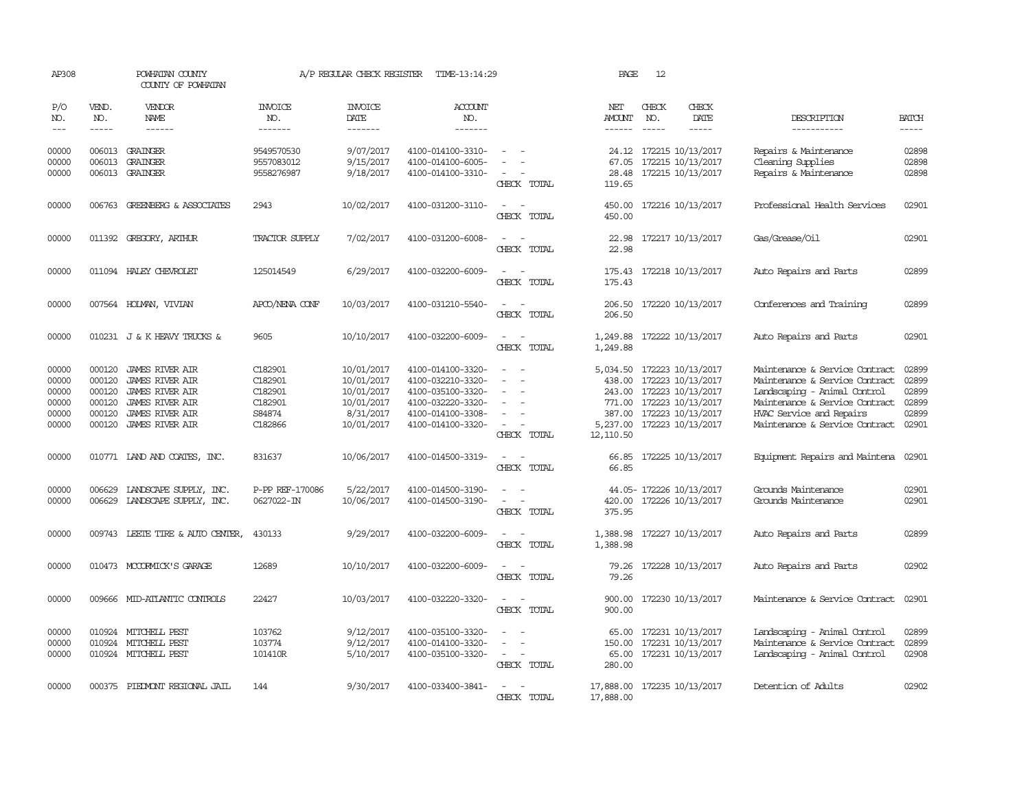AP308 POWHATAN COUNTY A/P REGULAR CHECK REGISTER TIME-13:14:29 PAGE 12
COUNTY OF POWHATAN

| P/O NO. | VEND. NO. | VENDOR NAME | INVOICE NO. | INVOICE DATE | ACCOUNT NO. | | NET AMOUNT | CHECK NO. | CHECK DATE | DESCRIPTION | BATCH |
|---|---|---|---|---|---|---|---|---|---|---|---|
| 00000 | 006013 | GRAINGER | 9549570530 | 9/07/2017 | 4100-014100-3310- | - - | 24.12 | 172215 | 10/13/2017 | Repairs & Maintenance | 02898 |
| 00000 | 006013 | GRAINGER | 9557083012 | 9/15/2017 | 4100-014100-6005- | - - | 67.05 | 172215 | 10/13/2017 | Cleaning Supplies | 02898 |
| 00000 | 006013 | GRAINGER | 9558276987 | 9/18/2017 | 4100-014100-3310- | - - | 28.48 | 172215 | 10/13/2017 | Repairs & Maintenance | 02898 |
| | | | | | | CHECK TOTAL | 119.65 | | | | |
| 00000 | 006763 | GREENBERG & ASSOCIATES | 2943 | 10/02/2017 | 4100-031200-3110- | - - | 450.00 | 172216 | 10/13/2017 | Professional Health Services | 02901 |
| | | | | | | CHECK TOTAL | 450.00 | | | | |
| 00000 | 011392 | GREGORY, ARTHUR | TRACTOR SUPPLY | 7/02/2017 | 4100-031200-6008- | - - | 22.98 | 172217 | 10/13/2017 | Gas/Grease/Oil | 02901 |
| | | | | | | CHECK TOTAL | 22.98 | | | | |
| 00000 | 011094 | HALEY CHEVROLET | 125014549 | 6/29/2017 | 4100-032200-6009- | - - | 175.43 | 172218 | 10/13/2017 | Auto Repairs and Parts | 02899 |
| | | | | | | CHECK TOTAL | 175.43 | | | | |
| 00000 | 007564 | HOLMAN, VIVIAN | APCO/NENA CONF | 10/03/2017 | 4100-031210-5540- | - - | 206.50 | 172220 | 10/13/2017 | Conferences and Training | 02899 |
| | | | | | | CHECK TOTAL | 206.50 | | | | |
| 00000 | 010231 | J & K HEAVY TRUCKS & | 9605 | 10/10/2017 | 4100-032200-6009- | - - | 1,249.88 | 172222 | 10/13/2017 | Auto Repairs and Parts | 02901 |
| | | | | | | CHECK TOTAL | 1,249.88 | | | | |
| 00000 | 000120 | JAMES RIVER AIR | C182901 | 10/01/2017 | 4100-014100-3320- | - - | 5,034.50 | 172223 | 10/13/2017 | Maintenance & Service Contract | 02899 |
| 00000 | 000120 | JAMES RIVER AIR | C182901 | 10/01/2017 | 4100-032210-3320- | - - | 438.00 | 172223 | 10/13/2017 | Maintenance & Service Contract | 02899 |
| 00000 | 000120 | JAMES RIVER AIR | C182901 | 10/01/2017 | 4100-035100-3320- | - - | 243.00 | 172223 | 10/13/2017 | Landscaping - Animal Control | 02899 |
| 00000 | 000120 | JAMES RIVER AIR | C182901 | 10/01/2017 | 4100-032220-3320- | - - | 771.00 | 172223 | 10/13/2017 | Maintenance & Service Contract | 02899 |
| 00000 | 000120 | JAMES RIVER AIR | S84874 | 8/31/2017 | 4100-014100-3308- | - - | 387.00 | 172223 | 10/13/2017 | HVAC Service and Repairs | 02899 |
| 00000 | 000120 | JAMES RIVER AIR | C182866 | 10/01/2017 | 4100-014100-3320- | - - | 5,237.00 | 172223 | 10/13/2017 | Maintenance & Service Contract | 02901 |
| | | | | | | CHECK TOTAL | 12,110.50 | | | | |
| 00000 | 010771 | LAND AND COATES, INC. | 831637 | 10/06/2017 | 4100-014500-3319- | - - | 66.85 | 172225 | 10/13/2017 | Equipment Repairs and Maintena | 02901 |
| | | | | | | CHECK TOTAL | 66.85 | | | | |
| 00000 | 006629 | LANDSCAPE SUPPLY, INC. | P-PP REF-170086 | 5/22/2017 | 4100-014500-3190- | - - | 44.05- | 172226 | 10/13/2017 | Grounds Maintenance | 02901 |
| 00000 | 006629 | LANDSCAPE SUPPLY, INC. | 0627022-IN | 10/06/2017 | 4100-014500-3190- | - - | 420.00 | 172226 | 10/13/2017 | Grounds Maintenance | 02901 |
| | | | | | | CHECK TOTAL | 375.95 | | | | |
| 00000 | 009743 | LEETE TIRE & AUTO CENTER, | 430133 | 9/29/2017 | 4100-032200-6009- | - - | 1,388.98 | 172227 | 10/13/2017 | Auto Repairs and Parts | 02899 |
| | | | | | | CHECK TOTAL | 1,388.98 | | | | |
| 00000 | 010473 | MCCORMICK'S GARAGE | 12689 | 10/10/2017 | 4100-032200-6009- | - - | 79.26 | 172228 | 10/13/2017 | Auto Repairs and Parts | 02902 |
| | | | | | | CHECK TOTAL | 79.26 | | | | |
| 00000 | 009666 | MID-ATLANTIC CONTROLS | 22427 | 10/03/2017 | 4100-032220-3320- | - - | 900.00 | 172230 | 10/13/2017 | Maintenance & Service Contract | 02901 |
| | | | | | | CHECK TOTAL | 900.00 | | | | |
| 00000 | 010924 | MITCHELL PEST | 103762 | 9/12/2017 | 4100-035100-3320- | - - | 65.00 | 172231 | 10/13/2017 | Landscaping - Animal Control | 02899 |
| 00000 | 010924 | MITCHELL PEST | 103774 | 9/12/2017 | 4100-014100-3320- | - - | 150.00 | 172231 | 10/13/2017 | Maintenance & Service Contract | 02899 |
| 00000 | 010924 | MITCHELL PEST | 101410R | 5/10/2017 | 4100-035100-3320- | - - | 65.00 | 172231 | 10/13/2017 | Landscaping - Animal Control | 02908 |
| | | | | | | CHECK TOTAL | 280.00 | | | | |
| 00000 | 000375 | PIEDMONT REGIONAL JAIL | 144 | 9/30/2017 | 4100-033400-3841- | - - | 17,888.00 | 172235 | 10/13/2017 | Detention of Adults | 02902 |
| | | | | | | CHECK TOTAL | 17,888.00 | | | | |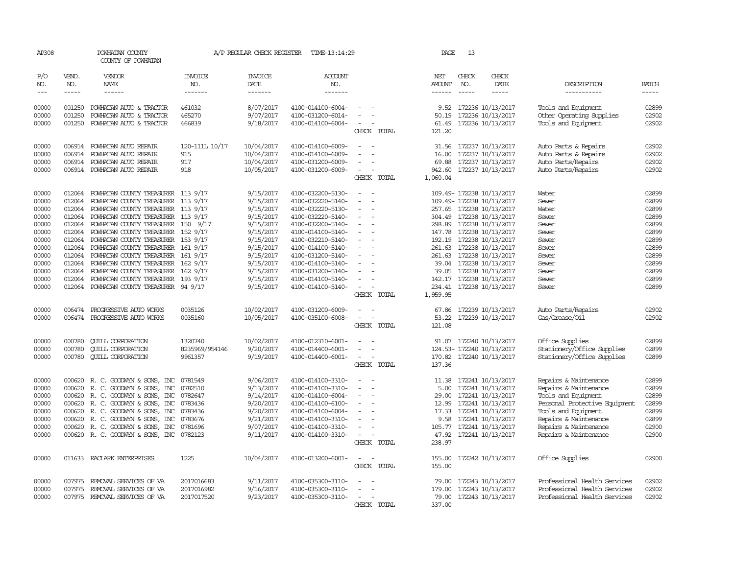AP308 POWHATAN COUNTY A/P REGULAR CHECK REGISTER TIME-13:14:29 PAGE 13

COUNTY OF POWHATAN

| P/O NO. | VEND. NO. | VENDOR NAME | INVOICE NO. | INVOICE DATE | ACCOUNT NO. | | NET AMOUNT | CHECK NO. | CHECK DATE | DESCRIPTION | BATCH |
|---|---|---|---|---|---|---|---|---|---|---|---|
| --- | ----- | ------ | ------- | ------- | ------- | | ------ | ----- | ----- | ----------- | ----- |
| 00000 | 001250 | POWHATAN AUTO & TRACTOR | 461032 | 8/07/2017 | 4100-014100-6004- | - - | 9.52 | 172236 | 10/13/2017 | Tools and Equipment | 02899 |
| 00000 | 001250 | POWHATAN AUTO & TRACTOR | 465270 | 9/07/2017 | 4100-031200-6014- | - - | 50.19 | 172236 | 10/13/2017 | Other Operating Supplies | 02902 |
| 00000 | 001250 | POWHATAN AUTO & TRACTOR | 466839 | 9/18/2017 | 4100-014100-6004- | - - | 61.49 | 172236 | 10/13/2017 | Tools and Equipment | 02902 |
| | | | | | | CHECK TOTAL | 121.20 | | | | |
| 00000 | 006914 | POWHATAN AUTO REPAIR | 120-111L 10/17 | 10/04/2017 | 4100-014100-6009- | - - | 31.56 | 172237 | 10/13/2017 | Auto Parts & Repairs | 02902 |
| 00000 | 006914 | POWHATAN AUTO REPAIR | 915 | 10/04/2017 | 4100-014100-6009- | - - | 16.00 | 172237 | 10/13/2017 | Auto Parts & Repairs | 02902 |
| 00000 | 006914 | POWHATAN AUTO REPAIR | 917 | 10/04/2017 | 4100-031200-6009- | - - | 69.88 | 172237 | 10/13/2017 | Auto Parts/Repairs | 02902 |
| 00000 | 006914 | POWHATAN AUTO REPAIR | 918 | 10/05/2017 | 4100-031200-6009- | - - | 942.60 | 172237 | 10/13/2017 | Auto Parts/Repairs | 02902 |
| | | | | | | CHECK TOTAL | 1,060.04 | | | | |
| 00000 | 012064 | POWHATAN COUNTY TREASURER | 113 9/17 | 9/15/2017 | 4100-032200-5130- | - - | 109.49- | 172238 | 10/13/2017 | Water | 02899 |
| 00000 | 012064 | POWHATAN COUNTY TREASURER | 113 9/17 | 9/15/2017 | 4100-032220-5140- | - - | 109.49- | 172238 | 10/13/2017 | Sewer | 02899 |
| 00000 | 012064 | POWHATAN COUNTY TREASURER | 113 9/17 | 9/15/2017 | 4100-032220-5130- | - - | 257.65 | 172238 | 10/13/2017 | Water | 02899 |
| 00000 | 012064 | POWHATAN COUNTY TREASURER | 113 9/17 | 9/15/2017 | 4100-032220-5140- | - - | 304.49 | 172238 | 10/13/2017 | Sewer | 02899 |
| 00000 | 012064 | POWHATAN COUNTY TREASURER | 150 9/17 | 9/15/2017 | 4100-032200-5140- | - - | 298.89 | 172238 | 10/13/2017 | Sewer | 02899 |
| 00000 | 012064 | POWHATAN COUNTY TREASURER | 152 9/17 | 9/15/2017 | 4100-014100-5140- | - - | 147.78 | 172238 | 10/13/2017 | Sewer | 02899 |
| 00000 | 012064 | POWHATAN COUNTY TREASURER | 153 9/17 | 9/15/2017 | 4100-032210-5140- | - - | 192.19 | 172238 | 10/13/2017 | Sewer | 02899 |
| 00000 | 012064 | POWHATAN COUNTY TREASURER | 161 9/17 | 9/15/2017 | 4100-014100-5140- | - - | 261.63 | 172238 | 10/13/2017 | Sewer | 02899 |
| 00000 | 012064 | POWHATAN COUNTY TREASURER | 161 9/17 | 9/15/2017 | 4100-031200-5140- | - - | 261.63 | 172238 | 10/13/2017 | Sewer | 02899 |
| 00000 | 012064 | POWHATAN COUNTY TREASURER | 162 9/17 | 9/15/2017 | 4100-014100-5140- | - - | 39.04 | 172238 | 10/13/2017 | Sewer | 02899 |
| 00000 | 012064 | POWHATAN COUNTY TREASURER | 162 9/17 | 9/15/2017 | 4100-031200-5140- | - - | 39.05 | 172238 | 10/13/2017 | Sewer | 02899 |
| 00000 | 012064 | POWHATAN COUNTY TREASURER | 193 9/17 | 9/15/2017 | 4100-014100-5140- | - - | 142.17 | 172238 | 10/13/2017 | Sewer | 02899 |
| 00000 | 012064 | POWHATAN COUNTY TREASURER | 94 9/17 | 9/15/2017 | 4100-014100-5140- | - - | 234.41 | 172238 | 10/13/2017 | Sewer | 02899 |
| | | | | | | CHECK TOTAL | 1,959.95 | | | | |
| 00000 | 006474 | PROGRESSIVE AUTO WORKS | 0035126 | 10/02/2017 | 4100-031200-6009- | - - | 67.86 | 172239 | 10/13/2017 | Auto Parts/Repairs | 02902 |
| 00000 | 006474 | PROGRESSIVE AUTO WORKS | 0035160 | 10/05/2017 | 4100-035100-6008- | - - | 53.22 | 172239 | 10/13/2017 | Gas/Grease/Oil | 02902 |
| | | | | | | CHECK TOTAL | 121.08 | | | | |
| 00000 | 000780 | QUILL CORPORATION | 1320740 | 10/02/2017 | 4100-012310-6001- | - - | 91.07 | 172240 | 10/13/2017 | Office Supplies | 02899 |
| 00000 | 000780 | QUILL CORPORATION | 8235969/954146 | 9/20/2017 | 4100-014400-6001- | - - | 124.53- | 172240 | 10/13/2017 | Stationery/Office Supplies | 02899 |
| 00000 | 000780 | QUILL CORPORATION | 9961357 | 9/19/2017 | 4100-014400-6001- | - - | 170.82 | 172240 | 10/13/2017 | Stationery/Office Supplies | 02899 |
| | | | | | | CHECK TOTAL | 137.36 | | | | |
| 00000 | 000620 | R. C. GOODWYN & SONS, INC | 0781549 | 9/06/2017 | 4100-014100-3310- | - - | 11.38 | 172241 | 10/13/2017 | Repairs & Maintenance | 02899 |
| 00000 | 000620 | R. C. GOODWYN & SONS, INC | 0782510 | 9/13/2017 | 4100-014100-3310- | - - | 5.00 | 172241 | 10/13/2017 | Repairs & Maintenance | 02899 |
| 00000 | 000620 | R. C. GOODWYN & SONS, INC | 0782647 | 9/14/2017 | 4100-014100-6004- | - - | 29.00 | 172241 | 10/13/2017 | Tools and Equipment | 02899 |
| 00000 | 000620 | R. C. GOODWYN & SONS, INC | 0783436 | 9/20/2017 | 4100-014100-6100- | - - | 12.99 | 172241 | 10/13/2017 | Personal Protective Equipment | 02899 |
| 00000 | 000620 | R. C. GOODWYN & SONS, INC | 0783436 | 9/20/2017 | 4100-014100-6004- | - - | 17.33 | 172241 | 10/13/2017 | Tools and Equipment | 02899 |
| 00000 | 000620 | R. C. GOODWYN & SONS, INC | 0783676 | 9/21/2017 | 4100-014100-3310- | - - | 9.58 | 172241 | 10/13/2017 | Repairs & Maintenance | 02899 |
| 00000 | 000620 | R. C. GOODWYN & SONS, INC | 0781696 | 9/07/2017 | 4100-014100-3310- | - - | 105.77 | 172241 | 10/13/2017 | Repairs & Maintenance | 02900 |
| 00000 | 000620 | R. C. GOODWYN & SONS, INC | 0782123 | 9/11/2017 | 4100-014100-3310- | - - | 47.92 | 172241 | 10/13/2017 | Repairs & Maintenance | 02900 |
| | | | | | | CHECK TOTAL | 238.97 | | | | |
| 00000 | 011633 | RACLARK ENTERPRISES | 1225 | 10/04/2017 | 4100-013200-6001- | - - | 155.00 | 172242 | 10/13/2017 | Office Supplies | 02900 |
| | | | | | | CHECK TOTAL | 155.00 | | | | |
| 00000 | 007975 | REMOVAL SERVICES OF VA | 2017016683 | 9/11/2017 | 4100-035300-3110- | - - | 79.00 | 172243 | 10/13/2017 | Professional Health Services | 02902 |
| 00000 | 007975 | REMOVAL SERVICES OF VA | 2017016982 | 9/16/2017 | 4100-035300-3110- | - - | 179.00 | 172243 | 10/13/2017 | Professional Health Services | 02902 |
| 00000 | 007975 | REMOVAL SERVICES OF VA | 2017017520 | 9/23/2017 | 4100-035300-3110- | - - | 79.00 | 172243 | 10/13/2017 | Professional Health Services | 02902 |
| | | | | | | CHECK TOTAL | 337.00 | | | | |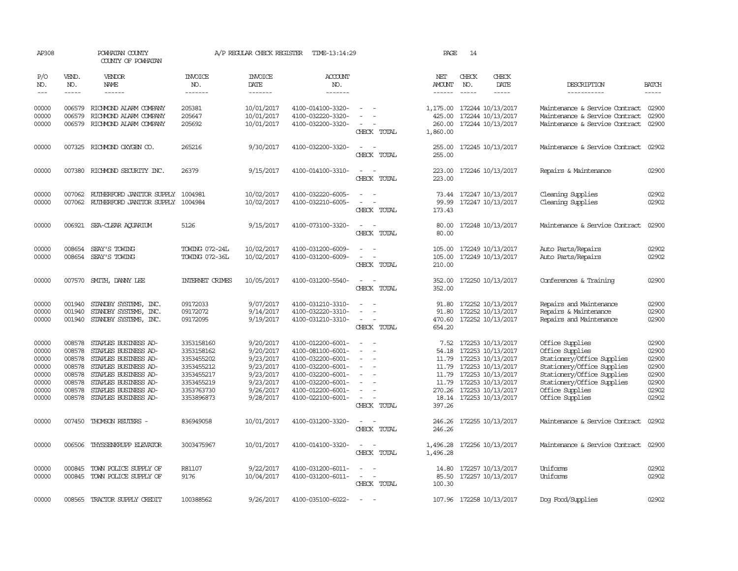AP308 POWHATAN COUNTY A/P REGULAR CHECK REGISTER TIME-13:14:29 PAGE 14

COUNTY OF POWHATAN

| P/O NO. | VEND. NO. | VENDOR NAME | INVOICE NO. | INVOICE DATE | ACCOUNT NO. | | NET AMOUNT | CHECK NO. | CHECK DATE | DESCRIPTION | BATCH |
|---|---|---|---|---|---|---|---|---|---|---|---|
| 00000 | 006579 | RICHMOND ALARM COMPANY | 205381 | 10/01/2017 | 4100-014100-3320- | - - | 1,175.00 | 172244 | 10/13/2017 | Maintenance & Service Contract | 02900 |
| 00000 | 006579 | RICHMOND ALARM COMPANY | 205647 | 10/01/2017 | 4100-032220-3320- | - - | 425.00 | 172244 | 10/13/2017 | Maintenance & Service Contract | 02900 |
| 00000 | 006579 | RICHMOND ALARM COMPANY | 205692 | 10/01/2017 | 4100-032200-3320- | - - | 260.00 | 172244 | 10/13/2017 | Maintenance & Service Contract | 02900 |
| | | | | | | CHECK TOTAL | 1,860.00 | | | | |
| 00000 | 007325 | RICHMOND OXYGEN CO. | 265216 | 9/30/2017 | 4100-032200-3320- | - - | 255.00 | 172245 | 10/13/2017 | Maintenance & Service Contract | 02902 |
| | | | | | | CHECK TOTAL | 255.00 | | | | |
| 00000 | 007380 | RICHMOND SECURITY INC. | 26379 | 9/15/2017 | 4100-014100-3310- | - - | 223.00 | 172246 | 10/13/2017 | Repairs & Maintenance | 02900 |
| | | | | | | CHECK TOTAL | 223.00 | | | | |
| 00000 | 007062 | RUTHERFORD JANITOR SUPPLY | 1004981 | 10/02/2017 | 4100-032220-6005- | - - | 73.44 | 172247 | 10/13/2017 | Cleaning Supplies | 02902 |
| 00000 | 007062 | RUTHERFORD JANITOR SUPPLY | 1004984 | 10/02/2017 | 4100-032210-6005- | - - | 99.99 | 172247 | 10/13/2017 | Cleaning Supplies | 02902 |
| | | | | | | CHECK TOTAL | 173.43 | | | | |
| 00000 | 006921 | SEA-CLEAR AQUARIUM | 5126 | 9/15/2017 | 4100-073100-3320- | - - | 80.00 | 172248 | 10/13/2017 | Maintenance & Service Contract | 02900 |
| | | | | | | CHECK TOTAL | 80.00 | | | | |
| 00000 | 008654 | SEAY'S TOWING | TOWING 072-24L | 10/02/2017 | 4100-031200-6009- | - - | 105.00 | 172249 | 10/13/2017 | Auto Parts/Repairs | 02902 |
| 00000 | 008654 | SEAY'S TOWING | TOWING 072-36L | 10/02/2017 | 4100-031200-6009- | - - | 105.00 | 172249 | 10/13/2017 | Auto Parts/Repairs | 02902 |
| | | | | | | CHECK TOTAL | 210.00 | | | | |
| 00000 | 007570 | SMITH, DANNY LEE | INTERNET CRIMES | 10/05/2017 | 4100-031200-5540- | - - | 352.00 | 172250 | 10/13/2017 | Conferences & Training | 02900 |
| | | | | | | CHECK TOTAL | 352.00 | | | | |
| 00000 | 001940 | STANDBY SYSTEMS, INC. | 09172033 | 9/07/2017 | 4100-031210-3310- | - - | 91.80 | 172252 | 10/13/2017 | Repairs and Maintenance | 02900 |
| 00000 | 001940 | STANDBY SYSTEMS, INC. | 09172072 | 9/14/2017 | 4100-032220-3310- | - - | 91.80 | 172252 | 10/13/2017 | Repairs & Maintenance | 02900 |
| 00000 | 001940 | STANDBY SYSTEMS, INC. | 09172095 | 9/19/2017 | 4100-031210-3310- | - - | 470.60 | 172252 | 10/13/2017 | Repairs and Maintenance | 02900 |
| | | | | | | CHECK TOTAL | 654.20 | | | | |
| 00000 | 008578 | STAPLES BUSINESS AD- | 3353158160 | 9/20/2017 | 4100-012200-6001- | - - | 7.52 | 172253 | 10/13/2017 | Office Supplies | 02900 |
| 00000 | 008578 | STAPLES BUSINESS AD- | 3353158162 | 9/20/2017 | 4100-081100-6001- | - - | 54.18 | 172253 | 10/13/2017 | Office Supplies | 02900 |
| 00000 | 008578 | STAPLES BUSINESS AD- | 3353455202 | 9/23/2017 | 4100-032200-6001- | - - | 11.79 | 172253 | 10/13/2017 | Stationery/Office Supplies | 02900 |
| 00000 | 008578 | STAPLES BUSINESS AD- | 3353455212 | 9/23/2017 | 4100-032200-6001- | - - | 11.79 | 172253 | 10/13/2017 | Stationery/Office Supplies | 02900 |
| 00000 | 008578 | STAPLES BUSINESS AD- | 3353455217 | 9/23/2017 | 4100-032200-6001- | - - | 11.79 | 172253 | 10/13/2017 | Stationery/Office Supplies | 02900 |
| 00000 | 008578 | STAPLES BUSINESS AD- | 3353455219 | 9/23/2017 | 4100-032200-6001- | - - | 11.79 | 172253 | 10/13/2017 | Stationery/Office Supplies | 02900 |
| 00000 | 008578 | STAPLES BUSINESS AD- | 3353763730 | 9/26/2017 | 4100-012200-6001- | - - | 270.26 | 172253 | 10/13/2017 | Office Supplies | 02902 |
| 00000 | 008578 | STAPLES BUSINESS AD- | 3353896873 | 9/28/2017 | 4100-022100-6001- | - - | 18.14 | 172253 | 10/13/2017 | Office Supplies | 02902 |
| | | | | | | CHECK TOTAL | 397.26 | | | | |
| 00000 | 007450 | THOMSON REUTERS - | 836949058 | 10/01/2017 | 4100-031200-3320- | - - | 246.26 | 172255 | 10/13/2017 | Maintenance & Service Contract | 02902 |
| | | | | | | CHECK TOTAL | 246.26 | | | | |
| 00000 | 006506 | THYSSENKRUPP ELEVATOR | 3003475967 | 10/01/2017 | 4100-014100-3320- | - - | 1,496.28 | 172256 | 10/13/2017 | Maintenance & Service Contract | 02900 |
| | | | | | | CHECK TOTAL | 1,496.28 | | | | |
| 00000 | 000845 | TOWN POLICE SUPPLY OF | R81107 | 9/22/2017 | 4100-031200-6011- | - - | 14.80 | 172257 | 10/13/2017 | Uniforms | 02902 |
| 00000 | 000845 | TOWN POLICE SUPPLY OF | 9176 | 10/04/2017 | 4100-031200-6011- | - - | 85.50 | 172257 | 10/13/2017 | Uniforms | 02902 |
| | | | | | | CHECK TOTAL | 100.30 | | | | |
| 00000 | 008565 | TRACTOR SUPPLY CREDIT | 100388562 | 9/26/2017 | 4100-035100-6022- | - - | 107.96 | 172258 | 10/13/2017 | Dog Food/Supplies | 02902 |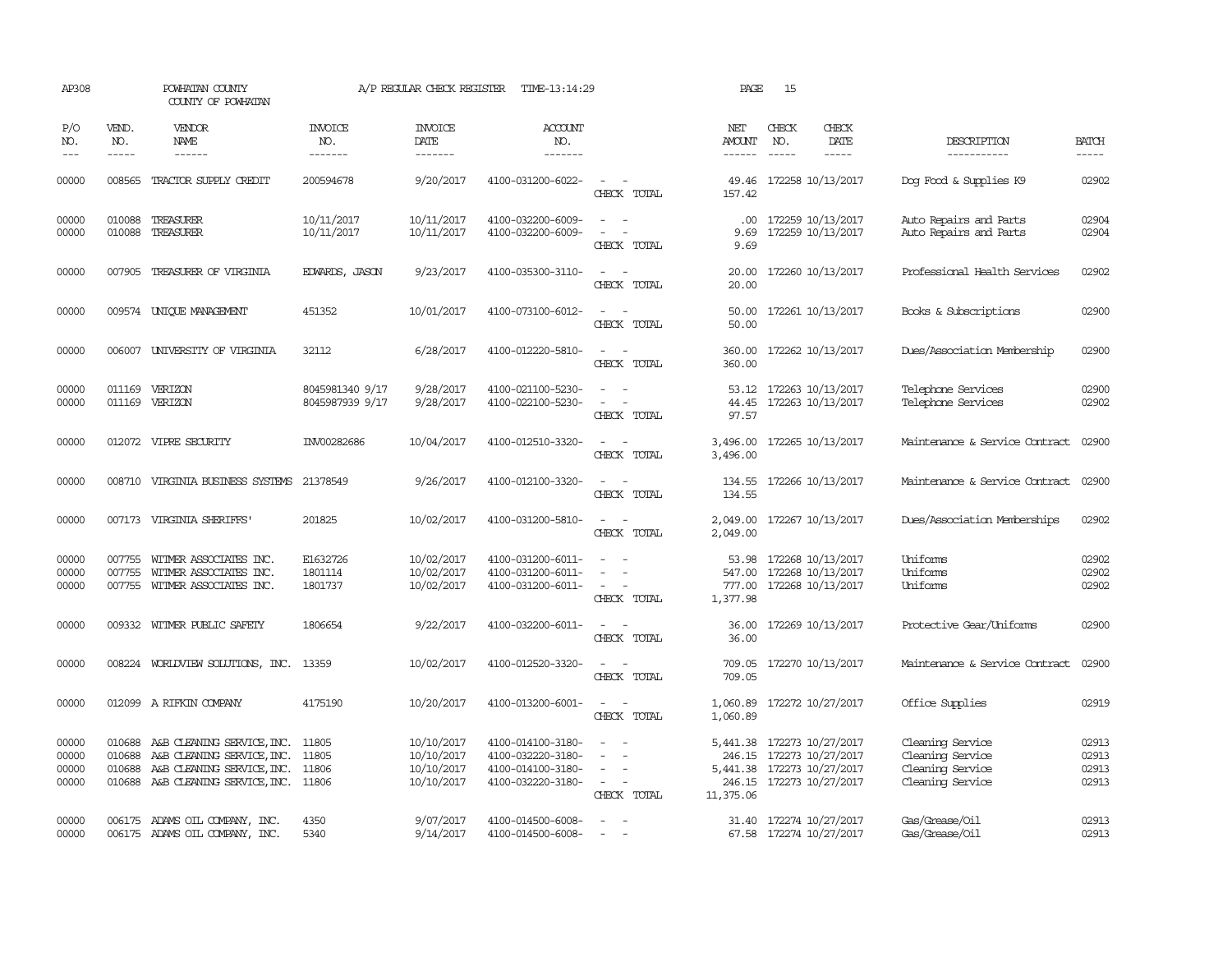AP308 POWHATAN COUNTY A/P REGULAR CHECK REGISTER TIME-13:14:29

COUNTY OF POWHATAN

| P/O NO. | VEND. NO. | VENDOR NAME | INVOICE NO. | INVOICE DATE | ACCOUNT NO. | | NET AMOUNT | CHECK NO. | CHECK DATE | DESCRIPTION | BATCH |
|---|---|---|---|---|---|---|---|---|---|---|---|
| 00000 | 008565 | TRACTOR SUPPLY CREDIT | 200594678 | 9/20/2017 | 4100-031200-6022- | - - | 49.46 | 172258 | 10/13/2017 | Dog Food & Supplies K9 | 02902 |
| | | | | | | CHECK TOTAL | 157.42 | | | | |
| 00000 | 010088 | TREASURER | 10/11/2017 | 10/11/2017 | 4100-032200-6009- | - - | .00 | 172259 | 10/13/2017 | Auto Repairs and Parts | 02904 |
| 00000 | 010088 | TREASURER | 10/11/2017 | 10/11/2017 | 4100-032200-6009- | - - | 9.69 | 172259 | 10/13/2017 | Auto Repairs and Parts | 02904 |
| | | | | | | CHECK TOTAL | 9.69 | | | | |
| 00000 | 007905 | TREASURER OF VIRGINIA | EDWARDS, JASON | 9/23/2017 | 4100-035300-3110- | - - | 20.00 | 172260 | 10/13/2017 | Professional Health Services | 02902 |
| | | | | | | CHECK TOTAL | 20.00 | | | | |
| 00000 | 009574 | UNIQUE MANAGEMENT | 451352 | 10/01/2017 | 4100-073100-6012- | - - | 50.00 | 172261 | 10/13/2017 | Books & Subscriptions | 02900 |
| | | | | | | CHECK TOTAL | 50.00 | | | | |
| 00000 | 006007 | UNIVERSITY OF VIRGINIA | 32112 | 6/28/2017 | 4100-012220-5810- | - - | 360.00 | 172262 | 10/13/2017 | Dues/Association Membership | 02900 |
| | | | | | | CHECK TOTAL | 360.00 | | | | |
| 00000 | 011169 | VERIZON | 8045981340 9/17 | 9/28/2017 | 4100-021100-5230- | - - | 53.12 | 172263 | 10/13/2017 | Telephone Services | 02900 |
| 00000 | 011169 | VERIZON | 8045987939 9/17 | 9/28/2017 | 4100-022100-5230- | - - | 44.45 | 172263 | 10/13/2017 | Telephone Services | 02902 |
| | | | | | | CHECK TOTAL | 97.57 | | | | |
| 00000 | 012072 | VIPRE SECURITY | INV00282686 | 10/04/2017 | 4100-012510-3320- | - - | 3,496.00 | 172265 | 10/13/2017 | Maintenance & Service Contract | 02900 |
| | | | | | | CHECK TOTAL | 3,496.00 | | | | |
| 00000 | 008710 | VIRGINIA BUSINESS SYSTEMS | 21378549 | 9/26/2017 | 4100-012100-3320- | - - | 134.55 | 172266 | 10/13/2017 | Maintenance & Service Contract | 02900 |
| | | | | | | CHECK TOTAL | 134.55 | | | | |
| 00000 | 007173 | VIRGINIA SHERIFFS' | 201825 | 10/02/2017 | 4100-031200-5810- | - - | 2,049.00 | 172267 | 10/13/2017 | Dues/Association Memberships | 02902 |
| | | | | | | CHECK TOTAL | 2,049.00 | | | | |
| 00000 | 007755 | WITMER ASSOCIATES INC. | E1632726 | 10/02/2017 | 4100-031200-6011- | - - | 53.98 | 172268 | 10/13/2017 | Uniforms | 02902 |
| 00000 | 007755 | WITMER ASSOCIATES INC. | 1801114 | 10/02/2017 | 4100-031200-6011- | - - | 547.00 | 172268 | 10/13/2017 | Uniforms | 02902 |
| 00000 | 007755 | WITMER ASSOCIATES INC. | 1801737 | 10/02/2017 | 4100-031200-6011- | - - | 777.00 | 172268 | 10/13/2017 | Uniforms | 02902 |
| | | | | | | CHECK TOTAL | 1,377.98 | | | | |
| 00000 | 009332 | WITMER PUBLIC SAFETY | 1806654 | 9/22/2017 | 4100-032200-6011- | - - | 36.00 | 172269 | 10/13/2017 | Protective Gear/Uniforms | 02900 |
| | | | | | | CHECK TOTAL | 36.00 | | | | |
| 00000 | 008224 | WORLDVIEW SOLUTIONS, INC. | 13359 | 10/02/2017 | 4100-012520-3320- | - - | 709.05 | 172270 | 10/13/2017 | Maintenance & Service Contract | 02900 |
| | | | | | | CHECK TOTAL | 709.05 | | | | |
| 00000 | 012099 | A RIFKIN COMPANY | 4175190 | 10/20/2017 | 4100-013200-6001- | - - | 1,060.89 | 172272 | 10/27/2017 | Office Supplies | 02919 |
| | | | | | | CHECK TOTAL | 1,060.89 | | | | |
| 00000 | 010688 | A&B CLEANING SERVICE, INC. | 11805 | 10/10/2017 | 4100-014100-3180- | - - | 5,441.38 | 172273 | 10/27/2017 | Cleaning Service | 02913 |
| 00000 | 010688 | A&B CLEANING SERVICE, INC. | 11805 | 10/10/2017 | 4100-032220-3180- | - - | 246.15 | 172273 | 10/27/2017 | Cleaning Service | 02913 |
| 00000 | 010688 | A&B CLEANING SERVICE, INC. | 11806 | 10/10/2017 | 4100-014100-3180- | - - | 5,441.38 | 172273 | 10/27/2017 | Cleaning Service | 02913 |
| 00000 | 010688 | A&B CLEANING SERVICE, INC. | 11806 | 10/10/2017 | 4100-032220-3180- | - - | 246.15 | 172273 | 10/27/2017 | Cleaning Service | 02913 |
| | | | | | | CHECK TOTAL | 11,375.06 | | | | |
| 00000 | 006175 | ADAMS OIL COMPANY, INC. | 4350 | 9/07/2017 | 4100-014500-6008- | - - | 31.40 | 172274 | 10/27/2017 | Gas/Grease/Oil | 02913 |
| 00000 | 006175 | ADAMS OIL COMPANY, INC. | 5340 | 9/14/2017 | 4100-014500-6008- | - - | 67.58 | 172274 | 10/27/2017 | Gas/Grease/Oil | 02913 |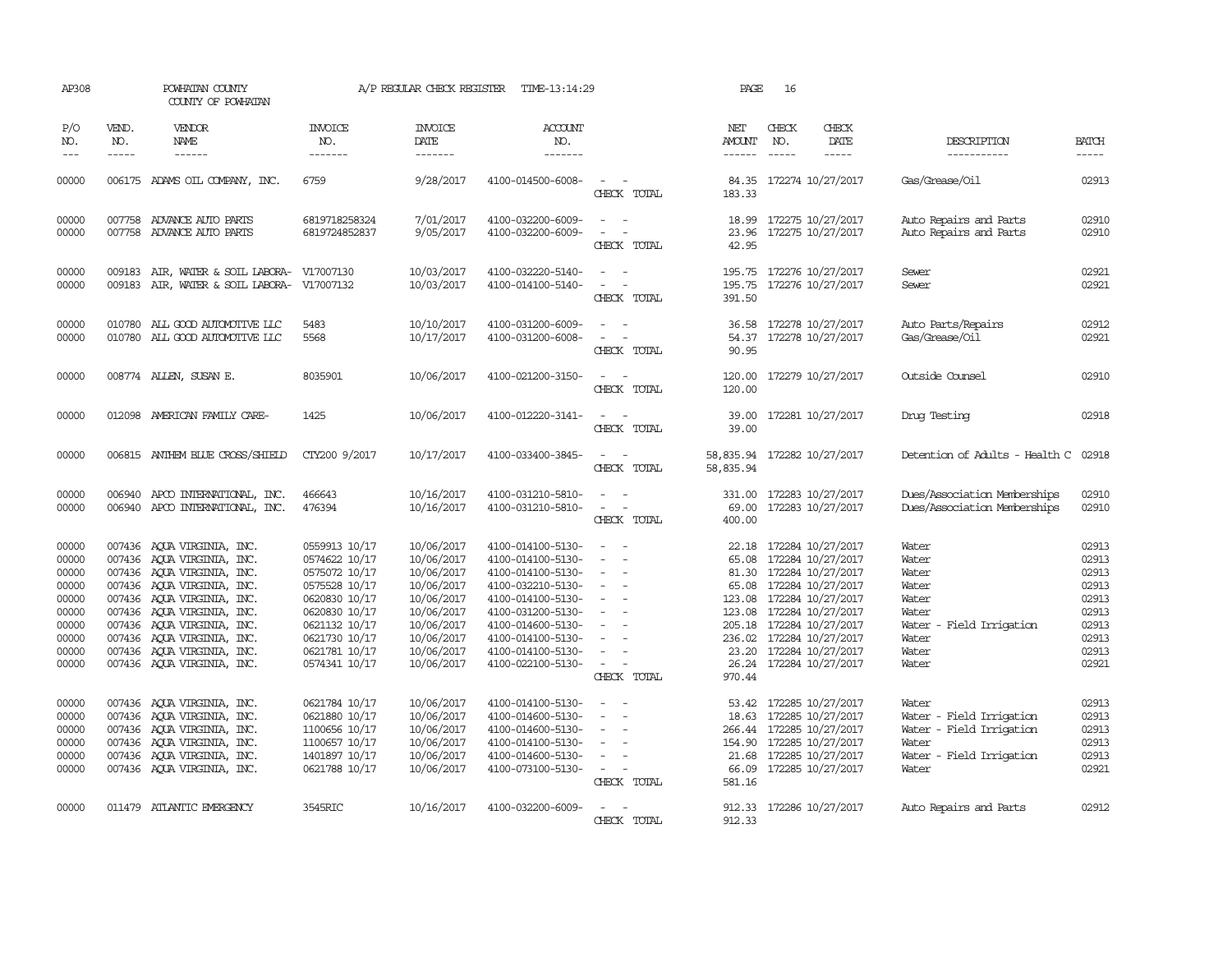AP308 POWHATAN COUNTY A/P REGULAR CHECK REGISTER TIME-13:14:29 PAGE 16

COUNTY OF POWHATAN

| P/O NO. | VEND. NO. | VENDOR NAME | INVOICE NO. | INVOICE DATE | ACCOUNT NO. | | NET AMOUNT | CHECK NO. | CHECK DATE | DESCRIPTION | BATCH |
|---|---|---|---|---|---|---|---|---|---|---|---|
| 00000 | 006175 | ADAMS OIL COMPANY, INC. | 6759 | 9/28/2017 | 4100-014500-6008- | - - | 84.35 | 172274 | 10/27/2017 | Gas/Grease/Oil | 02913 |
| | | | | | | CHECK TOTAL | 183.33 | | | | |
| 00000 | 007758 | ADVANCE AUTO PARTS | 6819718258324 | 7/01/2017 | 4100-032200-6009- | - - | 18.99 | 172275 | 10/27/2017 | Auto Repairs and Parts | 02910 |
| 00000 | 007758 | ADVANCE AUTO PARTS | 6819724852837 | 9/05/2017 | 4100-032200-6009- | - - | 23.96 | 172275 | 10/27/2017 | Auto Repairs and Parts | 02910 |
| | | | | | | CHECK TOTAL | 42.95 | | | | |
| 00000 | 009183 | AIR, WATER & SOIL LABORA- | V17007130 | 10/03/2017 | 4100-032220-5140- | - - | 195.75 | 172276 | 10/27/2017 | Sewer | 02921 |
| 00000 | 009183 | AIR, WATER & SOIL LABORA- | V17007132 | 10/03/2017 | 4100-014100-5140- | - - | 195.75 | 172276 | 10/27/2017 | Sewer | 02921 |
| | | | | | | CHECK TOTAL | 391.50 | | | | |
| 00000 | 010780 | ALL GOOD AUTOMOTIVE LLC | 5483 | 10/10/2017 | 4100-031200-6009- | - - | 36.58 | 172278 | 10/27/2017 | Auto Parts/Repairs | 02912 |
| 00000 | 010780 | ALL GOOD AUTOMOTIVE LLC | 5568 | 10/17/2017 | 4100-031200-6008- | - - | 54.37 | 172278 | 10/27/2017 | Gas/Grease/Oil | 02921 |
| | | | | | | CHECK TOTAL | 90.95 | | | | |
| 00000 | 008774 | ALLEN, SUSAN E. | 8035901 | 10/06/2017 | 4100-021200-3150- | - - | 120.00 | 172279 | 10/27/2017 | Outside Counsel | 02910 |
| | | | | | | CHECK TOTAL | 120.00 | | | | |
| 00000 | 012098 | AMERICAN FAMILY CARE- | 1425 | 10/06/2017 | 4100-012220-3141- | - - | 39.00 | 172281 | 10/27/2017 | Drug Testing | 02918 |
| | | | | | | CHECK TOTAL | 39.00 | | | | |
| 00000 | 006815 | ANTHEM BLUE CROSS/SHIELD | CTY200 9/2017 | 10/17/2017 | 4100-033400-3845- | - - | 58,835.94 | 172282 | 10/27/2017 | Detention of Adults - Health C | 02918 |
| | | | | | | CHECK TOTAL | 58,835.94 | | | | |
| 00000 | 006940 | APCO INTERNATIONAL, INC. | 466643 | 10/16/2017 | 4100-031210-5810- | - - | 331.00 | 172283 | 10/27/2017 | Dues/Association Memberships | 02910 |
| 00000 | 006940 | APCO INTERNATIONAL, INC. | 476394 | 10/16/2017 | 4100-031210-5810- | - - | 69.00 | 172283 | 10/27/2017 | Dues/Association Memberships | 02910 |
| | | | | | | CHECK TOTAL | 400.00 | | | | |
| 00000 | 007436 | AQUA VIRGINIA, INC. | 0559913 10/17 | 10/06/2017 | 4100-014100-5130- | - - | 22.18 | 172284 | 10/27/2017 | Water | 02913 |
| 00000 | 007436 | AQUA VIRGINIA, INC. | 0574622 10/17 | 10/06/2017 | 4100-014100-5130- | - - | 65.08 | 172284 | 10/27/2017 | Water | 02913 |
| 00000 | 007436 | AQUA VIRGINIA, INC. | 0575072 10/17 | 10/06/2017 | 4100-014100-5130- | - - | 81.30 | 172284 | 10/27/2017 | Water | 02913 |
| 00000 | 007436 | AQUA VIRGINIA, INC. | 0575528 10/17 | 10/06/2017 | 4100-032210-5130- | - - | 65.08 | 172284 | 10/27/2017 | Water | 02913 |
| 00000 | 007436 | AQUA VIRGINIA, INC. | 0620830 10/17 | 10/06/2017 | 4100-014100-5130- | - - | 123.08 | 172284 | 10/27/2017 | Water | 02913 |
| 00000 | 007436 | AQUA VIRGINIA, INC. | 0620830 10/17 | 10/06/2017 | 4100-031200-5130- | - - | 123.08 | 172284 | 10/27/2017 | Water | 02913 |
| 00000 | 007436 | AQUA VIRGINIA, INC. | 0621132 10/17 | 10/06/2017 | 4100-014600-5130- | - - | 205.18 | 172284 | 10/27/2017 | Water - Field Irrigation | 02913 |
| 00000 | 007436 | AQUA VIRGINIA, INC. | 0621730 10/17 | 10/06/2017 | 4100-014100-5130- | - - | 236.02 | 172284 | 10/27/2017 | Water | 02913 |
| 00000 | 007436 | AQUA VIRGINIA, INC. | 0621781 10/17 | 10/06/2017 | 4100-014100-5130- | - - | 23.20 | 172284 | 10/27/2017 | Water | 02913 |
| 00000 | 007436 | AQUA VIRGINIA, INC. | 0574341 10/17 | 10/06/2017 | 4100-022100-5130- | - - | 26.24 | 172284 | 10/27/2017 | Water | 02921 |
| | | | | | | CHECK TOTAL | 970.44 | | | | |
| 00000 | 007436 | AQUA VIRGINIA, INC. | 0621784 10/17 | 10/06/2017 | 4100-014100-5130- | - - | 53.42 | 172285 | 10/27/2017 | Water | 02913 |
| 00000 | 007436 | AQUA VIRGINIA, INC. | 0621880 10/17 | 10/06/2017 | 4100-014600-5130- | - - | 18.63 | 172285 | 10/27/2017 | Water - Field Irrigation | 02913 |
| 00000 | 007436 | AQUA VIRGINIA, INC. | 1100656 10/17 | 10/06/2017 | 4100-014600-5130- | - - | 266.44 | 172285 | 10/27/2017 | Water - Field Irrigation | 02913 |
| 00000 | 007436 | AQUA VIRGINIA, INC. | 1100657 10/17 | 10/06/2017 | 4100-014100-5130- | - - | 154.90 | 172285 | 10/27/2017 | Water | 02913 |
| 00000 | 007436 | AQUA VIRGINIA, INC. | 1401897 10/17 | 10/06/2017 | 4100-014600-5130- | - - | 21.68 | 172285 | 10/27/2017 | Water - Field Irrigation | 02913 |
| 00000 | 007436 | AQUA VIRGINIA, INC. | 0621788 10/17 | 10/06/2017 | 4100-073100-5130- | - - | 66.09 | 172285 | 10/27/2017 | Water | 02921 |
| | | | | | | CHECK TOTAL | 581.16 | | | | |
| 00000 | 011479 | ATLANTIC EMERGENCY | 3545RIC | 10/16/2017 | 4100-032200-6009- | - - | 912.33 | 172286 | 10/27/2017 | Auto Repairs and Parts | 02912 |
| | | | | | | CHECK TOTAL | 912.33 | | | | |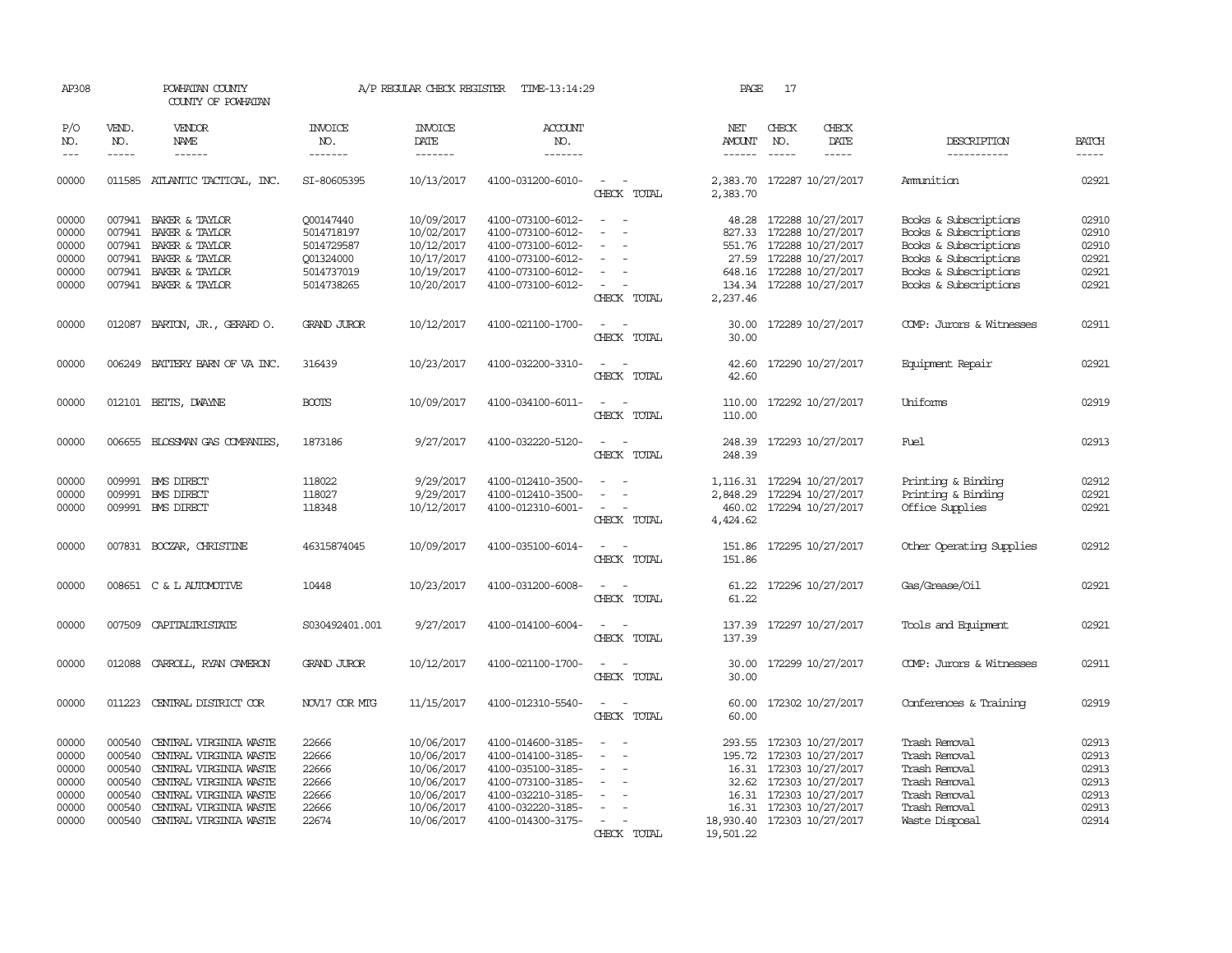AP308 POWHATAN COUNTY A/P REGULAR CHECK REGISTER TIME-13:14:29 PAGE 17

COUNTY OF POWHATAN

| P/O NO. | VEND. NO. | VENDOR NAME | INVOICE NO. | INVOICE DATE | ACCOUNT NO. | | NET AMOUNT | CHECK NO. | CHECK DATE | DESCRIPTION | BATCH |
|---|---|---|---|---|---|---|---|---|---|---|---|
| 00000 | 011585 | ATLANTIC TACTICAL, INC. | SI-80605395 | 10/13/2017 | 4100-031200-6010- | - - | 2,383.70 | 172287 | 10/27/2017 | Ammunition | 02921 |
| | | | | | | CHECK TOTAL | 2,383.70 | | | | |
| 00000 | 007941 | BAKER & TAYLOR | Q00147440 | 10/09/2017 | 4100-073100-6012- | - - | 48.28 | 172288 | 10/27/2017 | Books & Subscriptions | 02910 |
| 00000 | 007941 | BAKER & TAYLOR | 5014718197 | 10/02/2017 | 4100-073100-6012- | - - | 827.33 | 172288 | 10/27/2017 | Books & Subscriptions | 02910 |
| 00000 | 007941 | BAKER & TAYLOR | 5014729587 | 10/12/2017 | 4100-073100-6012- | - - | 551.76 | 172288 | 10/27/2017 | Books & Subscriptions | 02910 |
| 00000 | 007941 | BAKER & TAYLOR | Q01324000 | 10/17/2017 | 4100-073100-6012- | - - | 27.59 | 172288 | 10/27/2017 | Books & Subscriptions | 02921 |
| 00000 | 007941 | BAKER & TAYLOR | 5014737019 | 10/19/2017 | 4100-073100-6012- | - - | 648.16 | 172288 | 10/27/2017 | Books & Subscriptions | 02921 |
| 00000 | 007941 | BAKER & TAYLOR | 5014738265 | 10/20/2017 | 4100-073100-6012- | - - | 134.34 | 172288 | 10/27/2017 | Books & Subscriptions | 02921 |
| | | | | | | CHECK TOTAL | 2,237.46 | | | | |
| 00000 | 012087 | BARTON, JR., GERARD O. | GRAND JUROR | 10/12/2017 | 4100-021100-1700- | - - | 30.00 | 172289 | 10/27/2017 | COMP: Jurors & Witnesses | 02911 |
| | | | | | | CHECK TOTAL | 30.00 | | | | |
| 00000 | 006249 | BATTERY BARN OF VA INC. | 316439 | 10/23/2017 | 4100-032200-3310- | - - | 42.60 | 172290 | 10/27/2017 | Equipment Repair | 02921 |
| | | | | | | CHECK TOTAL | 42.60 | | | | |
| 00000 | 012101 | BETTS, DWAYNE | BOOTS | 10/09/2017 | 4100-034100-6011- | - - | 110.00 | 172292 | 10/27/2017 | Uniforms | 02919 |
| | | | | | | CHECK TOTAL | 110.00 | | | | |
| 00000 | 006655 | BLOSSMAN GAS COMPANIES, | 1873186 | 9/27/2017 | 4100-032220-5120- | - - | 248.39 | 172293 | 10/27/2017 | Fuel | 02913 |
| | | | | | | CHECK TOTAL | 248.39 | | | | |
| 00000 | 009991 | BMS DIRECT | 118022 | 9/29/2017 | 4100-012410-3500- | - - | 1,116.31 | 172294 | 10/27/2017 | Printing & Binding | 02912 |
| 00000 | 009991 | BMS DIRECT | 118027 | 9/29/2017 | 4100-012410-3500- | - - | 2,848.29 | 172294 | 10/27/2017 | Printing & Binding | 02921 |
| 00000 | 009991 | BMS DIRECT | 118348 | 10/12/2017 | 4100-012310-6001- | - - | 460.02 | 172294 | 10/27/2017 | Office Supplies | 02921 |
| | | | | | | CHECK TOTAL | 4,424.62 | | | | |
| 00000 | 007831 | BOCZAR, CHRISTINE | 46315874045 | 10/09/2017 | 4100-035100-6014- | - - | 151.86 | 172295 | 10/27/2017 | Other Operating Supplies | 02912 |
| | | | | | | CHECK TOTAL | 151.86 | | | | |
| 00000 | 008651 | C & L AUTOMOTIVE | 10448 | 10/23/2017 | 4100-031200-6008- | - - | 61.22 | 172296 | 10/27/2017 | Gas/Grease/Oil | 02921 |
| | | | | | | CHECK TOTAL | 61.22 | | | | |
| 00000 | 007509 | CAPITALTRISTATE | S030492401.001 | 9/27/2017 | 4100-014100-6004- | - - | 137.39 | 172297 | 10/27/2017 | Tools and Equipment | 02921 |
| | | | | | | CHECK TOTAL | 137.39 | | | | |
| 00000 | 012088 | CARROLL, RYAN CAMERON | GRAND JUROR | 10/12/2017 | 4100-021100-1700- | - - | 30.00 | 172299 | 10/27/2017 | COMP: Jurors & Witnesses | 02911 |
| | | | | | | CHECK TOTAL | 30.00 | | | | |
| 00000 | 011223 | CENTRAL DISTRICT COR | NOV17 COR MTG | 11/15/2017 | 4100-012310-5540- | - - | 60.00 | 172302 | 10/27/2017 | Conferences & Training | 02919 |
| | | | | | | CHECK TOTAL | 60.00 | | | | |
| 00000 | 000540 | CENTRAL VIRGINIA WASTE | 22666 | 10/06/2017 | 4100-014600-3185- | - - | 293.55 | 172303 | 10/27/2017 | Trash Removal | 02913 |
| 00000 | 000540 | CENTRAL VIRGINIA WASTE | 22666 | 10/06/2017 | 4100-014100-3185- | - - | 195.72 | 172303 | 10/27/2017 | Trash Removal | 02913 |
| 00000 | 000540 | CENTRAL VIRGINIA WASTE | 22666 | 10/06/2017 | 4100-035100-3185- | - - | 16.31 | 172303 | 10/27/2017 | Trash Removal | 02913 |
| 00000 | 000540 | CENTRAL VIRGINIA WASTE | 22666 | 10/06/2017 | 4100-073100-3185- | - - | 32.62 | 172303 | 10/27/2017 | Trash Removal | 02913 |
| 00000 | 000540 | CENTRAL VIRGINIA WASTE | 22666 | 10/06/2017 | 4100-032210-3185- | - - | 16.31 | 172303 | 10/27/2017 | Trash Removal | 02913 |
| 00000 | 000540 | CENTRAL VIRGINIA WASTE | 22666 | 10/06/2017 | 4100-032220-3185- | - - | 16.31 | 172303 | 10/27/2017 | Trash Removal | 02913 |
| 00000 | 000540 | CENTRAL VIRGINIA WASTE | 22674 | 10/06/2017 | 4100-014300-3175- | - - | 18,930.40 | 172303 | 10/27/2017 | Waste Disposal | 02914 |
| | | | | | | CHECK TOTAL | 19,501.22 | | | | |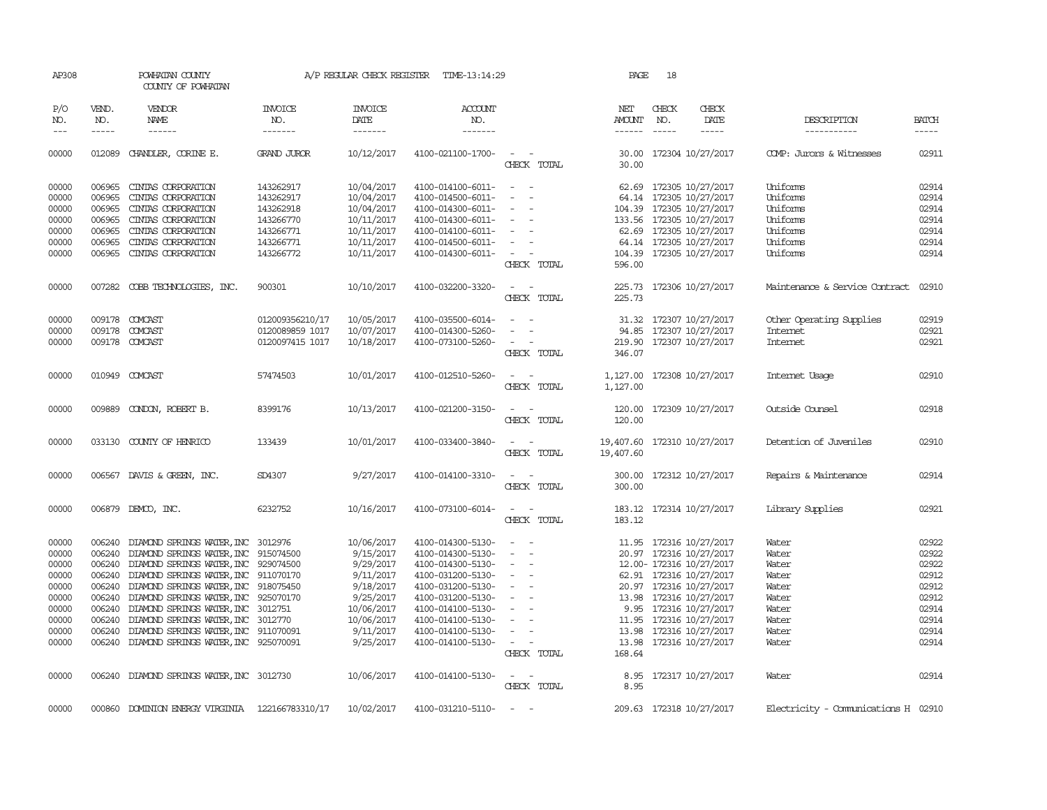AP308 POWHATAN COUNTY A/P REGULAR CHECK REGISTER TIME-13:14:29 PAGE 18
COUNTY OF POWHATAN

| P/O NO. | VEND. NO. | VENDOR NAME | INVOICE NO. | INVOICE DATE | ACCOUNT NO. | | NET AMOUNT | CHECK NO. | CHECK DATE | DESCRIPTION | BATCH |
|---|---|---|---|---|---|---|---|---|---|---|---|
| 00000 | 012089 | CHANDLER, CORINE E. | GRAND JUROR | 10/12/2017 | 4100-021100-1700- | - - | 30.00 | 172304 | 10/27/2017 | COMP: Jurors & Witnesses | 02911 |
| | | | | | | CHECK TOTAL | 30.00 | | | | |
| 00000 | 006965 | CINTAS CORPORATION | 143262917 | 10/04/2017 | 4100-014100-6011- | - - | 62.69 | 172305 | 10/27/2017 | Uniforms | 02914 |
| 00000 | 006965 | CINTAS CORPORATION | 143262917 | 10/04/2017 | 4100-014500-6011- | - - | 64.14 | 172305 | 10/27/2017 | Uniforms | 02914 |
| 00000 | 006965 | CINTAS CORPORATION | 143262918 | 10/04/2017 | 4100-014300-6011- | - - | 104.39 | 172305 | 10/27/2017 | Uniforms | 02914 |
| 00000 | 006965 | CINTAS CORPORATION | 143266770 | 10/11/2017 | 4100-014300-6011- | - - | 133.56 | 172305 | 10/27/2017 | Uniforms | 02914 |
| 00000 | 006965 | CINTAS CORPORATION | 143266771 | 10/11/2017 | 4100-014100-6011- | - - | 62.69 | 172305 | 10/27/2017 | Uniforms | 02914 |
| 00000 | 006965 | CINTAS CORPORATION | 143266771 | 10/11/2017 | 4100-014500-6011- | - - | 64.14 | 172305 | 10/27/2017 | Uniforms | 02914 |
| 00000 | 006965 | CINTAS CORPORATION | 143266772 | 10/11/2017 | 4100-014300-6011- | - - | 104.39 | 172305 | 10/27/2017 | Uniforms | 02914 |
| | | | | | | CHECK TOTAL | 596.00 | | | | |
| 00000 | 007282 | COBB TECHNOLOGIES, INC. | 900301 | 10/10/2017 | 4100-032200-3320- | - - | 225.73 | 172306 | 10/27/2017 | Maintenance & Service Contract | 02910 |
| | | | | | | CHECK TOTAL | 225.73 | | | | |
| 00000 | 009178 | COMCAST | 012009356210/17 | 10/05/2017 | 4100-035500-6014- | - - | 31.32 | 172307 | 10/27/2017 | Other Operating Supplies | 02919 |
| 00000 | 009178 | COMCAST | 0120089859 1017 | 10/07/2017 | 4100-014300-5260- | - - | 94.85 | 172307 | 10/27/2017 | Internet | 02921 |
| 00000 | 009178 | COMCAST | 0120097415 1017 | 10/18/2017 | 4100-073100-5260- | - - | 219.90 | 172307 | 10/27/2017 | Internet | 02921 |
| | | | | | | CHECK TOTAL | 346.07 | | | | |
| 00000 | 010949 | COMCAST | 57474503 | 10/01/2017 | 4100-012510-5260- | - - | 1,127.00 | 172308 | 10/27/2017 | Internet Usage | 02910 |
| | | | | | | CHECK TOTAL | 1,127.00 | | | | |
| 00000 | 009889 | CONDON, ROBERT B. | 8399176 | 10/13/2017 | 4100-021200-3150- | - - | 120.00 | 172309 | 10/27/2017 | Outside Counsel | 02918 |
| | | | | | | CHECK TOTAL | 120.00 | | | | |
| 00000 | 033130 | COUNTY OF HENRICO | 133439 | 10/01/2017 | 4100-033400-3840- | - - | 19,407.60 | 172310 | 10/27/2017 | Detention of Juveniles | 02910 |
| | | | | | | CHECK TOTAL | 19,407.60 | | | | |
| 00000 | 006567 | DAVIS & GREEN, INC. | SD4307 | 9/27/2017 | 4100-014100-3310- | - - | 300.00 | 172312 | 10/27/2017 | Repairs & Maintenance | 02914 |
| | | | | | | CHECK TOTAL | 300.00 | | | | |
| 00000 | 006879 | DEMCO, INC. | 6232752 | 10/16/2017 | 4100-073100-6014- | - - | 183.12 | 172314 | 10/27/2017 | Library Supplies | 02921 |
| | | | | | | CHECK TOTAL | 183.12 | | | | |
| 00000 | 006240 | DIAMOND SPRINGS WATER,INC | 3012976 | 10/06/2017 | 4100-014300-5130- | - - | 11.95 | 172316 | 10/27/2017 | Water | 02922 |
| 00000 | 006240 | DIAMOND SPRINGS WATER,INC | 915074500 | 9/15/2017 | 4100-014300-5130- | - - | 20.97 | 172316 | 10/27/2017 | Water | 02922 |
| 00000 | 006240 | DIAMOND SPRINGS WATER,INC | 929074500 | 9/29/2017 | 4100-014300-5130- | - - | 12.00- | 172316 | 10/27/2017 | Water | 02922 |
| 00000 | 006240 | DIAMOND SPRINGS WATER,INC | 911070170 | 9/11/2017 | 4100-031200-5130- | - - | 62.91 | 172316 | 10/27/2017 | Water | 02912 |
| 00000 | 006240 | DIAMOND SPRINGS WATER,INC | 918075450 | 9/18/2017 | 4100-031200-5130- | - - | 20.97 | 172316 | 10/27/2017 | Water | 02912 |
| 00000 | 006240 | DIAMOND SPRINGS WATER,INC | 925070170 | 9/25/2017 | 4100-031200-5130- | - - | 13.98 | 172316 | 10/27/2017 | Water | 02912 |
| 00000 | 006240 | DIAMOND SPRINGS WATER,INC | 3012751 | 10/06/2017 | 4100-014100-5130- | - - | 9.95 | 172316 | 10/27/2017 | Water | 02914 |
| 00000 | 006240 | DIAMOND SPRINGS WATER,INC | 3012770 | 10/06/2017 | 4100-014100-5130- | - - | 11.95 | 172316 | 10/27/2017 | Water | 02914 |
| 00000 | 006240 | DIAMOND SPRINGS WATER,INC | 911070091 | 9/11/2017 | 4100-014100-5130- | - - | 13.98 | 172316 | 10/27/2017 | Water | 02914 |
| 00000 | 006240 | DIAMOND SPRINGS WATER,INC | 925070091 | 9/25/2017 | 4100-014100-5130- | - - | 13.98 | 172316 | 10/27/2017 | Water | 02914 |
| | | | | | | CHECK TOTAL | 168.64 | | | | |
| 00000 | 006240 | DIAMOND SPRINGS WATER,INC | 3012730 | 10/06/2017 | 4100-014100-5130- | - - | 8.95 | 172317 | 10/27/2017 | Water | 02914 |
| | | | | | | CHECK TOTAL | 8.95 | | | | |
| 00000 | 000860 | DOMINION ENERGY VIRGINIA | 122166783310/17 | 10/02/2017 | 4100-031210-5110- | - - | 209.63 | 172318 | 10/27/2017 | Electricity - Communications H | 02910 |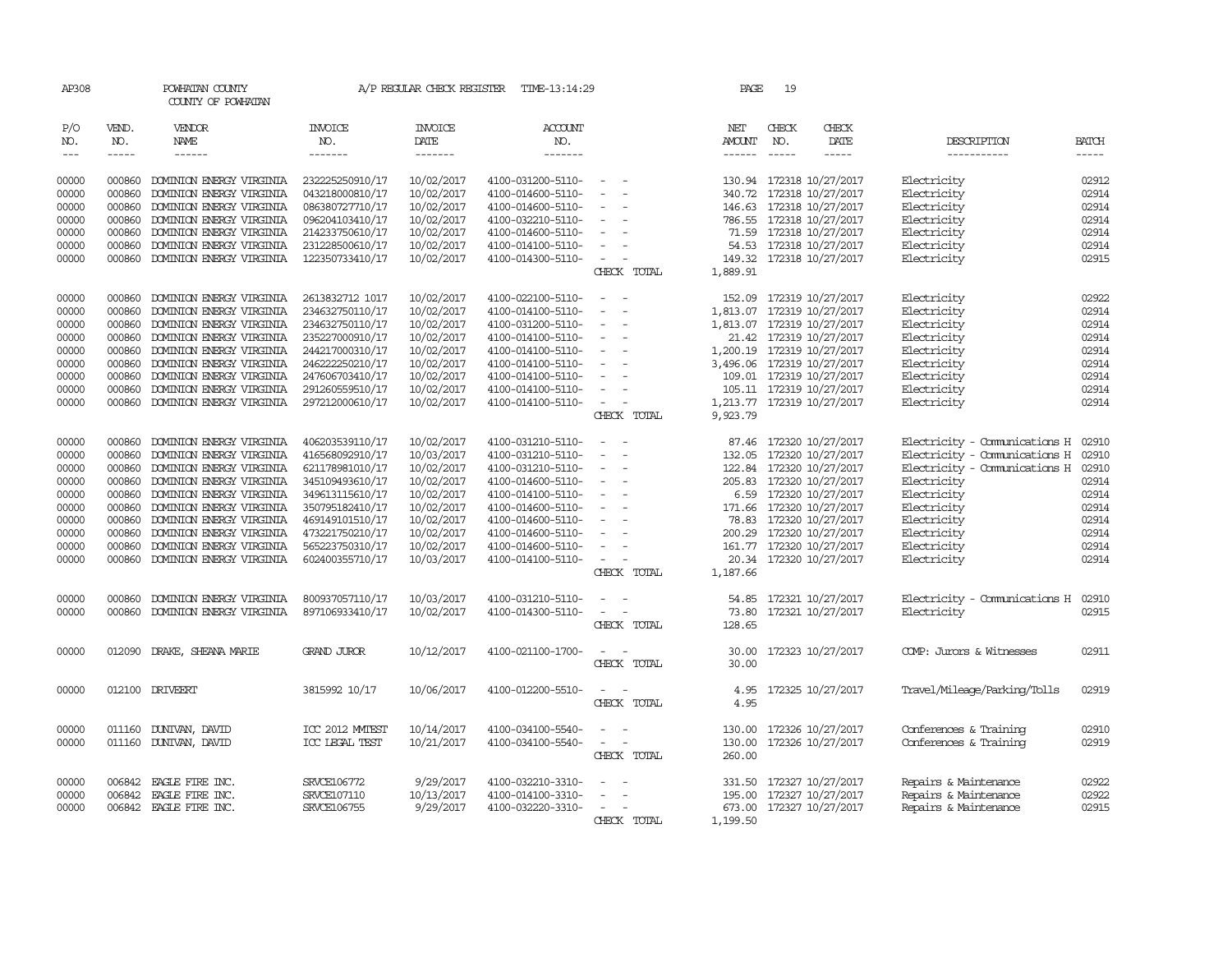AP308 POWHATAN COUNTY A/P REGULAR CHECK REGISTER TIME-13:14:29 PAGE 19

COUNTY OF POWHATAN

| P/O NO. | VEND. NO. | VENDOR NAME | INVOICE NO. | INVOICE DATE | ACCOUNT NO. | | NET AMOUNT | CHECK NO. | CHECK DATE | DESCRIPTION | BATCH |
|---|---|---|---|---|---|---|---|---|---|---|---|
| 00000 | 000860 | DOMINION ENERGY VIRGINIA | 232225250910/17 | 10/02/2017 | 4100-031200-5110- | - - | 130.94 | 172318 | 10/27/2017 | Electricity | 02912 |
| 00000 | 000860 | DOMINION ENERGY VIRGINIA | 043218000810/17 | 10/02/2017 | 4100-014600-5110- | - - | 340.72 | 172318 | 10/27/2017 | Electricity | 02914 |
| 00000 | 000860 | DOMINION ENERGY VIRGINIA | 086380727710/17 | 10/02/2017 | 4100-014600-5110- | - - | 146.63 | 172318 | 10/27/2017 | Electricity | 02914 |
| 00000 | 000860 | DOMINION ENERGY VIRGINIA | 096204103410/17 | 10/02/2017 | 4100-032210-5110- | - - | 786.55 | 172318 | 10/27/2017 | Electricity | 02914 |
| 00000 | 000860 | DOMINION ENERGY VIRGINIA | 214233750610/17 | 10/02/2017 | 4100-014600-5110- | - - | 71.59 | 172318 | 10/27/2017 | Electricity | 02914 |
| 00000 | 000860 | DOMINION ENERGY VIRGINIA | 231228500610/17 | 10/02/2017 | 4100-014100-5110- | - - | 54.53 | 172318 | 10/27/2017 | Electricity | 02914 |
| 00000 | 000860 | DOMINION ENERGY VIRGINIA | 122350733410/17 | 10/02/2017 | 4100-014300-5110- | - - | 149.32 | 172318 | 10/27/2017 | Electricity | 02915 |
| | | | | | | CHECK TOTAL | 1,889.91 | | | | |
| 00000 | 000860 | DOMINION ENERGY VIRGINIA | 2613832712 1017 | 10/02/2017 | 4100-022100-5110- | - - | 152.09 | 172319 | 10/27/2017 | Electricity | 02922 |
| 00000 | 000860 | DOMINION ENERGY VIRGINIA | 234632750110/17 | 10/02/2017 | 4100-014100-5110- | - - | 1,813.07 | 172319 | 10/27/2017 | Electricity | 02914 |
| 00000 | 000860 | DOMINION ENERGY VIRGINIA | 234632750110/17 | 10/02/2017 | 4100-031200-5110- | - - | 1,813.07 | 172319 | 10/27/2017 | Electricity | 02914 |
| 00000 | 000860 | DOMINION ENERGY VIRGINIA | 235227000910/17 | 10/02/2017 | 4100-014100-5110- | - - | 21.42 | 172319 | 10/27/2017 | Electricity | 02914 |
| 00000 | 000860 | DOMINION ENERGY VIRGINIA | 244217000310/17 | 10/02/2017 | 4100-014100-5110- | - - | 1,200.19 | 172319 | 10/27/2017 | Electricity | 02914 |
| 00000 | 000860 | DOMINION ENERGY VIRGINIA | 246222250210/17 | 10/02/2017 | 4100-014100-5110- | - - | 3,496.06 | 172319 | 10/27/2017 | Electricity | 02914 |
| 00000 | 000860 | DOMINION ENERGY VIRGINIA | 247606703410/17 | 10/02/2017 | 4100-014100-5110- | - - | 109.01 | 172319 | 10/27/2017 | Electricity | 02914 |
| 00000 | 000860 | DOMINION ENERGY VIRGINIA | 291260559510/17 | 10/02/2017 | 4100-014100-5110- | - - | 105.11 | 172319 | 10/27/2017 | Electricity | 02914 |
| 00000 | 000860 | DOMINION ENERGY VIRGINIA | 297212000610/17 | 10/02/2017 | 4100-014100-5110- | - - | 1,213.77 | 172319 | 10/27/2017 | Electricity | 02914 |
| | | | | | | CHECK TOTAL | 9,923.79 | | | | |
| 00000 | 000860 | DOMINION ENERGY VIRGINIA | 406203539110/17 | 10/02/2017 | 4100-031210-5110- | - - | 87.46 | 172320 | 10/27/2017 | Electricity - Communications H | 02910 |
| 00000 | 000860 | DOMINION ENERGY VIRGINIA | 416568092910/17 | 10/03/2017 | 4100-031210-5110- | - - | 132.05 | 172320 | 10/27/2017 | Electricity - Communications H | 02910 |
| 00000 | 000860 | DOMINION ENERGY VIRGINIA | 621178981010/17 | 10/02/2017 | 4100-031210-5110- | - - | 122.84 | 172320 | 10/27/2017 | Electricity - Communications H | 02910 |
| 00000 | 000860 | DOMINION ENERGY VIRGINIA | 345109493610/17 | 10/02/2017 | 4100-014600-5110- | - - | 205.83 | 172320 | 10/27/2017 | Electricity | 02914 |
| 00000 | 000860 | DOMINION ENERGY VIRGINIA | 349613115610/17 | 10/02/2017 | 4100-014100-5110- | - - | 6.59 | 172320 | 10/27/2017 | Electricity | 02914 |
| 00000 | 000860 | DOMINION ENERGY VIRGINIA | 350795182410/17 | 10/02/2017 | 4100-014600-5110- | - - | 171.66 | 172320 | 10/27/2017 | Electricity | 02914 |
| 00000 | 000860 | DOMINION ENERGY VIRGINIA | 469149101510/17 | 10/02/2017 | 4100-014600-5110- | - - | 78.83 | 172320 | 10/27/2017 | Electricity | 02914 |
| 00000 | 000860 | DOMINION ENERGY VIRGINIA | 473221750210/17 | 10/02/2017 | 4100-014600-5110- | - - | 200.29 | 172320 | 10/27/2017 | Electricity | 02914 |
| 00000 | 000860 | DOMINION ENERGY VIRGINIA | 565223750310/17 | 10/02/2017 | 4100-014600-5110- | - - | 161.77 | 172320 | 10/27/2017 | Electricity | 02914 |
| 00000 | 000860 | DOMINION ENERGY VIRGINIA | 602400355710/17 | 10/03/2017 | 4100-014100-5110- | - - | 20.34 | 172320 | 10/27/2017 | Electricity | 02914 |
| | | | | | | CHECK TOTAL | 1,187.66 | | | | |
| 00000 | 000860 | DOMINION ENERGY VIRGINIA | 800937057110/17 | 10/03/2017 | 4100-031210-5110- | - - | 54.85 | 172321 | 10/27/2017 | Electricity - Communications H | 02910 |
| 00000 | 000860 | DOMINION ENERGY VIRGINIA | 897106933410/17 | 10/02/2017 | 4100-014300-5110- | - - | 73.80 | 172321 | 10/27/2017 | Electricity | 02915 |
| | | | | | | CHECK TOTAL | 128.65 | | | | |
| 00000 | 012090 | DRAKE, SHEANA MARIE | GRAND JUROR | 10/12/2017 | 4100-021100-1700- | - - | 30.00 | 172323 | 10/27/2017 | COMP: Jurors & Witnesses | 02911 |
| | | | | | | CHECK TOTAL | 30.00 | | | | |
| 00000 | 012100 | DRIVEERT | 3815992 10/17 | 10/06/2017 | 4100-012200-5510- | - - | 4.95 | 172325 | 10/27/2017 | Travel/Mileage/Parking/Tolls | 02919 |
| | | | | | | CHECK TOTAL | 4.95 | | | | |
| 00000 | 011160 | DUNIVAN, DAVID | ICC 2012 MMTEST | 10/14/2017 | 4100-034100-5540- | - - | 130.00 | 172326 | 10/27/2017 | Conferences & Training | 02910 |
| 00000 | 011160 | DUNIVAN, DAVID | ICC LEGAL TEST | 10/21/2017 | 4100-034100-5540- | - - | 130.00 | 172326 | 10/27/2017 | Conferences & Training | 02919 |
| | | | | | | CHECK TOTAL | 260.00 | | | | |
| 00000 | 006842 | EAGLE FIRE INC. | SRVCE106772 | 9/29/2017 | 4100-032210-3310- | - - | 331.50 | 172327 | 10/27/2017 | Repairs & Maintenance | 02922 |
| 00000 | 006842 | EAGLE FIRE INC. | SRVCE107110 | 10/13/2017 | 4100-014100-3310- | - - | 195.00 | 172327 | 10/27/2017 | Repairs & Maintenance | 02922 |
| 00000 | 006842 | EAGLE FIRE INC. | SRVCE106755 | 9/29/2017 | 4100-032220-3310- | - - | 673.00 | 172327 | 10/27/2017 | Repairs & Maintenance | 02915 |
| | | | | | | CHECK TOTAL | 1,199.50 | | | | |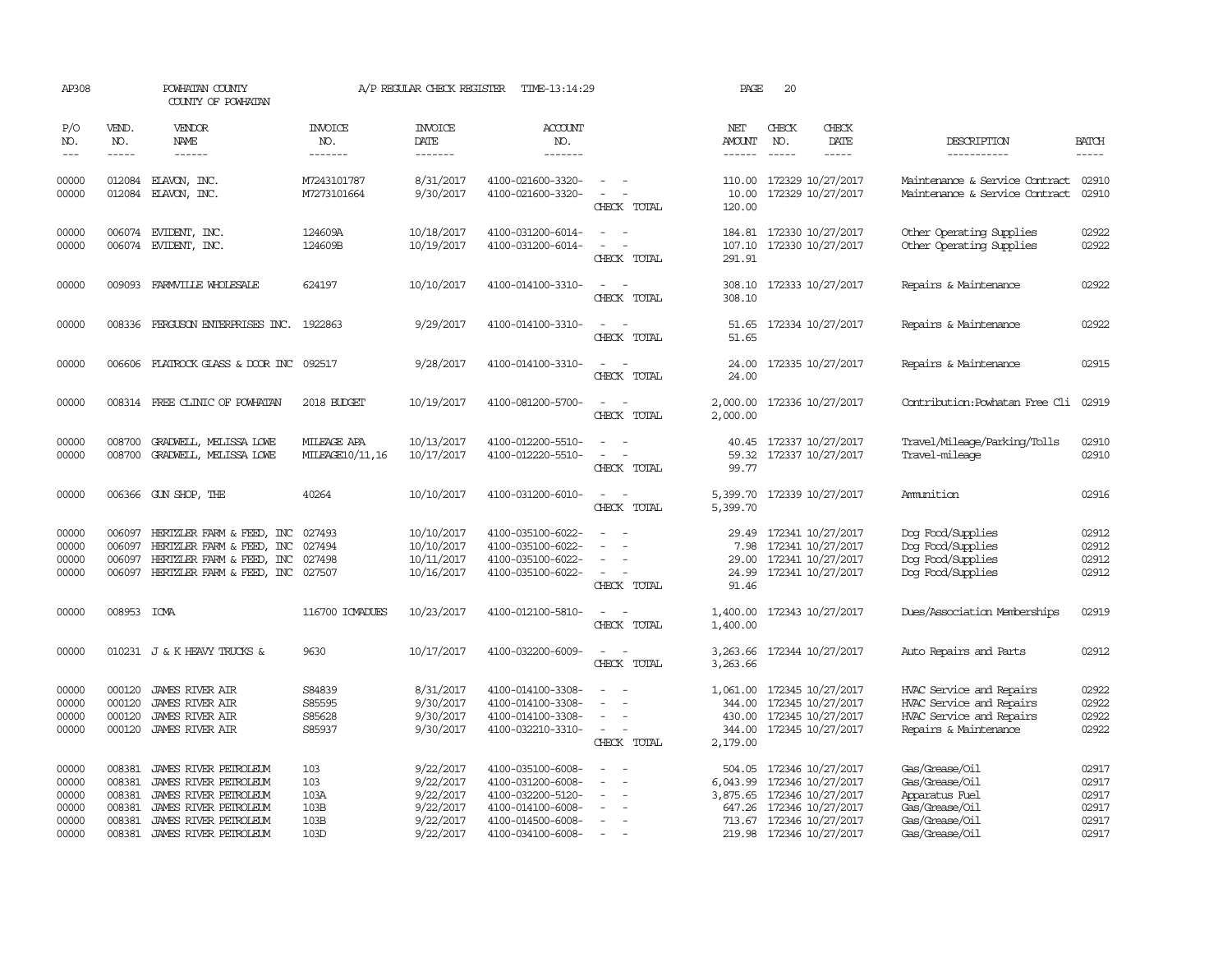AP308 POWHATAN COUNTY A/P REGULAR CHECK REGISTER TIME-13:14:29 PAGE 20

COUNTY OF POWHATAN

| P/O NO. | VEND. NO. | VENDOR NAME | INVOICE NO. | INVOICE DATE | ACCOUNT NO. | | NET AMOUNT | CHECK NO. | CHECK DATE | DESCRIPTION | BATCH |
|---|---|---|---|---|---|---|---|---|---|---|---|
| --- | ----- | ------ | ------- | ------- | ------- | | ------ | ----- | ----- | ----------- | ----- |
| 00000 | 012084 | ELAVON, INC. | M7243101787 | 8/31/2017 | 4100-021600-3320- | - - | 110.00 | 172329 | 10/27/2017 | Maintenance & Service Contract | 02910 |
| 00000 | 012084 | ELAVON, INC. | M7273101664 | 9/30/2017 | 4100-021600-3320- | - - | 10.00 | 172329 | 10/27/2017 | Maintenance & Service Contract | 02910 |
| | | | | | | CHECK TOTAL | 120.00 | | | | |
| 00000 | 006074 | EVIDENT, INC. | 124609A | 10/18/2017 | 4100-031200-6014- | - - | 184.81 | 172330 | 10/27/2017 | Other Operating Supplies | 02922 |
| 00000 | 006074 | EVIDENT, INC. | 124609B | 10/19/2017 | 4100-031200-6014- | - - | 107.10 | 172330 | 10/27/2017 | Other Operating Supplies | 02922 |
| | | | | | | CHECK TOTAL | 291.91 | | | | |
| 00000 | 009093 | FARMVILLE WHOLESALE | 624197 | 10/10/2017 | 4100-014100-3310- | - - | 308.10 | 172333 | 10/27/2017 | Repairs & Maintenance | 02922 |
| | | | | | | CHECK TOTAL | 308.10 | | | | |
| 00000 | 008336 | FERGUSON ENTERPRISES INC. | 1922863 | 9/29/2017 | 4100-014100-3310- | - - | 51.65 | 172334 | 10/27/2017 | Repairs & Maintenance | 02922 |
| | | | | | | CHECK TOTAL | 51.65 | | | | |
| 00000 | 006606 | FLATROCK GLASS & DOOR INC | 092517 | 9/28/2017 | 4100-014100-3310- | - - | 24.00 | 172335 | 10/27/2017 | Repairs & Maintenance | 02915 |
| | | | | | | CHECK TOTAL | 24.00 | | | | |
| 00000 | 008314 | FREE CLINIC OF POWHATAN | 2018 BUDGET | 10/19/2017 | 4100-081200-5700- | - - | 2,000.00 | 172336 | 10/27/2017 | Contribution:Powhatan Free Cli | 02919 |
| | | | | | | CHECK TOTAL | 2,000.00 | | | | |
| 00000 | 008700 | GRADWELL, MELISSA LOWE | MILEAGE APA | 10/13/2017 | 4100-012200-5510- | - - | 40.45 | 172337 | 10/27/2017 | Travel/Mileage/Parking/Tolls | 02910 |
| 00000 | 008700 | GRADWELL, MELISSA LOWE | MILEAGE10/11,16 | 10/17/2017 | 4100-012220-5510- | - - | 59.32 | 172337 | 10/27/2017 | Travel-mileage | 02910 |
| | | | | | | CHECK TOTAL | 99.77 | | | | |
| 00000 | 006366 | GUN SHOP, THE | 40264 | 10/10/2017 | 4100-031200-6010- | - - | 5,399.70 | 172339 | 10/27/2017 | Ammunition | 02916 |
| | | | | | | CHECK TOTAL | 5,399.70 | | | | |
| 00000 | 006097 | HERTZLER FARM & FEED, INC | 027493 | 10/10/2017 | 4100-035100-6022- | - - | 29.49 | 172341 | 10/27/2017 | Dog Food/Supplies | 02912 |
| 00000 | 006097 | HERTZLER FARM & FEED, INC | 027494 | 10/10/2017 | 4100-035100-6022- | - - | 7.98 | 172341 | 10/27/2017 | Dog Food/Supplies | 02912 |
| 00000 | 006097 | HERTZLER FARM & FEED, INC | 027498 | 10/11/2017 | 4100-035100-6022- | - - | 29.00 | 172341 | 10/27/2017 | Dog Food/Supplies | 02912 |
| 00000 | 006097 | HERTZLER FARM & FEED, INC | 027507 | 10/16/2017 | 4100-035100-6022- | - - | 24.99 | 172341 | 10/27/2017 | Dog Food/Supplies | 02912 |
| | | | | | | CHECK TOTAL | 91.46 | | | | |
| 00000 | 008953 | ICMA | 116700 ICMADUES | 10/23/2017 | 4100-012100-5810- | - - | 1,400.00 | 172343 | 10/27/2017 | Dues/Association Memberships | 02919 |
| | | | | | | CHECK TOTAL | 1,400.00 | | | | |
| 00000 | 010231 | J & K HEAVY TRUCKS & | 9630 | 10/17/2017 | 4100-032200-6009- | - - | 3,263.66 | 172344 | 10/27/2017 | Auto Repairs and Parts | 02912 |
| | | | | | | CHECK TOTAL | 3,263.66 | | | | |
| 00000 | 000120 | JAMES RIVER AIR | S84839 | 8/31/2017 | 4100-014100-3308- | - - | 1,061.00 | 172345 | 10/27/2017 | HVAC Service and Repairs | 02922 |
| 00000 | 000120 | JAMES RIVER AIR | S85595 | 9/30/2017 | 4100-014100-3308- | - - | 344.00 | 172345 | 10/27/2017 | HVAC Service and Repairs | 02922 |
| 00000 | 000120 | JAMES RIVER AIR | S85628 | 9/30/2017 | 4100-014100-3308- | - - | 430.00 | 172345 | 10/27/2017 | HVAC Service and Repairs | 02922 |
| 00000 | 000120 | JAMES RIVER AIR | S85937 | 9/30/2017 | 4100-032210-3310- | - - | 344.00 | 172345 | 10/27/2017 | Repairs & Maintenance | 02922 |
| | | | | | | CHECK TOTAL | 2,179.00 | | | | |
| 00000 | 008381 | JAMES RIVER PETROLEUM | 103 | 9/22/2017 | 4100-035100-6008- | - - | 504.05 | 172346 | 10/27/2017 | Gas/Grease/Oil | 02917 |
| 00000 | 008381 | JAMES RIVER PETROLEUM | 103 | 9/22/2017 | 4100-031200-6008- | - - | 6,043.99 | 172346 | 10/27/2017 | Gas/Grease/Oil | 02917 |
| 00000 | 008381 | JAMES RIVER PETROLEUM | 103A | 9/22/2017 | 4100-032200-5120- | - - | 3,875.65 | 172346 | 10/27/2017 | Apparatus Fuel | 02917 |
| 00000 | 008381 | JAMES RIVER PETROLEUM | 103B | 9/22/2017 | 4100-014100-6008- | - - | 647.26 | 172346 | 10/27/2017 | Gas/Grease/Oil | 02917 |
| 00000 | 008381 | JAMES RIVER PETROLEUM | 103B | 9/22/2017 | 4100-014500-6008- | - - | 713.67 | 172346 | 10/27/2017 | Gas/Grease/Oil | 02917 |
| 00000 | 008381 | JAMES RIVER PETROLEUM | 103D | 9/22/2017 | 4100-034100-6008- | - - | 219.98 | 172346 | 10/27/2017 | Gas/Grease/Oil | 02917 |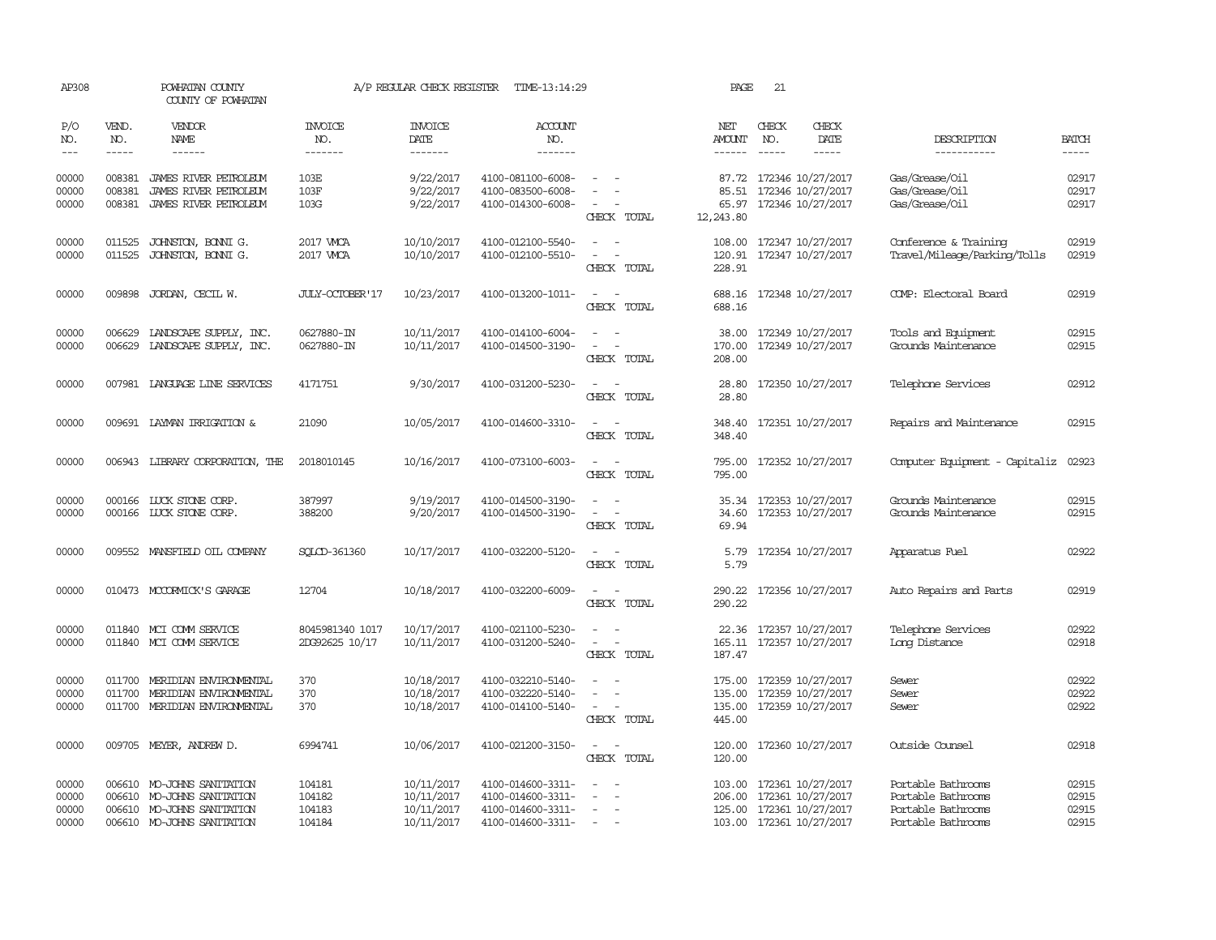AP308 POWHATAN COUNTY A/P REGULAR CHECK REGISTER TIME-13:14:29 PAGE 21
COUNTY OF POWHATAN

| P/O NO. | VEND. NO. | VENDOR NAME | INVOICE NO. | INVOICE DATE | ACCOUNT NO. | | NET AMOUNT | CHECK NO. | CHECK DATE | DESCRIPTION | BATCH |
|---|---|---|---|---|---|---|---|---|---|---|---|
| 00000 | 008381 | JAMES RIVER PETROLEUM | 103E | 9/22/2017 | 4100-081100-6008- | - - | 87.72 | 172346 | 10/27/2017 | Gas/Grease/Oil | 02917 |
| 00000 | 008381 | JAMES RIVER PETROLEUM | 103F | 9/22/2017 | 4100-083500-6008- | - - | 85.51 | 172346 | 10/27/2017 | Gas/Grease/Oil | 02917 |
| 00000 | 008381 | JAMES RIVER PETROLEUM | 103G | 9/22/2017 | 4100-014300-6008- | - - | 65.97 | 172346 | 10/27/2017 | Gas/Grease/Oil | 02917 |
| | | | | | | CHECK TOTAL | 12,243.80 | | | | |
| 00000 | 011525 | JOHNSTON, BONNI G. | 2017 VMCA | 10/10/2017 | 4100-012100-5540- | - - | 108.00 | 172347 | 10/27/2017 | Conference & Training | 02919 |
| 00000 | 011525 | JOHNSTON, BONNI G. | 2017 VMCA | 10/10/2017 | 4100-012100-5510- | - - | 120.91 | 172347 | 10/27/2017 | Travel/Mileage/Parking/Tolls | 02919 |
| | | | | | | CHECK TOTAL | 228.91 | | | | |
| 00000 | 009898 | JORDAN, CECIL W. | JULY-OCTOBER'17 | 10/23/2017 | 4100-013200-1011- | - - | 688.16 | 172348 | 10/27/2017 | COMP: Electoral Board | 02919 |
| | | | | | | CHECK TOTAL | 688.16 | | | | |
| 00000 | 006629 | LANDSCAPE SUPPLY, INC. | 0627880-IN | 10/11/2017 | 4100-014100-6004- | - - | 38.00 | 172349 | 10/27/2017 | Tools and Equipment | 02915 |
| 00000 | 006629 | LANDSCAPE SUPPLY, INC. | 0627880-IN | 10/11/2017 | 4100-014500-3190- | - - | 170.00 | 172349 | 10/27/2017 | Grounds Maintenance | 02915 |
| | | | | | | CHECK TOTAL | 208.00 | | | | |
| 00000 | 007981 | LANGUAGE LINE SERVICES | 4171751 | 9/30/2017 | 4100-031200-5230- | - - | 28.80 | 172350 | 10/27/2017 | Telephone Services | 02912 |
| | | | | | | CHECK TOTAL | 28.80 | | | | |
| 00000 | 009691 | LAYMAN IRRIGATION & | 21090 | 10/05/2017 | 4100-014600-3310- | - - | 348.40 | 172351 | 10/27/2017 | Repairs and Maintenance | 02915 |
| | | | | | | CHECK TOTAL | 348.40 | | | | |
| 00000 | 006943 | LIBRARY CORPORATION, THE | 2018010145 | 10/16/2017 | 4100-073100-6003- | - - | 795.00 | 172352 | 10/27/2017 | Computer Equipment - Capitaliz | 02923 |
| | | | | | | CHECK TOTAL | 795.00 | | | | |
| 00000 | 000166 | LUCK STONE CORP. | 387997 | 9/19/2017 | 4100-014500-3190- | - - | 35.34 | 172353 | 10/27/2017 | Grounds Maintenance | 02915 |
| 00000 | 000166 | LUCK STONE CORP. | 388200 | 9/20/2017 | 4100-014500-3190- | - - | 34.60 | 172353 | 10/27/2017 | Grounds Maintenance | 02915 |
| | | | | | | CHECK TOTAL | 69.94 | | | | |
| 00000 | 009552 | MANSFIELD OIL COMPANY | SQLCD-361360 | 10/17/2017 | 4100-032200-5120- | - - | 5.79 | 172354 | 10/27/2017 | Apparatus Fuel | 02922 |
| | | | | | | CHECK TOTAL | 5.79 | | | | |
| 00000 | 010473 | MCCORMICK'S GARAGE | 12704 | 10/18/2017 | 4100-032200-6009- | - - | 290.22 | 172356 | 10/27/2017 | Auto Repairs and Parts | 02919 |
| | | | | | | CHECK TOTAL | 290.22 | | | | |
| 00000 | 011840 | MCI COMM SERVICE | 8045981340 1017 | 10/17/2017 | 4100-021100-5230- | - - | 22.36 | 172357 | 10/27/2017 | Telephone Services | 02922 |
| 00000 | 011840 | MCI COMM SERVICE | 2DG92625 10/17 | 10/11/2017 | 4100-031200-5240- | - - | 165.11 | 172357 | 10/27/2017 | Long Distance | 02918 |
| | | | | | | CHECK TOTAL | 187.47 | | | | |
| 00000 | 011700 | MERIDIAN ENVIRONMENTAL | 370 | 10/18/2017 | 4100-032210-5140- | - - | 175.00 | 172359 | 10/27/2017 | Sewer | 02922 |
| 00000 | 011700 | MERIDIAN ENVIRONMENTAL | 370 | 10/18/2017 | 4100-032220-5140- | - - | 135.00 | 172359 | 10/27/2017 | Sewer | 02922 |
| 00000 | 011700 | MERIDIAN ENVIRONMENTAL | 370 | 10/18/2017 | 4100-014100-5140- | - - | 135.00 | 172359 | 10/27/2017 | Sewer | 02922 |
| | | | | | | CHECK TOTAL | 445.00 | | | | |
| 00000 | 009705 | MEYER, ANDREW D. | 6994741 | 10/06/2017 | 4100-021200-3150- | - - | 120.00 | 172360 | 10/27/2017 | Outside Counsel | 02918 |
| | | | | | | CHECK TOTAL | 120.00 | | | | |
| 00000 | 006610 | MO-JOHNS SANITATION | 104181 | 10/11/2017 | 4100-014600-3311- | - - | 103.00 | 172361 | 10/27/2017 | Portable Bathrooms | 02915 |
| 00000 | 006610 | MO-JOHNS SANITATION | 104182 | 10/11/2017 | 4100-014600-3311- | - - | 206.00 | 172361 | 10/27/2017 | Portable Bathrooms | 02915 |
| 00000 | 006610 | MO-JOHNS SANITATION | 104183 | 10/11/2017 | 4100-014600-3311- | - - | 125.00 | 172361 | 10/27/2017 | Portable Bathrooms | 02915 |
| 00000 | 006610 | MO-JOHNS SANITATION | 104184 | 10/11/2017 | 4100-014600-3311- | - - | 103.00 | 172361 | 10/27/2017 | Portable Bathrooms | 02915 |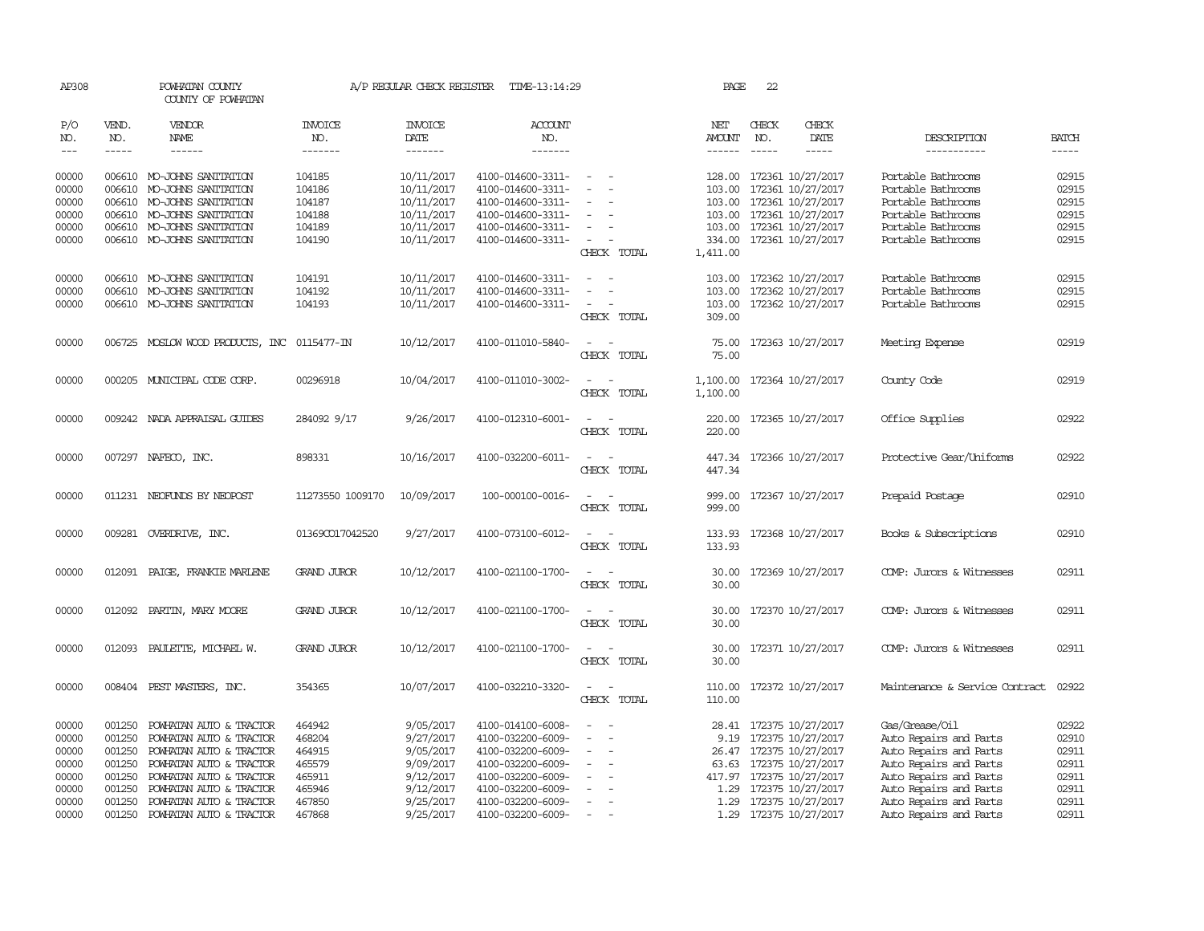AP308 POWHATAN COUNTY A/P REGULAR CHECK REGISTER TIME-13:14:29 PAGE 22
COUNTY OF POWHATAN

| P/O NO. | VEND. NO. | VENDOR NAME | INVOICE NO. | INVOICE DATE | ACCOUNT NO. | | NET AMOUNT | CHECK NO. | CHECK DATE | DESCRIPTION | BATCH |
|---|---|---|---|---|---|---|---|---|---|---|---|
| 00000 | 006610 | MO-JOHNS SANITATION | 104185 | 10/11/2017 | 4100-014600-3311- | - - | 128.00 | 172361 | 10/27/2017 | Portable Bathrooms | 02915 |
| 00000 | 006610 | MO-JOHNS SANITATION | 104186 | 10/11/2017 | 4100-014600-3311- | - - | 103.00 | 172361 | 10/27/2017 | Portable Bathrooms | 02915 |
| 00000 | 006610 | MO-JOHNS SANITATION | 104187 | 10/11/2017 | 4100-014600-3311- | - - | 103.00 | 172361 | 10/27/2017 | Portable Bathrooms | 02915 |
| 00000 | 006610 | MO-JOHNS SANITATION | 104188 | 10/11/2017 | 4100-014600-3311- | - - | 103.00 | 172361 | 10/27/2017 | Portable Bathrooms | 02915 |
| 00000 | 006610 | MO-JOHNS SANITATION | 104189 | 10/11/2017 | 4100-014600-3311- | - - | 103.00 | 172361 | 10/27/2017 | Portable Bathrooms | 02915 |
| 00000 | 006610 | MO-JOHNS SANITATION | 104190 | 10/11/2017 | 4100-014600-3311- | - - | 334.00 | 172361 | 10/27/2017 | Portable Bathrooms | 02915 |
| | | | | | | CHECK TOTAL | 1,411.00 | | | | |
| 00000 | 006610 | MO-JOHNS SANITATION | 104191 | 10/11/2017 | 4100-014600-3311- | - - | 103.00 | 172362 | 10/27/2017 | Portable Bathrooms | 02915 |
| 00000 | 006610 | MO-JOHNS SANITATION | 104192 | 10/11/2017 | 4100-014600-3311- | - - | 103.00 | 172362 | 10/27/2017 | Portable Bathrooms | 02915 |
| 00000 | 006610 | MO-JOHNS SANITATION | 104193 | 10/11/2017 | 4100-014600-3311- | - - | 103.00 | 172362 | 10/27/2017 | Portable Bathrooms | 02915 |
| | | | | | | CHECK TOTAL | 309.00 | | | | |
| 00000 | 006725 | MOSLOW WOOD PRODUCTS, INC | 0115477-IN | 10/12/2017 | 4100-011010-5840- | - - | 75.00 | 172363 | 10/27/2017 | Meeting Expense | 02919 |
| | | | | | | CHECK TOTAL | 75.00 | | | | |
| 00000 | 000205 | MUNICIPAL CODE CORP. | 00296918 | 10/04/2017 | 4100-011010-3002- | - - | 1,100.00 | 172364 | 10/27/2017 | County Code | 02919 |
| | | | | | | CHECK TOTAL | 1,100.00 | | | | |
| 00000 | 009242 | NADA APPRAISAL GUIDES | 284092 9/17 | 9/26/2017 | 4100-012310-6001- | - - | 220.00 | 172365 | 10/27/2017 | Office Supplies | 02922 |
| | | | | | | CHECK TOTAL | 220.00 | | | | |
| 00000 | 007297 | NAFECO, INC. | 898331 | 10/16/2017 | 4100-032200-6011- | - - | 447.34 | 172366 | 10/27/2017 | Protective Gear/Uniforms | 02922 |
| | | | | | | CHECK TOTAL | 447.34 | | | | |
| 00000 | 011231 | NEOFUNDS BY NEOPOST | 11273550 1009170 | 10/09/2017 | 100-000100-0016- | - - | 999.00 | 172367 | 10/27/2017 | Prepaid Postage | 02910 |
| | | | | | | CHECK TOTAL | 999.00 | | | | |
| 00000 | 009281 | OVERDRIVE, INC. | 01369CO17042520 | 9/27/2017 | 4100-073100-6012- | - - | 133.93 | 172368 | 10/27/2017 | Books & Subscriptions | 02910 |
| | | | | | | CHECK TOTAL | 133.93 | | | | |
| 00000 | 012091 | PAIGE, FRANKIE MARLENE | GRAND JUROR | 10/12/2017 | 4100-021100-1700- | - - | 30.00 | 172369 | 10/27/2017 | COMP: Jurors & Witnesses | 02911 |
| | | | | | | CHECK TOTAL | 30.00 | | | | |
| 00000 | 012092 | PARTIN, MARY MOORE | GRAND JUROR | 10/12/2017 | 4100-021100-1700- | - - | 30.00 | 172370 | 10/27/2017 | COMP: Jurors & Witnesses | 02911 |
| | | | | | | CHECK TOTAL | 30.00 | | | | |
| 00000 | 012093 | PAULETTE, MICHAEL W. | GRAND JUROR | 10/12/2017 | 4100-021100-1700- | - - | 30.00 | 172371 | 10/27/2017 | COMP: Jurors & Witnesses | 02911 |
| | | | | | | CHECK TOTAL | 30.00 | | | | |
| 00000 | 008404 | PEST MASTERS, INC. | 354365 | 10/07/2017 | 4100-032210-3320- | - - | 110.00 | 172372 | 10/27/2017 | Maintenance & Service Contract | 02922 |
| | | | | | | CHECK TOTAL | 110.00 | | | | |
| 00000 | 001250 | POWHATAN AUTO & TRACTOR | 464942 | 9/05/2017 | 4100-014100-6008- | - - | 28.41 | 172375 | 10/27/2017 | Gas/Grease/Oil | 02922 |
| 00000 | 001250 | POWHATAN AUTO & TRACTOR | 468204 | 9/27/2017 | 4100-032200-6009- | - - | 9.19 | 172375 | 10/27/2017 | Auto Repairs and Parts | 02910 |
| 00000 | 001250 | POWHATAN AUTO & TRACTOR | 464915 | 9/05/2017 | 4100-032200-6009- | - - | 26.47 | 172375 | 10/27/2017 | Auto Repairs and Parts | 02911 |
| 00000 | 001250 | POWHATAN AUTO & TRACTOR | 465579 | 9/09/2017 | 4100-032200-6009- | - - | 63.63 | 172375 | 10/27/2017 | Auto Repairs and Parts | 02911 |
| 00000 | 001250 | POWHATAN AUTO & TRACTOR | 465911 | 9/12/2017 | 4100-032200-6009- | - - | 417.97 | 172375 | 10/27/2017 | Auto Repairs and Parts | 02911 |
| 00000 | 001250 | POWHATAN AUTO & TRACTOR | 465946 | 9/12/2017 | 4100-032200-6009- | - - | 1.29 | 172375 | 10/27/2017 | Auto Repairs and Parts | 02911 |
| 00000 | 001250 | POWHATAN AUTO & TRACTOR | 467850 | 9/25/2017 | 4100-032200-6009- | - - | 1.29 | 172375 | 10/27/2017 | Auto Repairs and Parts | 02911 |
| 00000 | 001250 | POWHATAN AUTO & TRACTOR | 467868 | 9/25/2017 | 4100-032200-6009- | - - | 1.29 | 172375 | 10/27/2017 | Auto Repairs and Parts | 02911 |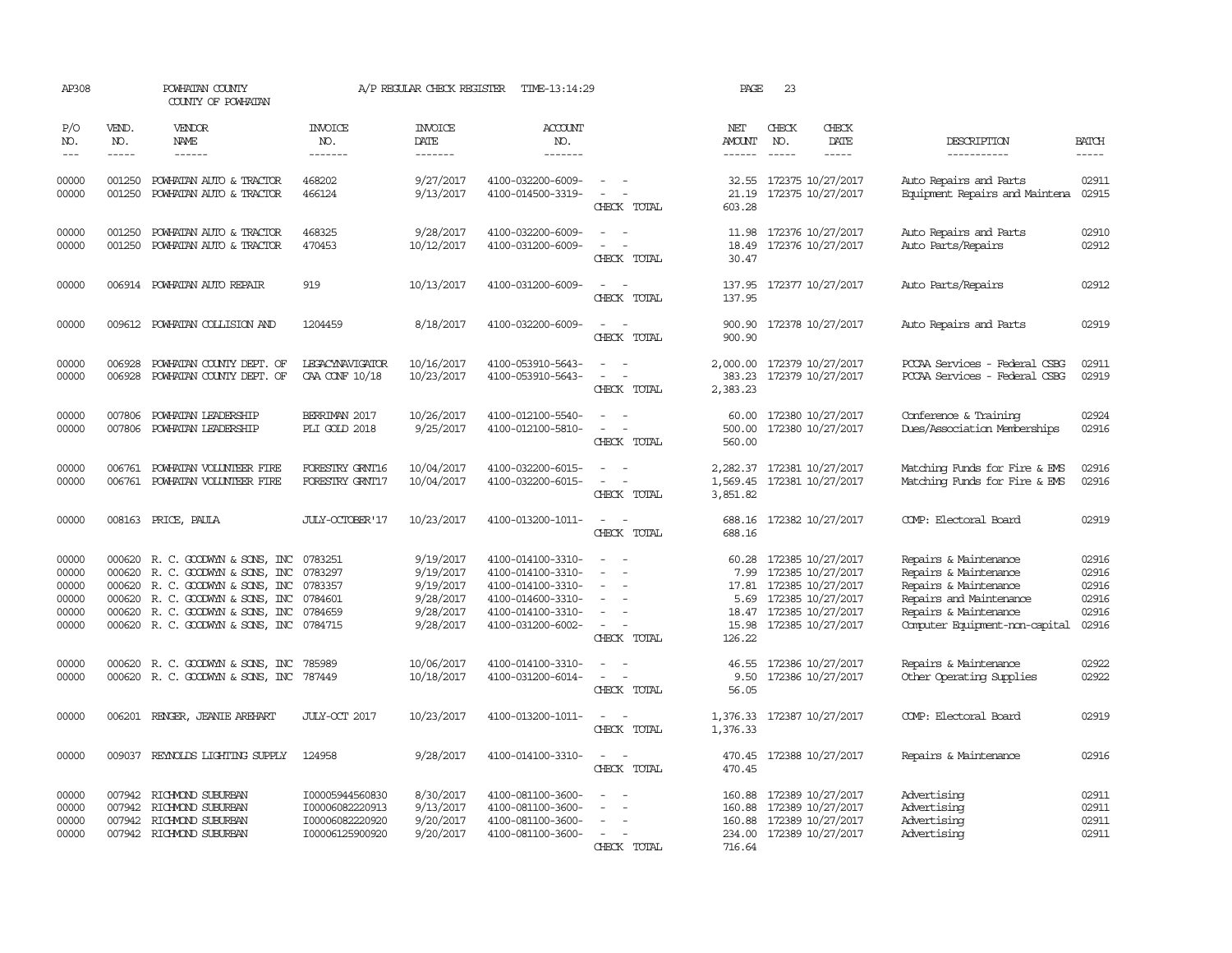AP308 POWHATAN COUNTY A/P REGULAR CHECK REGISTER TIME-13:14:29 PAGE 23
COUNTY OF POWHATAN

| P/O NO. | VEND. NO. | VENDOR NAME | INVOICE NO. | INVOICE DATE | ACCOUNT NO. | | NET AMOUNT | CHECK NO. | CHECK DATE | DESCRIPTION | BATCH |
|---|---|---|---|---|---|---|---|---|---|---|---|
| 00000 | 001250 | POWHATAN AUTO & TRACTOR | 468202 | 9/27/2017 | 4100-032200-6009- | - - | 32.55 | 172375 | 10/27/2017 | Auto Repairs and Parts | 02911 |
| 00000 | 001250 | POWHATAN AUTO & TRACTOR | 466124 | 9/13/2017 | 4100-014500-3319- | - - | 21.19 | 172375 | 10/27/2017 | Equipment Repairs and Maintena | 02915 |
| | | | | | | CHECK TOTAL | 603.28 | | | | |
| 00000 | 001250 | POWHATAN AUTO & TRACTOR | 468325 | 9/28/2017 | 4100-032200-6009- | - - | 11.98 | 172376 | 10/27/2017 | Auto Repairs and Parts | 02910 |
| 00000 | 001250 | POWHATAN AUTO & TRACTOR | 470453 | 10/12/2017 | 4100-031200-6009- | - - | 18.49 | 172376 | 10/27/2017 | Auto Parts/Repairs | 02912 |
| | | | | | | CHECK TOTAL | 30.47 | | | | |
| 00000 | 006914 | POWHATAN AUTO REPAIR | 919 | 10/13/2017 | 4100-031200-6009- | - - | 137.95 | 172377 | 10/27/2017 | Auto Parts/Repairs | 02912 |
| | | | | | | CHECK TOTAL | 137.95 | | | | |
| 00000 | 009612 | POWHATAN COLLISION AND | 1204459 | 8/18/2017 | 4100-032200-6009- | - - | 900.90 | 172378 | 10/27/2017 | Auto Repairs and Parts | 02919 |
| | | | | | | CHECK TOTAL | 900.90 | | | | |
| 00000 | 006928 | POWHATAN COUNTY DEPT. OF | LEGACYNAVIGATOR | 10/16/2017 | 4100-053910-5643- | - - | 2,000.00 | 172379 | 10/27/2017 | PCCAA Services - Federal CSBG | 02911 |
| 00000 | 006928 | POWHATAN COUNTY DEPT. OF | CAA CONF 10/18 | 10/23/2017 | 4100-053910-5643- | - - | 383.23 | 172379 | 10/27/2017 | PCCAA Services - Federal CSBG | 02919 |
| | | | | | | CHECK TOTAL | 2,383.23 | | | | |
| 00000 | 007806 | POWHATAN LEADERSHIP | BERRIMAN 2017 | 10/26/2017 | 4100-012100-5540- | - - | 60.00 | 172380 | 10/27/2017 | Conference & Training | 02924 |
| 00000 | 007806 | POWHATAN LEADERSHIP | PLI GOLD 2018 | 9/25/2017 | 4100-012100-5810- | - - | 500.00 | 172380 | 10/27/2017 | Dues/Association Memberships | 02916 |
| | | | | | | CHECK TOTAL | 560.00 | | | | |
| 00000 | 006761 | POWHATAN VOLUNTEER FIRE | FORESTRY GRNT16 | 10/04/2017 | 4100-032200-6015- | - - | 2,282.37 | 172381 | 10/27/2017 | Matching Funds for Fire & EMS | 02916 |
| 00000 | 006761 | POWHATAN VOLUNTEER FIRE | FORESTRY GRNT17 | 10/04/2017 | 4100-032200-6015- | - - | 1,569.45 | 172381 | 10/27/2017 | Matching Funds for Fire & EMS | 02916 |
| | | | | | | CHECK TOTAL | 3,851.82 | | | | |
| 00000 | 008163 | PRICE, PAULA | JULY-OCTOBER'17 | 10/23/2017 | 4100-013200-1011- | - - | 688.16 | 172382 | 10/27/2017 | COMP: Electoral Board | 02919 |
| | | | | | | CHECK TOTAL | 688.16 | | | | |
| 00000 | 000620 | R. C. GOODWYN & SONS, INC | 0783251 | 9/19/2017 | 4100-014100-3310- | - - | 60.28 | 172385 | 10/27/2017 | Repairs & Maintenance | 02916 |
| 00000 | 000620 | R. C. GOODWYN & SONS, INC | 0783297 | 9/19/2017 | 4100-014100-3310- | - - | 7.99 | 172385 | 10/27/2017 | Repairs & Maintenance | 02916 |
| 00000 | 000620 | R. C. GOODWYN & SONS, INC | 0783357 | 9/19/2017 | 4100-014100-3310- | - - | 17.81 | 172385 | 10/27/2017 | Repairs & Maintenance | 02916 |
| 00000 | 000620 | R. C. GOODWYN & SONS, INC | 0784601 | 9/28/2017 | 4100-014600-3310- | - - | 5.69 | 172385 | 10/27/2017 | Repairs and Maintenance | 02916 |
| 00000 | 000620 | R. C. GOODWYN & SONS, INC | 0784659 | 9/28/2017 | 4100-014100-3310- | - - | 18.47 | 172385 | 10/27/2017 | Repairs & Maintenance | 02916 |
| 00000 | 000620 | R. C. GOODWYN & SONS, INC | 0784715 | 9/28/2017 | 4100-031200-6002- | - - | 15.98 | 172385 | 10/27/2017 | Computer Equipment-non-capital | 02916 |
| | | | | | | CHECK TOTAL | 126.22 | | | | |
| 00000 | 000620 | R. C. GOODWYN & SONS, INC | 785989 | 10/06/2017 | 4100-014100-3310- | - - | 46.55 | 172386 | 10/27/2017 | Repairs & Maintenance | 02922 |
| 00000 | 000620 | R. C. GOODWYN & SONS, INC | 787449 | 10/18/2017 | 4100-031200-6014- | - - | 9.50 | 172386 | 10/27/2017 | Other Operating Supplies | 02922 |
| | | | | | | CHECK TOTAL | 56.05 | | | | |
| 00000 | 006201 | RENGER, JEANIE AREHART | JULY-OCT 2017 | 10/23/2017 | 4100-013200-1011- | - - | 1,376.33 | 172387 | 10/27/2017 | COMP: Electoral Board | 02919 |
| | | | | | | CHECK TOTAL | 1,376.33 | | | | |
| 00000 | 009037 | REYNOLDS LIGHTING SUPPLY | 124958 | 9/28/2017 | 4100-014100-3310- | - - | 470.45 | 172388 | 10/27/2017 | Repairs & Maintenance | 02916 |
| | | | | | | CHECK TOTAL | 470.45 | | | | |
| 00000 | 007942 | RICHMOND SUBURBAN | I00005944560830 | 8/30/2017 | 4100-081100-3600- | - - | 160.88 | 172389 | 10/27/2017 | Advertising | 02911 |
| 00000 | 007942 | RICHMOND SUBURBAN | I00006082220913 | 9/13/2017 | 4100-081100-3600- | - - | 160.88 | 172389 | 10/27/2017 | Advertising | 02911 |
| 00000 | 007942 | RICHMOND SUBURBAN | I00006082220920 | 9/20/2017 | 4100-081100-3600- | - - | 160.88 | 172389 | 10/27/2017 | Advertising | 02911 |
| 00000 | 007942 | RICHMOND SUBURBAN | I00006125900920 | 9/20/2017 | 4100-081100-3600- | - - | 234.00 | 172389 | 10/27/2017 | Advertising | 02911 |
| | | | | | | CHECK TOTAL | 716.64 | | | | |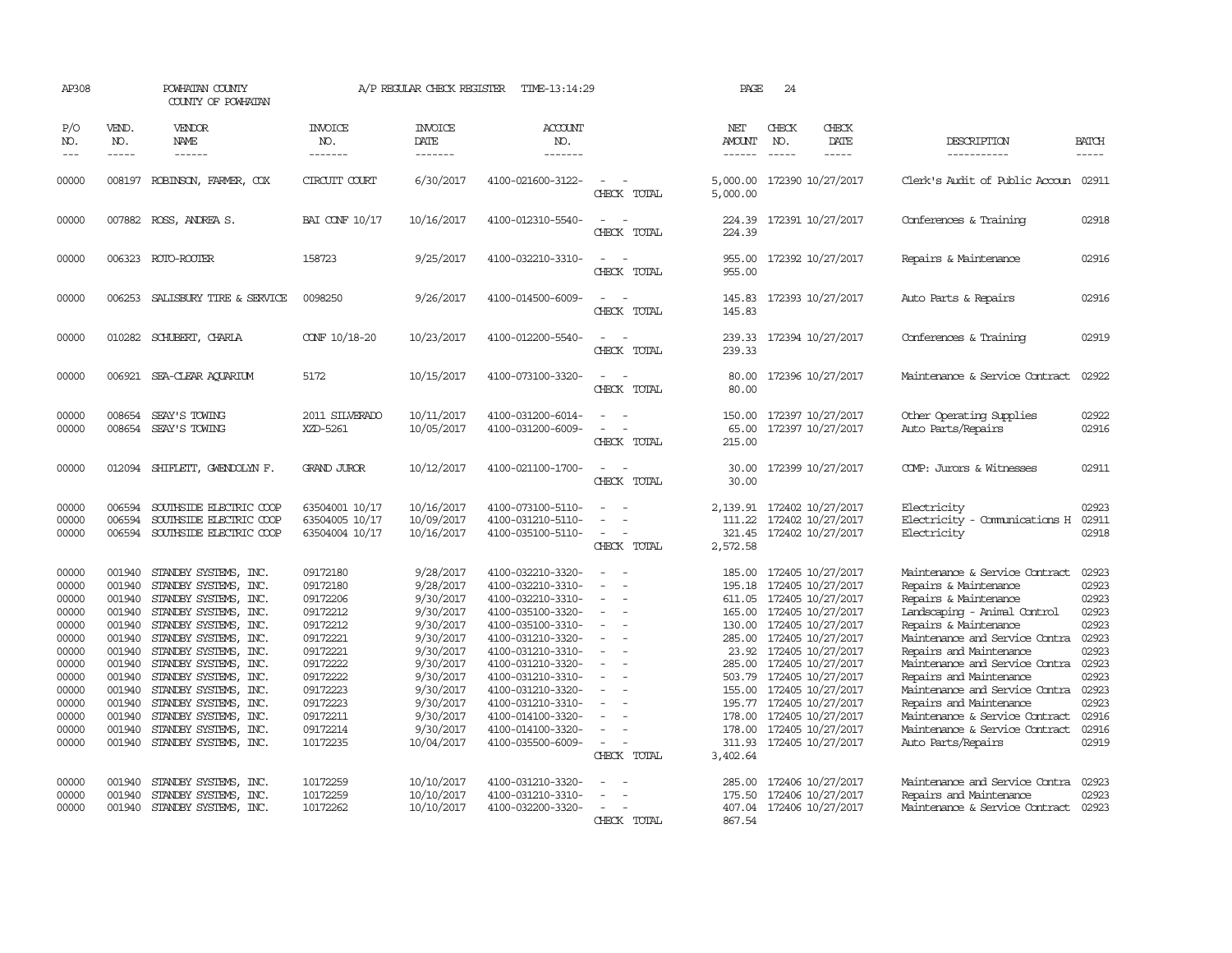AP308 POWHATAN COUNTY A/P REGULAR CHECK REGISTER TIME-13:14:29 PAGE 24

COUNTY OF POWHATAN

| P/O NO. | VEND. NO. | VENDOR NAME | INVOICE NO. | INVOICE DATE | ACCOUNT NO. | | NET AMOUNT | CHECK NO. | CHECK DATE | DESCRIPTION | BATCH |
|---|---|---|---|---|---|---|---|---|---|---|---|
| 00000 | 008197 | ROBINSON, FARMER, COX | CIRCUIT COURT | 6/30/2017 | 4100-021600-3122- | - - | 5,000.00 | 172390 | 10/27/2017 | Clerk's Audit of Public Accoun | 02911 |
| | | | | | | CHECK TOTAL | 5,000.00 | | | | |
| 00000 | 007882 | ROSS, ANDREA S. | BAI CONF 10/17 | 10/16/2017 | 4100-012310-5540- | - - | 224.39 | 172391 | 10/27/2017 | Conferences & Training | 02918 |
| | | | | | | CHECK TOTAL | 224.39 | | | | |
| 00000 | 006323 | ROTO-ROOTER | 158723 | 9/25/2017 | 4100-032210-3310- | - - | 955.00 | 172392 | 10/27/2017 | Repairs & Maintenance | 02916 |
| | | | | | | CHECK TOTAL | 955.00 | | | | |
| 00000 | 006253 | SALISBURY TIRE & SERVICE | 0098250 | 9/26/2017 | 4100-014500-6009- | - - | 145.83 | 172393 | 10/27/2017 | Auto Parts & Repairs | 02916 |
| | | | | | | CHECK TOTAL | 145.83 | | | | |
| 00000 | 010282 | SCHUBERT, CHARLA | CONF 10/18-20 | 10/23/2017 | 4100-012200-5540- | - - | 239.33 | 172394 | 10/27/2017 | Conferences & Training | 02919 |
| | | | | | | CHECK TOTAL | 239.33 | | | | |
| 00000 | 006921 | SEA-CLEAR AQUARIUM | 5172 | 10/15/2017 | 4100-073100-3320- | - - | 80.00 | 172396 | 10/27/2017 | Maintenance & Service Contract | 02922 |
| | | | | | | CHECK TOTAL | 80.00 | | | | |
| 00000 | 008654 | SEAY'S TOWING | 2011 SILVERADO | 10/11/2017 | 4100-031200-6014- | - - | 150.00 | 172397 | 10/27/2017 | Other Operating Supplies | 02922 |
| 00000 | 008654 | SEAY'S TOWING | XZD-5261 | 10/05/2017 | 4100-031200-6009- | - - | 65.00 | 172397 | 10/27/2017 | Auto Parts/Repairs | 02916 |
| | | | | | | CHECK TOTAL | 215.00 | | | | |
| 00000 | 012094 | SHIFLETT, GWENDOLYN F. | GRAND JUROR | 10/12/2017 | 4100-021100-1700- | - - | 30.00 | 172399 | 10/27/2017 | COMP: Jurors & Witnesses | 02911 |
| | | | | | | CHECK TOTAL | 30.00 | | | | |
| 00000 | 006594 | SOUTHSIDE ELECTRIC COOP | 63504001 10/17 | 10/16/2017 | 4100-073100-5110- | - - | 2,139.91 | 172402 | 10/27/2017 | Electricity | 02923 |
| 00000 | 006594 | SOUTHSIDE ELECTRIC COOP | 63504005 10/17 | 10/09/2017 | 4100-031210-5110- | - - | 111.22 | 172402 | 10/27/2017 | Electricity - Communications H | 02911 |
| 00000 | 006594 | SOUTHSIDE ELECTRIC COOP | 63504004 10/17 | 10/16/2017 | 4100-035100-5110- | - - | 321.45 | 172402 | 10/27/2017 | Electricity | 02918 |
| | | | | | | CHECK TOTAL | 2,572.58 | | | | |
| 00000 | 001940 | STANDBY SYSTEMS, INC. | 09172180 | 9/28/2017 | 4100-032210-3320- | - - | 185.00 | 172405 | 10/27/2017 | Maintenance & Service Contract | 02923 |
| 00000 | 001940 | STANDBY SYSTEMS, INC. | 09172180 | 9/28/2017 | 4100-032210-3310- | - - | 195.18 | 172405 | 10/27/2017 | Repairs & Maintenance | 02923 |
| 00000 | 001940 | STANDBY SYSTEMS, INC. | 09172206 | 9/30/2017 | 4100-032210-3310- | - - | 611.05 | 172405 | 10/27/2017 | Repairs & Maintenance | 02923 |
| 00000 | 001940 | STANDBY SYSTEMS, INC. | 09172212 | 9/30/2017 | 4100-035100-3320- | - - | 165.00 | 172405 | 10/27/2017 | Landscaping - Animal Control | 02923 |
| 00000 | 001940 | STANDBY SYSTEMS, INC. | 09172212 | 9/30/2017 | 4100-035100-3310- | - - | 130.00 | 172405 | 10/27/2017 | Repairs & Maintenance | 02923 |
| 00000 | 001940 | STANDBY SYSTEMS, INC. | 09172221 | 9/30/2017 | 4100-031210-3320- | - - | 285.00 | 172405 | 10/27/2017 | Maintenance and Service Contra | 02923 |
| 00000 | 001940 | STANDBY SYSTEMS, INC. | 09172221 | 9/30/2017 | 4100-031210-3310- | - - | 23.92 | 172405 | 10/27/2017 | Repairs and Maintenance | 02923 |
| 00000 | 001940 | STANDBY SYSTEMS, INC. | 09172222 | 9/30/2017 | 4100-031210-3320- | - - | 285.00 | 172405 | 10/27/2017 | Maintenance and Service Contra | 02923 |
| 00000 | 001940 | STANDBY SYSTEMS, INC. | 09172222 | 9/30/2017 | 4100-031210-3310- | - - | 503.79 | 172405 | 10/27/2017 | Repairs and Maintenance | 02923 |
| 00000 | 001940 | STANDBY SYSTEMS, INC. | 09172223 | 9/30/2017 | 4100-031210-3320- | - - | 155.00 | 172405 | 10/27/2017 | Maintenance and Service Contra | 02923 |
| 00000 | 001940 | STANDBY SYSTEMS, INC. | 09172223 | 9/30/2017 | 4100-031210-3310- | - - | 195.77 | 172405 | 10/27/2017 | Repairs and Maintenance | 02923 |
| 00000 | 001940 | STANDBY SYSTEMS, INC. | 09172211 | 9/30/2017 | 4100-014100-3320- | - - | 178.00 | 172405 | 10/27/2017 | Maintenance & Service Contract | 02916 |
| 00000 | 001940 | STANDBY SYSTEMS, INC. | 09172214 | 9/30/2017 | 4100-014100-3320- | - - | 178.00 | 172405 | 10/27/2017 | Maintenance & Service Contract | 02916 |
| 00000 | 001940 | STANDBY SYSTEMS, INC. | 10172235 | 10/04/2017 | 4100-035500-6009- | - - | 311.93 | 172405 | 10/27/2017 | Auto Parts/Repairs | 02919 |
| | | | | | | CHECK TOTAL | 3,402.64 | | | | |
| 00000 | 001940 | STANDBY SYSTEMS, INC. | 10172259 | 10/10/2017 | 4100-031210-3320- | - - | 285.00 | 172406 | 10/27/2017 | Maintenance and Service Contra | 02923 |
| 00000 | 001940 | STANDBY SYSTEMS, INC. | 10172259 | 10/10/2017 | 4100-031210-3310- | - - | 175.50 | 172406 | 10/27/2017 | Repairs and Maintenance | 02923 |
| 00000 | 001940 | STANDBY SYSTEMS, INC. | 10172262 | 10/10/2017 | 4100-032200-3320- | - - | 407.04 | 172406 | 10/27/2017 | Maintenance & Service Contract | 02923 |
| | | | | | | CHECK TOTAL | 867.54 | | | | |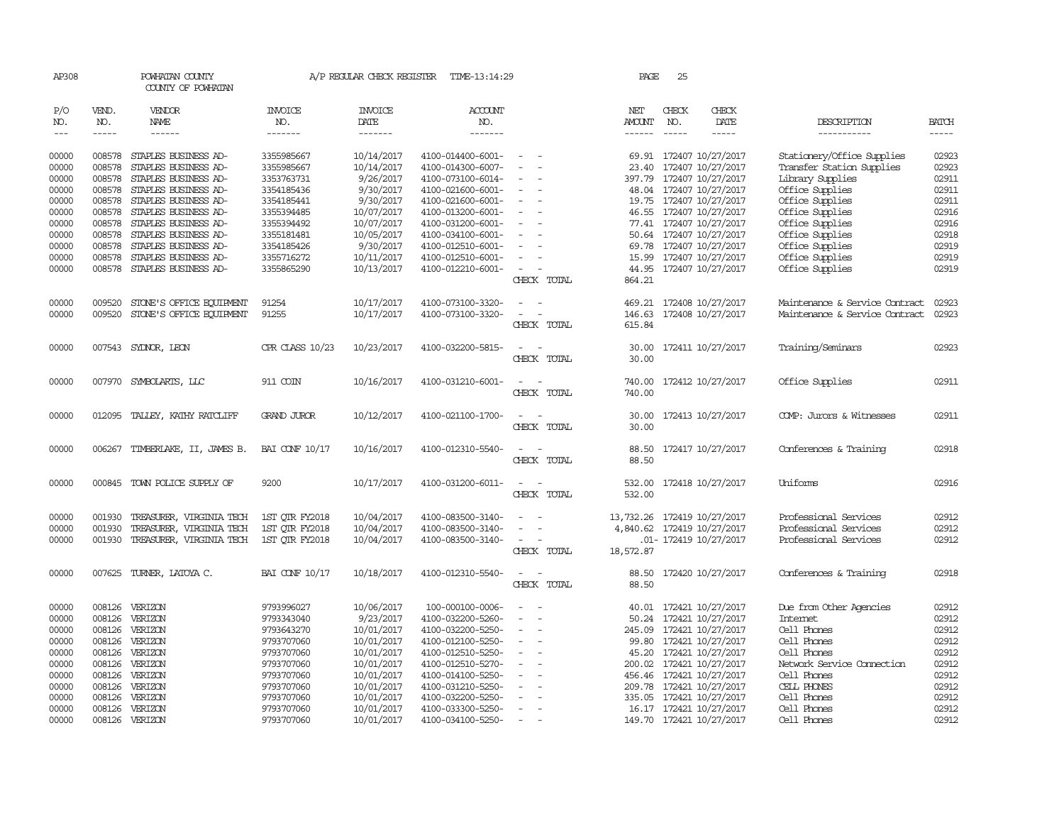AP308 POWHATAN COUNTY A/P REGULAR CHECK REGISTER TIME-13:14:29 PAGE 25
COUNTY OF POWHATAN

| P/O NO. | VEND. NO. | VENDOR NAME | INVOICE NO. | INVOICE DATE | ACCOUNT NO. | | NET AMOUNT | CHECK NO. | CHECK DATE | DESCRIPTION | BATCH |
|---|---|---|---|---|---|---|---|---|---|---|---|
| --- | ----- | ------ | ------- | ------- | ------- | | ------ | ----- | ----- | ----------- | ----- |
| 00000 | 008578 | STAPLES BUSINESS AD- | 3355985667 | 10/14/2017 | 4100-014400-6001- | - - | 69.91 | 172407 | 10/27/2017 | Stationery/Office Supplies | 02923 |
| 00000 | 008578 | STAPLES BUSINESS AD- | 3355985667 | 10/14/2017 | 4100-014300-6007- | - - | 23.40 | 172407 | 10/27/2017 | Transfer Station Supplies | 02923 |
| 00000 | 008578 | STAPLES BUSINESS AD- | 3353763731 | 9/26/2017 | 4100-073100-6014- | - - | 397.79 | 172407 | 10/27/2017 | Library Supplies | 02911 |
| 00000 | 008578 | STAPLES BUSINESS AD- | 3354185436 | 9/30/2017 | 4100-021600-6001- | - - | 48.04 | 172407 | 10/27/2017 | Office Supplies | 02911 |
| 00000 | 008578 | STAPLES BUSINESS AD- | 3354185441 | 9/30/2017 | 4100-021600-6001- | - - | 19.75 | 172407 | 10/27/2017 | Office Supplies | 02911 |
| 00000 | 008578 | STAPLES BUSINESS AD- | 3355394485 | 10/07/2017 | 4100-013200-6001- | - - | 46.55 | 172407 | 10/27/2017 | Office Supplies | 02916 |
| 00000 | 008578 | STAPLES BUSINESS AD- | 3355394492 | 10/07/2017 | 4100-031200-6001- | - - | 77.41 | 172407 | 10/27/2017 | Office Supplies | 02916 |
| 00000 | 008578 | STAPLES BUSINESS AD- | 3355181481 | 10/05/2017 | 4100-034100-6001- | - - | 50.64 | 172407 | 10/27/2017 | Office Supplies | 02918 |
| 00000 | 008578 | STAPLES BUSINESS AD- | 3354185426 | 9/30/2017 | 4100-012510-6001- | - - | 69.78 | 172407 | 10/27/2017 | Office Supplies | 02919 |
| 00000 | 008578 | STAPLES BUSINESS AD- | 3355716272 | 10/11/2017 | 4100-012510-6001- | - - | 15.99 | 172407 | 10/27/2017 | Office Supplies | 02919 |
| 00000 | 008578 | STAPLES BUSINESS AD- | 3355865290 | 10/13/2017 | 4100-012210-6001- | - - | 44.95 | 172407 | 10/27/2017 | Office Supplies | 02919 |
| | | | | | | CHECK TOTAL | 864.21 | | | | |
| 00000 | 009520 | STONE'S OFFICE EQUIPMENT | 91254 | 10/17/2017 | 4100-073100-3320- | - - | 469.21 | 172408 | 10/27/2017 | Maintenance & Service Contract | 02923 |
| 00000 | 009520 | STONE'S OFFICE EQUIPMENT | 91255 | 10/17/2017 | 4100-073100-3320- | - - | 146.63 | 172408 | 10/27/2017 | Maintenance & Service Contract | 02923 |
| | | | | | | CHECK TOTAL | 615.84 | | | | |
| 00000 | 007543 | SYDNOR, LEON | CPR CLASS 10/23 | 10/23/2017 | 4100-032200-5815- | - - | 30.00 | 172411 | 10/27/2017 | Training/Seminars | 02923 |
| | | | | | | CHECK TOTAL | 30.00 | | | | |
| 00000 | 007970 | SYMBOLARTS, LLC | 911 COIN | 10/16/2017 | 4100-031210-6001- | - - | 740.00 | 172412 | 10/27/2017 | Office Supplies | 02911 |
| | | | | | | CHECK TOTAL | 740.00 | | | | |
| 00000 | 012095 | TALLEY, KATHY RATCLIFF | GRAND JUROR | 10/12/2017 | 4100-021100-1700- | - - | 30.00 | 172413 | 10/27/2017 | COMP: Jurors & Witnesses | 02911 |
| | | | | | | CHECK TOTAL | 30.00 | | | | |
| 00000 | 006267 | TIMBERLAKE, II, JAMES B. | BAI CONF 10/17 | 10/16/2017 | 4100-012310-5540- | - - | 88.50 | 172417 | 10/27/2017 | Conferences & Training | 02918 |
| | | | | | | CHECK TOTAL | 88.50 | | | | |
| 00000 | 000845 | TOWN POLICE SUPPLY OF | 9200 | 10/17/2017 | 4100-031200-6011- | - - | 532.00 | 172418 | 10/27/2017 | Uniforms | 02916 |
| | | | | | | CHECK TOTAL | 532.00 | | | | |
| 00000 | 001930 | TREASURER, VIRGINIA TECH | 1ST QTR FY2018 | 10/04/2017 | 4100-083500-3140- | - - | 13,732.26 | 172419 | 10/27/2017 | Professional Services | 02912 |
| 00000 | 001930 | TREASURER, VIRGINIA TECH | 1ST QTR FY2018 | 10/04/2017 | 4100-083500-3140- | - - | 4,840.62 | 172419 | 10/27/2017 | Professional Services | 02912 |
| 00000 | 001930 | TREASURER, VIRGINIA TECH | 1ST QTR FY2018 | 10/04/2017 | 4100-083500-3140- | - - | .01- | 172419 | 10/27/2017 | Professional Services | 02912 |
| | | | | | | CHECK TOTAL | 18,572.87 | | | | |
| 00000 | 007625 | TURNER, LATOYA C. | BAI CONF 10/17 | 10/18/2017 | 4100-012310-5540- | - - | 88.50 | 172420 | 10/27/2017 | Conferences & Training | 02918 |
| | | | | | | CHECK TOTAL | 88.50 | | | | |
| 00000 | 008126 | VERIZON | 9793996027 | 10/06/2017 | 100-000100-0006- | - - | 40.01 | 172421 | 10/27/2017 | Due from Other Agencies | 02912 |
| 00000 | 008126 | VERIZON | 9793343040 | 9/23/2017 | 4100-032200-5260- | - - | 50.24 | 172421 | 10/27/2017 | Internet | 02912 |
| 00000 | 008126 | VERIZON | 9793643270 | 10/01/2017 | 4100-032200-5250- | - - | 245.09 | 172421 | 10/27/2017 | Cell Phones | 02912 |
| 00000 | 008126 | VERIZON | 9793707060 | 10/01/2017 | 4100-012100-5250- | - - | 99.80 | 172421 | 10/27/2017 | Cell Phones | 02912 |
| 00000 | 008126 | VERIZON | 9793707060 | 10/01/2017 | 4100-012510-5250- | - - | 45.20 | 172421 | 10/27/2017 | Cell Phones | 02912 |
| 00000 | 008126 | VERIZON | 9793707060 | 10/01/2017 | 4100-012510-5270- | - - | 200.02 | 172421 | 10/27/2017 | Network Service Connection | 02912 |
| 00000 | 008126 | VERIZON | 9793707060 | 10/01/2017 | 4100-014100-5250- | - - | 456.46 | 172421 | 10/27/2017 | Cell Phones | 02912 |
| 00000 | 008126 | VERIZON | 9793707060 | 10/01/2017 | 4100-031210-5250- | - - | 209.78 | 172421 | 10/27/2017 | CELL PHONES | 02912 |
| 00000 | 008126 | VERIZON | 9793707060 | 10/01/2017 | 4100-032200-5250- | - - | 335.05 | 172421 | 10/27/2017 | Cell Phones | 02912 |
| 00000 | 008126 | VERIZON | 9793707060 | 10/01/2017 | 4100-033300-5250- | - - | 16.17 | 172421 | 10/27/2017 | Cell Phones | 02912 |
| 00000 | 008126 | VERIZON | 9793707060 | 10/01/2017 | 4100-034100-5250- | - - | 149.70 | 172421 | 10/27/2017 | Cell Phones | 02912 |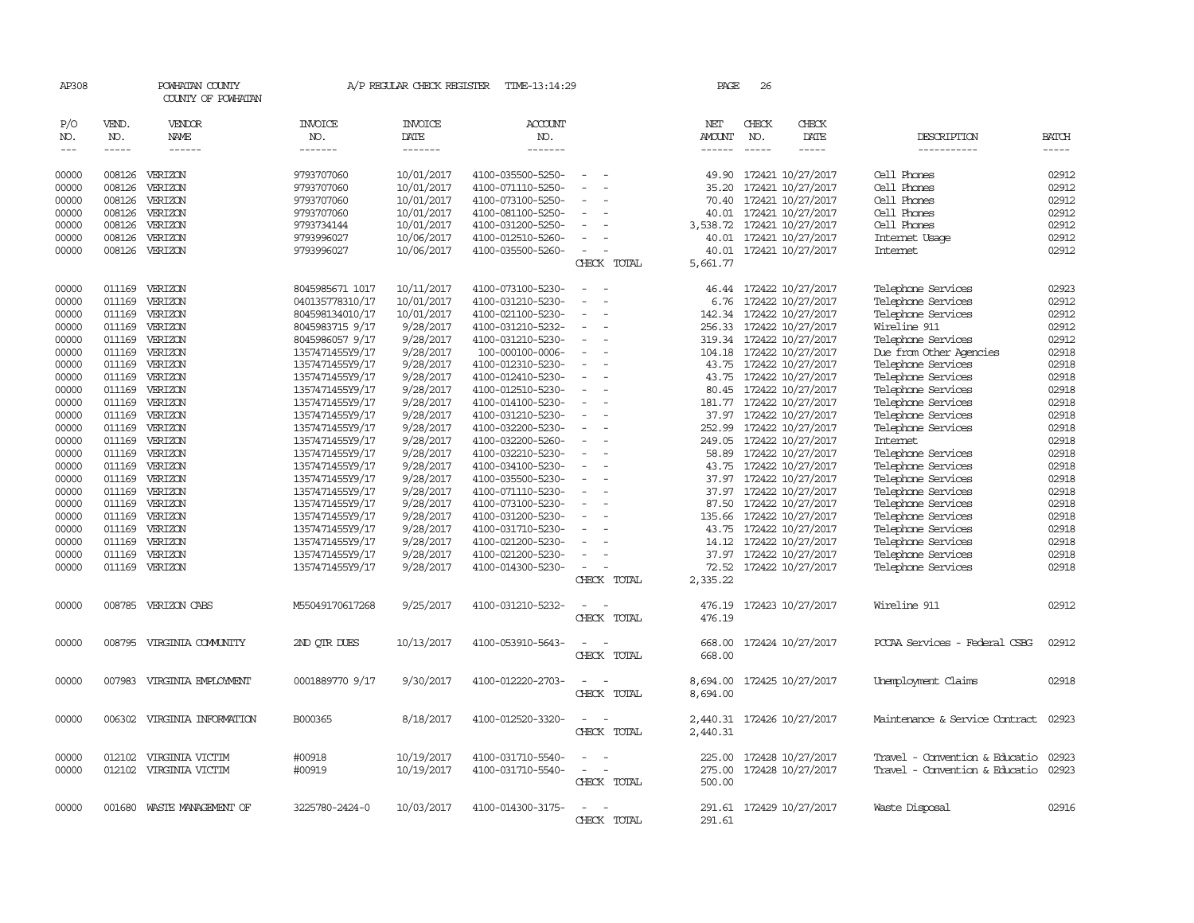AP308 POWHATAN COUNTY A/P REGULAR CHECK REGISTER TIME-13:14:29 PAGE 26

COUNTY OF POWHATAN

| P/O NO. | VEND. NO. | VENDOR NAME | INVOICE NO. | INVOICE DATE | ACCOUNT NO. | | NET AMOUNT | CHECK NO. | CHECK DATE | DESCRIPTION | BATCH |
|---|---|---|---|---|---|---|---|---|---|---|---|
| 00000 | 008126 | VERIZON | 9793707060 | 10/01/2017 | 4100-035500-5250- | - - | 49.90 | 172421 | 10/27/2017 | Cell Phones | 02912 |
| 00000 | 008126 | VERIZON | 9793707060 | 10/01/2017 | 4100-071110-5250- | - - | 35.20 | 172421 | 10/27/2017 | Cell Phones | 02912 |
| 00000 | 008126 | VERIZON | 9793707060 | 10/01/2017 | 4100-073100-5250- | - - | 70.40 | 172421 | 10/27/2017 | Cell Phones | 02912 |
| 00000 | 008126 | VERIZON | 9793707060 | 10/01/2017 | 4100-081100-5250- | - - | 40.01 | 172421 | 10/27/2017 | Cell Phones | 02912 |
| 00000 | 008126 | VERIZON | 9793734144 | 10/01/2017 | 4100-031200-5250- | - - | 3,538.72 | 172421 | 10/27/2017 | Cell Phones | 02912 |
| 00000 | 008126 | VERIZON | 9793996027 | 10/06/2017 | 4100-012510-5260- | - - | 40.01 | 172421 | 10/27/2017 | Internet Usage | 02912 |
| 00000 | 008126 | VERIZON | 9793996027 | 10/06/2017 | 4100-035500-5260- | - - | 40.01 | 172421 | 10/27/2017 | Internet | 02912 |
| | | | | | | CHECK TOTAL | 5,661.77 | | | | |
| 00000 | 011169 | VERIZON | 8045985671 1017 | 10/11/2017 | 4100-073100-5230- | - - | 46.44 | 172422 | 10/27/2017 | Telephone Services | 02923 |
| 00000 | 011169 | VERIZON | 040135778310/17 | 10/01/2017 | 4100-031210-5230- | - - | 6.76 | 172422 | 10/27/2017 | Telephone Services | 02912 |
| 00000 | 011169 | VERIZON | 804598134010/17 | 10/01/2017 | 4100-021100-5230- | - - | 142.34 | 172422 | 10/27/2017 | Telephone Services | 02912 |
| 00000 | 011169 | VERIZON | 8045983715 9/17 | 9/28/2017 | 4100-031210-5232- | - - | 256.33 | 172422 | 10/27/2017 | Wireline 911 | 02912 |
| 00000 | 011169 | VERIZON | 8045986057 9/17 | 9/28/2017 | 4100-031210-5230- | - - | 319.34 | 172422 | 10/27/2017 | Telephone Services | 02912 |
| 00000 | 011169 | VERIZON | 1357471455Y9/17 | 9/28/2017 | 100-000100-0006- | - - | 104.18 | 172422 | 10/27/2017 | Due from Other Agencies | 02918 |
| 00000 | 011169 | VERIZON | 1357471455Y9/17 | 9/28/2017 | 4100-012310-5230- | - - | 43.75 | 172422 | 10/27/2017 | Telephone Services | 02918 |
| 00000 | 011169 | VERIZON | 1357471455Y9/17 | 9/28/2017 | 4100-012410-5230- | - - | 43.75 | 172422 | 10/27/2017 | Telephone Services | 02918 |
| 00000 | 011169 | VERIZON | 1357471455Y9/17 | 9/28/2017 | 4100-012510-5230- | - - | 80.45 | 172422 | 10/27/2017 | Telephone Services | 02918 |
| 00000 | 011169 | VERIZON | 1357471455Y9/17 | 9/28/2017 | 4100-014100-5230- | - - | 181.77 | 172422 | 10/27/2017 | Telephone Services | 02918 |
| 00000 | 011169 | VERIZON | 1357471455Y9/17 | 9/28/2017 | 4100-031210-5230- | - - | 37.97 | 172422 | 10/27/2017 | Telephone Services | 02918 |
| 00000 | 011169 | VERIZON | 1357471455Y9/17 | 9/28/2017 | 4100-032200-5230- | - - | 252.99 | 172422 | 10/27/2017 | Telephone Services | 02918 |
| 00000 | 011169 | VERIZON | 1357471455Y9/17 | 9/28/2017 | 4100-032200-5260- | - - | 249.05 | 172422 | 10/27/2017 | Internet | 02918 |
| 00000 | 011169 | VERIZON | 1357471455Y9/17 | 9/28/2017 | 4100-032210-5230- | - - | 58.89 | 172422 | 10/27/2017 | Telephone Services | 02918 |
| 00000 | 011169 | VERIZON | 1357471455Y9/17 | 9/28/2017 | 4100-034100-5230- | - - | 43.75 | 172422 | 10/27/2017 | Telephone Services | 02918 |
| 00000 | 011169 | VERIZON | 1357471455Y9/17 | 9/28/2017 | 4100-035500-5230- | - - | 37.97 | 172422 | 10/27/2017 | Telephone Services | 02918 |
| 00000 | 011169 | VERIZON | 1357471455Y9/17 | 9/28/2017 | 4100-071110-5230- | - - | 37.97 | 172422 | 10/27/2017 | Telephone Services | 02918 |
| 00000 | 011169 | VERIZON | 1357471455Y9/17 | 9/28/2017 | 4100-073100-5230- | - - | 87.50 | 172422 | 10/27/2017 | Telephone Services | 02918 |
| 00000 | 011169 | VERIZON | 1357471455Y9/17 | 9/28/2017 | 4100-031200-5230- | - - | 135.66 | 172422 | 10/27/2017 | Telephone Services | 02918 |
| 00000 | 011169 | VERIZON | 1357471455Y9/17 | 9/28/2017 | 4100-031710-5230- | - - | 43.75 | 172422 | 10/27/2017 | Telephone Services | 02918 |
| 00000 | 011169 | VERIZON | 1357471455Y9/17 | 9/28/2017 | 4100-021200-5230- | - - | 14.12 | 172422 | 10/27/2017 | Telephone Services | 02918 |
| 00000 | 011169 | VERIZON | 1357471455Y9/17 | 9/28/2017 | 4100-021200-5230- | - - | 37.97 | 172422 | 10/27/2017 | Telephone Services | 02918 |
| 00000 | 011169 | VERIZON | 1357471455Y9/17 | 9/28/2017 | 4100-014300-5230- | - - | 72.52 | 172422 | 10/27/2017 | Telephone Services | 02918 |
| | | | | | | CHECK TOTAL | 2,335.22 | | | | |
| 00000 | 008785 | VERIZON CABS | M55049170617268 | 9/25/2017 | 4100-031210-5232- | - - | 476.19 | 172423 | 10/27/2017 | Wireline 911 | 02912 |
| | | | | | | CHECK TOTAL | 476.19 | | | | |
| 00000 | 008795 | VIRGINIA COMMUNITY | 2ND QTR DUES | 10/13/2017 | 4100-053910-5643- | - - | 668.00 | 172424 | 10/27/2017 | PCCAA Services - Federal CSBG | 02912 |
| | | | | | | CHECK TOTAL | 668.00 | | | | |
| 00000 | 007983 | VIRGINIA EMPLOYMENT | 0001889770 9/17 | 9/30/2017 | 4100-012220-2703- | - - | 8,694.00 | 172425 | 10/27/2017 | Unemployment Claims | 02918 |
| | | | | | | CHECK TOTAL | 8,694.00 | | | | |
| 00000 | 006302 | VIRGINIA INFORMATION | B000365 | 8/18/2017 | 4100-012520-3320- | - - | 2,440.31 | 172426 | 10/27/2017 | Maintenance & Service Contract | 02923 |
| | | | | | | CHECK TOTAL | 2,440.31 | | | | |
| 00000 | 012102 | VIRGINIA VICTIM | #00918 | 10/19/2017 | 4100-031710-5540- | - - | 225.00 | 172428 | 10/27/2017 | Travel - Convention & Educatio | 02923 |
| 00000 | 012102 | VIRGINIA VICTIM | #00919 | 10/19/2017 | 4100-031710-5540- | - - | 275.00 | 172428 | 10/27/2017 | Travel - Convention & Educatio | 02923 |
| | | | | | | CHECK TOTAL | 500.00 | | | | |
| 00000 | 001680 | WASTE MANAGEMENT OF | 3225780-2424-0 | 10/03/2017 | 4100-014300-3175- | - - | 291.61 | 172429 | 10/27/2017 | Waste Disposal | 02916 |
| | | | | | | CHECK TOTAL | 291.61 | | | | |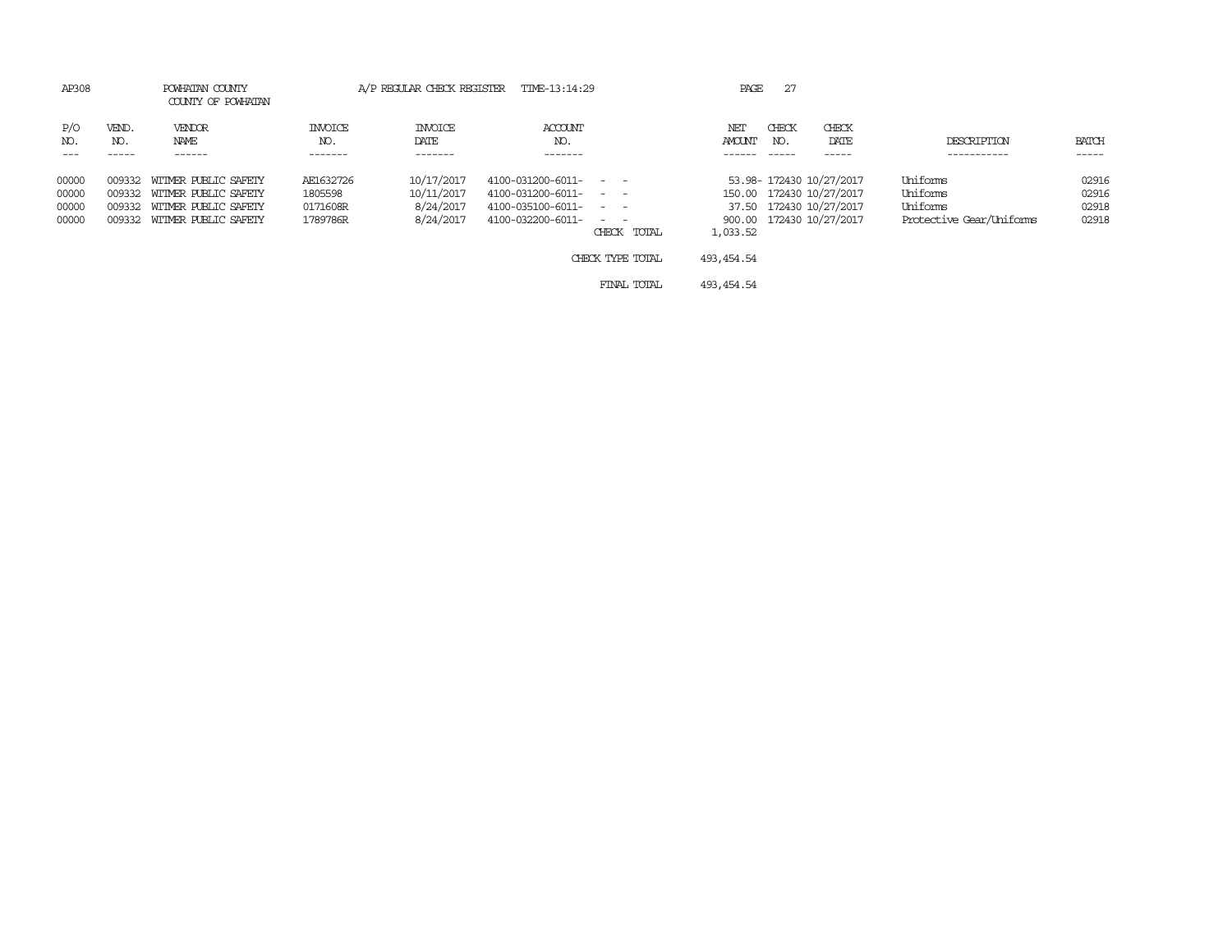AP308 POWHATAN COUNTY A/P REGULAR CHECK REGISTER TIME-13:14:29

COUNTY OF POWHATAN

| P/O NO. | VEND. NO. | VENDOR NAME | INVOICE NO. | INVOICE DATE | ACCOUNT NO. | | NET AMOUNT | CHECK NO. | CHECK DATE | DESCRIPTION | BATCH |
|---|---|---|---|---|---|---|---|---|---|---|---|
| 00000 | 009332 | WITMER PUBLIC SAFETY | AE1632726 | 10/17/2017 | 4100-031200-6011- - - | | 53.98- | 172430 | 10/27/2017 | Uniforms | 02916 |
| 00000 | 009332 | WITMER PUBLIC SAFETY | 1805598 | 10/11/2017 | 4100-031200-6011- - - | | 150.00 | 172430 | 10/27/2017 | Uniforms | 02916 |
| 00000 | 009332 | WITMER PUBLIC SAFETY | 0171608R | 8/24/2017 | 4100-035100-6011- - - | | 37.50 | 172430 | 10/27/2017 | Uniforms | 02918 |
| 00000 | 009332 | WITMER PUBLIC SAFETY | 1789786R | 8/24/2017 | 4100-032200-6011- - - | | 900.00 | 172430 | 10/27/2017 | Protective Gear/Uniforms | 02918 |
| | | | | | | CHECK TOTAL | 1,033.52 | | | | |
| | | | | | | CHECK TYPE TOTAL | 493,454.54 | | | | |
| | | | | | | FINAL TOTAL | 493,454.54 | | | | |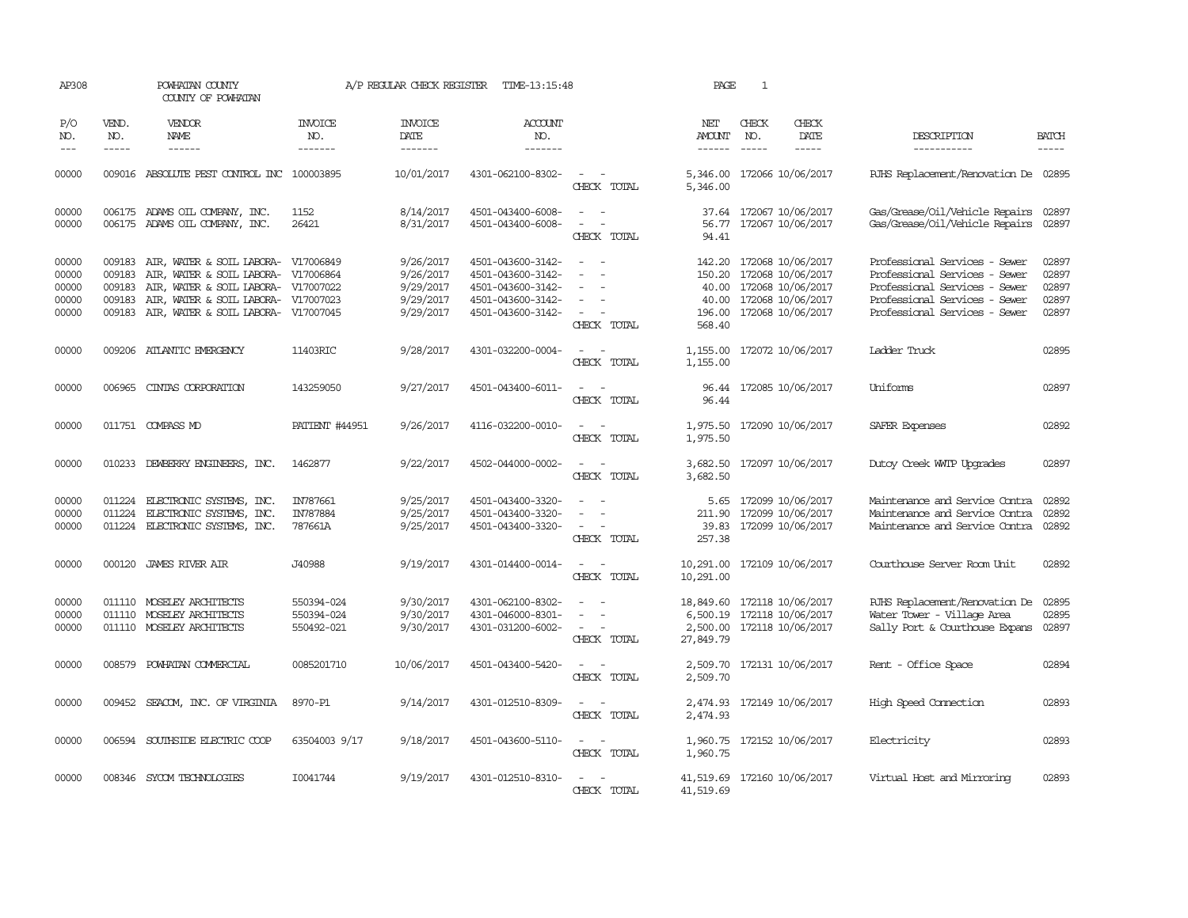AP308 POWHATAN COUNTY A/P REGULAR CHECK REGISTER TIME-13:15:48 PAGE 1

COUNTY OF POWHATAN

| P/O NO. | VEND. NO. | VENDOR NAME | INVOICE NO. | INVOICE DATE | ACCOUNT NO. | | NET AMOUNT | CHECK NO. | CHECK DATE | DESCRIPTION | BATCH |
|---|---|---|---|---|---|---|---|---|---|---|---|
| 00000 | 009016 | ABSOLUTE PEST CONTROL INC | 100003895 | 10/01/2017 | 4301-062100-8302- | - - | 5,346.00 | 172066 | 10/06/2017 | RJHS Replacement/Renovation De | 02895 |
| | | | | | | CHECK TOTAL | 5,346.00 | | | | |
| 00000 | 006175 | ADAMS OIL COMPANY, INC. | 1152 | 8/14/2017 | 4501-043400-6008- | - - | 37.64 | 172067 | 10/06/2017 | Gas/Grease/Oil/Vehicle Repairs | 02897 |
| 00000 | 006175 | ADAMS OIL COMPANY, INC. | 26421 | 8/31/2017 | 4501-043400-6008- | - - | 56.77 | 172067 | 10/06/2017 | Gas/Grease/Oil/Vehicle Repairs | 02897 |
| | | | | | | CHECK TOTAL | 94.41 | | | | |
| 00000 | 009183 | AIR, WATER & SOIL LABORA- | V17006849 | 9/26/2017 | 4501-043600-3142- | - - | 142.20 | 172068 | 10/06/2017 | Professional Services - Sewer | 02897 |
| 00000 | 009183 | AIR, WATER & SOIL LABORA- | V17006864 | 9/26/2017 | 4501-043600-3142- | - - | 150.20 | 172068 | 10/06/2017 | Professional Services - Sewer | 02897 |
| 00000 | 009183 | AIR, WATER & SOIL LABORA- | V17007022 | 9/29/2017 | 4501-043600-3142- | - - | 40.00 | 172068 | 10/06/2017 | Professional Services - Sewer | 02897 |
| 00000 | 009183 | AIR, WATER & SOIL LABORA- | V17007023 | 9/29/2017 | 4501-043600-3142- | - - | 40.00 | 172068 | 10/06/2017 | Professional Services - Sewer | 02897 |
| 00000 | 009183 | AIR, WATER & SOIL LABORA- | V17007045 | 9/29/2017 | 4501-043600-3142- | - - | 196.00 | 172068 | 10/06/2017 | Professional Services - Sewer | 02897 |
| | | | | | | CHECK TOTAL | 568.40 | | | | |
| 00000 | 009206 | ATLANTIC EMERGENCY | 11403RIC | 9/28/2017 | 4301-032200-0004- | - - | 1,155.00 | 172072 | 10/06/2017 | Ladder Truck | 02895 |
| | | | | | | CHECK TOTAL | 1,155.00 | | | | |
| 00000 | 006965 | CINTAS CORPORATION | 143259050 | 9/27/2017 | 4501-043400-6011- | - - | 96.44 | 172085 | 10/06/2017 | Uniforms | 02897 |
| | | | | | | CHECK TOTAL | 96.44 | | | | |
| 00000 | 011751 | COMPASS MD | PATIENT #44951 | 9/26/2017 | 4116-032200-0010- | - - | 1,975.50 | 172090 | 10/06/2017 | SAFER Expenses | 02892 |
| | | | | | | CHECK TOTAL | 1,975.50 | | | | |
| 00000 | 010233 | DEWBERRY ENGINEERS, INC. | 1462877 | 9/22/2017 | 4502-044000-0002- | - - | 3,682.50 | 172097 | 10/06/2017 | Dutoy Creek WWTP Upgrades | 02897 |
| | | | | | | CHECK TOTAL | 3,682.50 | | | | |
| 00000 | 011224 | ELECTRONIC SYSTEMS, INC. | IN787661 | 9/25/2017 | 4501-043400-3320- | - - | 5.65 | 172099 | 10/06/2017 | Maintenance and Service Contra | 02892 |
| 00000 | 011224 | ELECTRONIC SYSTEMS, INC. | IN787884 | 9/25/2017 | 4501-043400-3320- | - - | 211.90 | 172099 | 10/06/2017 | Maintenance and Service Contra | 02892 |
| 00000 | 011224 | ELECTRONIC SYSTEMS, INC. | 787661A | 9/25/2017 | 4501-043400-3320- | - - | 39.83 | 172099 | 10/06/2017 | Maintenance and Service Contra | 02892 |
| | | | | | | CHECK TOTAL | 257.38 | | | | |
| 00000 | 000120 | JAMES RIVER AIR | J40988 | 9/19/2017 | 4301-014400-0014- | - - | 10,291.00 | 172109 | 10/06/2017 | Courthouse Server Room Unit | 02892 |
| | | | | | | CHECK TOTAL | 10,291.00 | | | | |
| 00000 | 011110 | MOSELEY ARCHITECTS | 550394-024 | 9/30/2017 | 4301-062100-8302- | - - | 18,849.60 | 172118 | 10/06/2017 | RJHS Replacement/Renovation De | 02895 |
| 00000 | 011110 | MOSELEY ARCHITECTS | 550394-024 | 9/30/2017 | 4301-046000-8301- | - - | 6,500.19 | 172118 | 10/06/2017 | Water Tower - Village Area | 02895 |
| 00000 | 011110 | MOSELEY ARCHITECTS | 550492-021 | 9/30/2017 | 4301-031200-6002- | - - | 2,500.00 | 172118 | 10/06/2017 | Sally Port & Courthouse Expans | 02897 |
| | | | | | | CHECK TOTAL | 27,849.79 | | | | |
| 00000 | 008579 | POWHATAN COMMERCIAL | 0085201710 | 10/06/2017 | 4501-043400-5420- | - - | 2,509.70 | 172131 | 10/06/2017 | Rent - Office Space | 02894 |
| | | | | | | CHECK TOTAL | 2,509.70 | | | | |
| 00000 | 009452 | SEACOM, INC. OF VIRGINIA | 8970-P1 | 9/14/2017 | 4301-012510-8309- | - - | 2,474.93 | 172149 | 10/06/2017 | High Speed Connection | 02893 |
| | | | | | | CHECK TOTAL | 2,474.93 | | | | |
| 00000 | 006594 | SOUTHSIDE ELECTRIC COOP | 63504003 9/17 | 9/18/2017 | 4501-043600-5110- | - - | 1,960.75 | 172152 | 10/06/2017 | Electricity | 02893 |
| | | | | | | CHECK TOTAL | 1,960.75 | | | | |
| 00000 | 008346 | SYCOM TECHNOLOGIES | I0041744 | 9/19/2017 | 4301-012510-8310- | - - | 41,519.69 | 172160 | 10/06/2017 | Virtual Host and Mirroring | 02893 |
| | | | | | | CHECK TOTAL | 41,519.69 | | | | |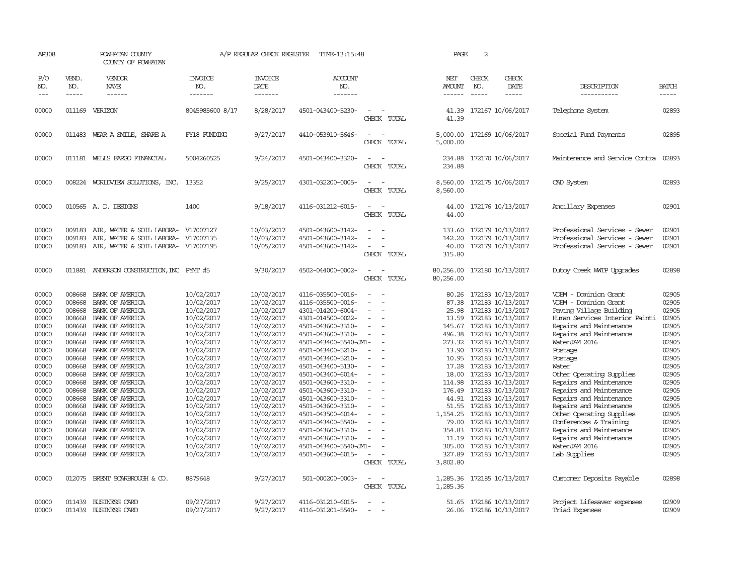AP308 POWHATAN COUNTY A/P REGULAR CHECK REGISTER TIME-13:15:48 PAGE 2

COUNTY OF POWHATAN

| P/O NO. | VEND. NO. | VENDOR NAME | INVOICE NO. | INVOICE DATE | ACCOUNT NO. | | NET AMOUNT | CHECK NO. | CHECK DATE | DESCRIPTION | BATCH |
|---|---|---|---|---|---|---|---|---|---|---|---|
| 00000 | 011169 | VERIZON | 8045985600 8/17 | 8/28/2017 | 4501-043400-5230- | - - | 41.39 | 172167 | 10/06/2017 | Telephone System | 02893 |
| | | | | | | CHECK TOTAL | 41.39 | | | | |
| 00000 | 011483 | WEAR A SMILE, SHARE A | FY18 FUNDING | 9/27/2017 | 4410-053910-5646- | - - | 5,000.00 | 172169 | 10/06/2017 | Special Fund Payments | 02895 |
| | | | | | | CHECK TOTAL | 5,000.00 | | | | |
| 00000 | 011181 | WELLS FARGO FINANCIAL | 5004260525 | 9/24/2017 | 4501-043400-3320- | - - | 234.88 | 172170 | 10/06/2017 | Maintenance and Service Contra | 02893 |
| | | | | | | CHECK TOTAL | 234.88 | | | | |
| 00000 | 008224 | WORLDVIEW SOLUTIONS, INC. | 13352 | 9/25/2017 | 4301-032200-0005- | - - | 8,560.00 | 172175 | 10/06/2017 | CAD System | 02893 |
| | | | | | | CHECK TOTAL | 8,560.00 | | | | |
| 00000 | 010565 | A. D. DESIGNS | 1400 | 9/18/2017 | 4116-031212-6015- | - - | 44.00 | 172176 | 10/13/2017 | Ancillary Expenses | 02901 |
| | | | | | | CHECK TOTAL | 44.00 | | | | |
| 00000 | 009183 | AIR, WATER & SOIL LABORA- | V17007127 | 10/03/2017 | 4501-043600-3142- | - - | 133.60 | 172179 | 10/13/2017 | Professional Services - Sewer | 02901 |
| 00000 | 009183 | AIR, WATER & SOIL LABORA- | V17007135 | 10/03/2017 | 4501-043600-3142- | - - | 142.20 | 172179 | 10/13/2017 | Professional Services - Sewer | 02901 |
| 00000 | 009183 | AIR, WATER & SOIL LABORA- | V17007195 | 10/05/2017 | 4501-043600-3142- | - - | 40.00 | 172179 | 10/13/2017 | Professional Services - Sewer | 02901 |
| | | | | | | CHECK TOTAL | 315.80 | | | | |
| 00000 | 011881 | ANDERSON CONSTRUCTION, INC | PYMT #5 | 9/30/2017 | 4502-044000-0002- | - - | 80,256.00 | 172180 | 10/13/2017 | Dutoy Creek WWTP Upgrades | 02898 |
| | | | | | | CHECK TOTAL | 80,256.00 | | | | |
| 00000 | 008668 | BANK OF AMERICA | 10/02/2017 | 10/02/2017 | 4116-035500-0016- | - - | 80.26 | 172183 | 10/13/2017 | VDEM - Dominion Grant | 02905 |
| 00000 | 008668 | BANK OF AMERICA | 10/02/2017 | 10/02/2017 | 4116-035500-0016- | - - | 87.38 | 172183 | 10/13/2017 | VDEM - Dominion Grant | 02905 |
| 00000 | 008668 | BANK OF AMERICA | 10/02/2017 | 10/02/2017 | 4301-014200-6004- | - - | 25.98 | 172183 | 10/13/2017 | Paving Village Building | 02905 |
| 00000 | 008668 | BANK OF AMERICA | 10/02/2017 | 10/02/2017 | 4301-014500-0022- | - - | 13.59 | 172183 | 10/13/2017 | Human Services Interior Painti | 02905 |
| 00000 | 008668 | BANK OF AMERICA | 10/02/2017 | 10/02/2017 | 4501-043600-3310- | - - | 145.67 | 172183 | 10/13/2017 | Repairs and Maintenance | 02905 |
| 00000 | 008668 | BANK OF AMERICA | 10/02/2017 | 10/02/2017 | 4501-043600-3310- | - - | 496.38 | 172183 | 10/13/2017 | Repairs and Maintenance | 02905 |
| 00000 | 008668 | BANK OF AMERICA | 10/02/2017 | 10/02/2017 | 4501-043400-5540-JM1- | - | 273.32 | 172183 | 10/13/2017 | WaterJAM 2016 | 02905 |
| 00000 | 008668 | BANK OF AMERICA | 10/02/2017 | 10/02/2017 | 4501-043400-5210- | - - | 13.90 | 172183 | 10/13/2017 | Postage | 02905 |
| 00000 | 008668 | BANK OF AMERICA | 10/02/2017 | 10/02/2017 | 4501-043400-5210- | - - | 10.95 | 172183 | 10/13/2017 | Postage | 02905 |
| 00000 | 008668 | BANK OF AMERICA | 10/02/2017 | 10/02/2017 | 4501-043400-5130- | - - | 17.28 | 172183 | 10/13/2017 | Water | 02905 |
| 00000 | 008668 | BANK OF AMERICA | 10/02/2017 | 10/02/2017 | 4501-043400-6014- | - - | 18.00 | 172183 | 10/13/2017 | Other Operating Supplies | 02905 |
| 00000 | 008668 | BANK OF AMERICA | 10/02/2017 | 10/02/2017 | 4501-043600-3310- | - - | 114.98 | 172183 | 10/13/2017 | Repairs and Maintenance | 02905 |
| 00000 | 008668 | BANK OF AMERICA | 10/02/2017 | 10/02/2017 | 4501-043600-3310- | - - | 176.49 | 172183 | 10/13/2017 | Repairs and Maintenance | 02905 |
| 00000 | 008668 | BANK OF AMERICA | 10/02/2017 | 10/02/2017 | 4501-043600-3310- | - - | 44.91 | 172183 | 10/13/2017 | Repairs and Maintenance | 02905 |
| 00000 | 008668 | BANK OF AMERICA | 10/02/2017 | 10/02/2017 | 4501-043600-3310- | - - | 51.55 | 172183 | 10/13/2017 | Repairs and Maintenance | 02905 |
| 00000 | 008668 | BANK OF AMERICA | 10/02/2017 | 10/02/2017 | 4501-043500-6014- | - - | 1,154.25 | 172183 | 10/13/2017 | Other Operating Supplies | 02905 |
| 00000 | 008668 | BANK OF AMERICA | 10/02/2017 | 10/02/2017 | 4501-043400-5540- | - - | 79.00 | 172183 | 10/13/2017 | Conferences & Training | 02905 |
| 00000 | 008668 | BANK OF AMERICA | 10/02/2017 | 10/02/2017 | 4501-043600-3310- | - - | 354.83 | 172183 | 10/13/2017 | Repairs and Maintenance | 02905 |
| 00000 | 008668 | BANK OF AMERICA | 10/02/2017 | 10/02/2017 | 4501-043600-3310- | - - | 11.19 | 172183 | 10/13/2017 | Repairs and Maintenance | 02905 |
| 00000 | 008668 | BANK OF AMERICA | 10/02/2017 | 10/02/2017 | 4501-043400-5540-JM1- | - | 305.00 | 172183 | 10/13/2017 | WaterJAM 2016 | 02905 |
| 00000 | 008668 | BANK OF AMERICA | 10/02/2017 | 10/02/2017 | 4501-043600-6015- | - - | 327.89 | 172183 | 10/13/2017 | Lab Supplies | 02905 |
| | | | | | | CHECK TOTAL | 3,802.80 | | | | |
| 00000 | 012075 | BRENT SCARBROUGH & CO. | 8879648 | 9/27/2017 | 501-000200-0003- | - - | 1,285.36 | 172185 | 10/13/2017 | Customer Deposits Payable | 02898 |
| | | | | | | CHECK TOTAL | 1,285.36 | | | | |
| 00000 | 011439 | BUSINESS CARD | 09/27/2017 | 9/27/2017 | 4116-031210-6015- | - - | 51.65 | 172186 | 10/13/2017 | Project Lifesaver expenses | 02909 |
| 00000 | 011439 | BUSINESS CARD | 09/27/2017 | 9/27/2017 | 4116-031201-5540- | - - | 26.06 | 172186 | 10/13/2017 | Triad Expenses | 02909 |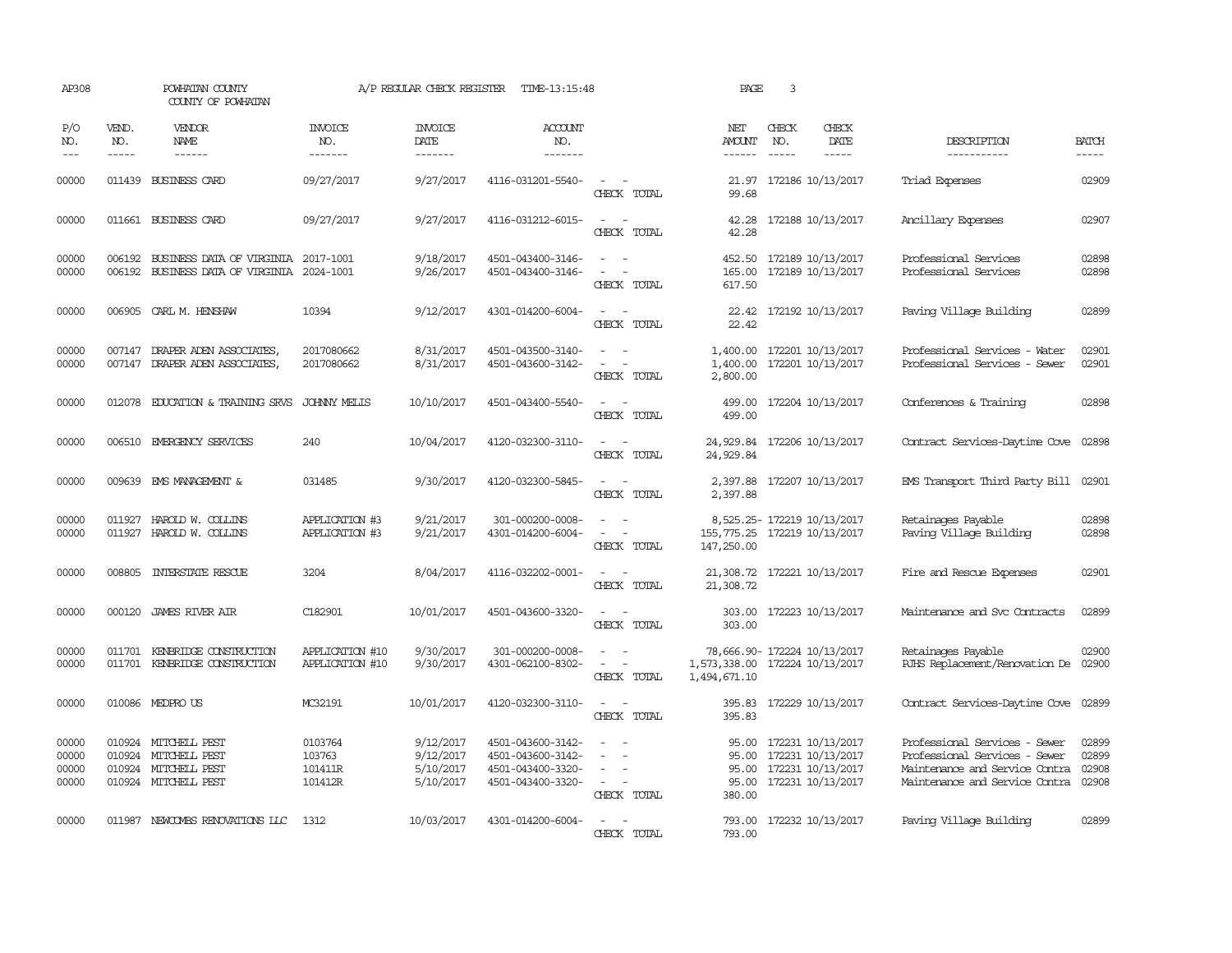AP308 POWHATAN COUNTY A/P REGULAR CHECK REGISTER TIME-13:15:48 PAGE 3

COUNTY OF POWHATAN

| P/O NO. | VEND. NO. | VENDOR NAME | INVOICE NO. | INVOICE DATE | ACCOUNT NO. | | NET AMOUNT | CHECK NO. | CHECK DATE | DESCRIPTION | BATCH |
|---|---|---|---|---|---|---|---|---|---|---|---|
| 00000 | 011439 | BUSINESS CARD | 09/27/2017 | 9/27/2017 | 4116-031201-5540- | - - | 21.97 | 172186 | 10/13/2017 | Triad Expenses | 02909 |
| | | | | | | CHECK TOTAL | 99.68 | | | | |
| 00000 | 011661 | BUSINESS CARD | 09/27/2017 | 9/27/2017 | 4116-031212-6015- | - - | 42.28 | 172188 | 10/13/2017 | Ancillary Expenses | 02907 |
| | | | | | | CHECK TOTAL | 42.28 | | | | |
| 00000 | 006192 | BUSINESS DATA OF VIRGINIA | 2017-1001 | 9/18/2017 | 4501-043400-3146- | - - | 452.50 | 172189 | 10/13/2017 | Professional Services | 02898 |
| 00000 | 006192 | BUSINESS DATA OF VIRGINIA | 2024-1001 | 9/26/2017 | 4501-043400-3146- | - - | 165.00 | 172189 | 10/13/2017 | Professional Services | 02898 |
| | | | | | | CHECK TOTAL | 617.50 | | | | |
| 00000 | 006905 | CARL M. HENSHAW | 10394 | 9/12/2017 | 4301-014200-6004- | - - | 22.42 | 172192 | 10/13/2017 | Paving Village Building | 02899 |
| | | | | | | CHECK TOTAL | 22.42 | | | | |
| 00000 | 007147 | DRAPER ADEN ASSOCIATES, | 2017080662 | 8/31/2017 | 4501-043500-3140- | - - | 1,400.00 | 172201 | 10/13/2017 | Professional Services - Water | 02901 |
| 00000 | 007147 | DRAPER ADEN ASSOCIATES, | 2017080662 | 8/31/2017 | 4501-043600-3142- | - - | 1,400.00 | 172201 | 10/13/2017 | Professional Services - Sewer | 02901 |
| | | | | | | CHECK TOTAL | 2,800.00 | | | | |
| 00000 | 012078 | EDUCATION & TRAINING SRVS | JOHNNY MELIS | 10/10/2017 | 4501-043400-5540- | - - | 499.00 | 172204 | 10/13/2017 | Conferences & Training | 02898 |
| | | | | | | CHECK TOTAL | 499.00 | | | | |
| 00000 | 006510 | EMERGENCY SERVICES | 240 | 10/04/2017 | 4120-032300-3110- | - - | 24,929.84 | 172206 | 10/13/2017 | Contract Services-Daytime Cove | 02898 |
| | | | | | | CHECK TOTAL | 24,929.84 | | | | |
| 00000 | 009639 | EMS MANAGEMENT & | 031485 | 9/30/2017 | 4120-032300-5845- | - - | 2,397.88 | 172207 | 10/13/2017 | EMS Transport Third Party Bill | 02901 |
| | | | | | | CHECK TOTAL | 2,397.88 | | | | |
| 00000 | 011927 | HAROLD W. COLLINS | APPLICATION #3 | 9/21/2017 | 301-000200-0008- | - - | 8,525.25- | 172219 | 10/13/2017 | Retainages Payable | 02898 |
| 00000 | 011927 | HAROLD W. COLLINS | APPLICATION #3 | 9/21/2017 | 4301-014200-6004- | - - | 155,775.25 | 172219 | 10/13/2017 | Paving Village Building | 02898 |
| | | | | | | CHECK TOTAL | 147,250.00 | | | | |
| 00000 | 008805 | INTERSTATE RESCUE | 3204 | 8/04/2017 | 4116-032202-0001- | - - | 21,308.72 | 172221 | 10/13/2017 | Fire and Rescue Expenses | 02901 |
| | | | | | | CHECK TOTAL | 21,308.72 | | | | |
| 00000 | 000120 | JAMES RIVER AIR | C182901 | 10/01/2017 | 4501-043600-3320- | - - | 303.00 | 172223 | 10/13/2017 | Maintenance and Svc Contracts | 02899 |
| | | | | | | CHECK TOTAL | 303.00 | | | | |
| 00000 | 011701 | KENBRIDGE CONSTRUCTION | APPLICATION #10 | 9/30/2017 | 301-000200-0008- | - - | 78,666.90- | 172224 | 10/13/2017 | Retainages Payable | 02900 |
| 00000 | 011701 | KENBRIDGE CONSTRUCTION | APPLICATION #10 | 9/30/2017 | 4301-062100-8302- | - - | 1,573,338.00 | 172224 | 10/13/2017 | PJHS Replacement/Renovation De | 02900 |
| | | | | | | CHECK TOTAL | 1,494,671.10 | | | | |
| 00000 | 010086 | MEDPRO US | MC32191 | 10/01/2017 | 4120-032300-3110- | - - | 395.83 | 172229 | 10/13/2017 | Contract Services-Daytime Cove | 02899 |
| | | | | | | CHECK TOTAL | 395.83 | | | | |
| 00000 | 010924 | MITCHELL PEST | 0103764 | 9/12/2017 | 4501-043600-3142- | - - | 95.00 | 172231 | 10/13/2017 | Professional Services - Sewer | 02899 |
| 00000 | 010924 | MITCHELL PEST | 103763 | 9/12/2017 | 4501-043600-3142- | - - | 95.00 | 172231 | 10/13/2017 | Professional Services - Sewer | 02899 |
| 00000 | 010924 | MITCHELL PEST | 101411R | 5/10/2017 | 4501-043400-3320- | - - | 95.00 | 172231 | 10/13/2017 | Maintenance and Service Contra | 02908 |
| 00000 | 010924 | MITCHELL PEST | 101412R | 5/10/2017 | 4501-043400-3320- | - - | 95.00 | 172231 | 10/13/2017 | Maintenance and Service Contra | 02908 |
| | | | | | | CHECK TOTAL | 380.00 | | | | |
| 00000 | 011987 | NEWCOMBS RENOVATIONS LLC | 1312 | 10/03/2017 | 4301-014200-6004- | - - | 793.00 | 172232 | 10/13/2017 | Paving Village Building | 02899 |
| | | | | | | CHECK TOTAL | 793.00 | | | | |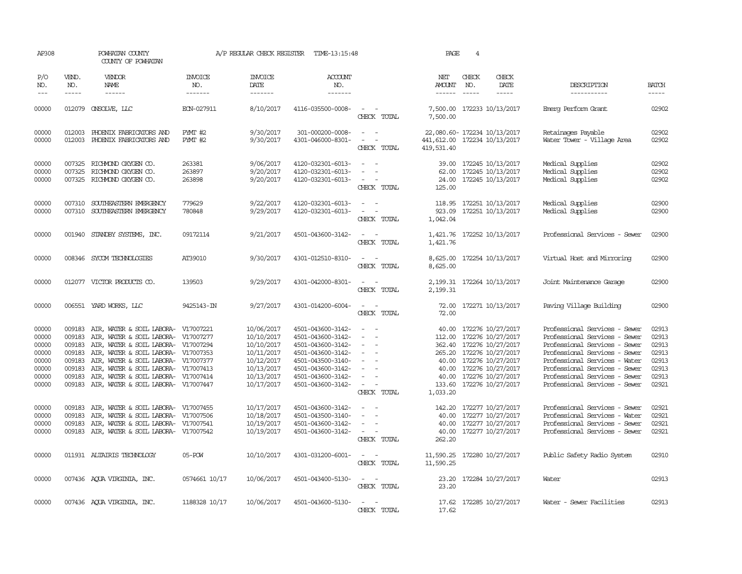AP308 POWHATAN COUNTY A/P REGULAR CHECK REGISTER TIME-13:15:48

COUNTY OF POWHATAN

| P/O NO. | VEND. NO. | VENDOR NAME | INVOICE NO. | INVOICE DATE | ACCOUNT NO. | | NET AMOUNT | CHECK NO. | CHECK DATE | DESCRIPTION | BATCH |
|---|---|---|---|---|---|---|---|---|---|---|---|
| 00000 | 012079 | ONSOLVE, LLC | ECN-027911 | 8/10/2017 | 4116-035500-0008- | - - | 7,500.00 | 172233 | 10/13/2017 | Emerg Perform Grant | 02902 |
| | | | | | | CHECK TOTAL | 7,500.00 | | | | |
| 00000 | 012003 | PHOENIX FABRICATORS AND | PYMT #2 | 9/30/2017 | 301-000200-0008- | - - | 22,080.60- | 172234 | 10/13/2017 | Retainages Payable | 02902 |
| 00000 | 012003 | PHOENIX FABRICATORS AND | PYMT #2 | 9/30/2017 | 4301-046000-8301- | - - | 441,612.00 | 172234 | 10/13/2017 | Water Tower - Village Area | 02902 |
| | | | | | | CHECK TOTAL | 419,531.40 | | | | |
| 00000 | 007325 | RICHMOND OXYGEN CO. | 263381 | 9/06/2017 | 4120-032301-6013- | - - | 39.00 | 172245 | 10/13/2017 | Medical Supplies | 02902 |
| 00000 | 007325 | RICHMOND OXYGEN CO. | 263897 | 9/20/2017 | 4120-032301-6013- | - - | 62.00 | 172245 | 10/13/2017 | Medical Supplies | 02902 |
| 00000 | 007325 | RICHMOND OXYGEN CO. | 263898 | 9/20/2017 | 4120-032301-6013- | - - | 24.00 | 172245 | 10/13/2017 | Medical Supplies | 02902 |
| | | | | | | CHECK TOTAL | 125.00 | | | | |
| 00000 | 007310 | SOUTHEASTERN EMERGENCY | 779629 | 9/22/2017 | 4120-032301-6013- | - - | 118.95 | 172251 | 10/13/2017 | Medical Supplies | 02900 |
| 00000 | 007310 | SOUTHEASTERN EMERGENCY | 780848 | 9/29/2017 | 4120-032301-6013- | - - | 923.09 | 172251 | 10/13/2017 | Medical Supplies | 02900 |
| | | | | | | CHECK TOTAL | 1,042.04 | | | | |
| 00000 | 001940 | STANDBY SYSTEMS, INC. | 09172114 | 9/21/2017 | 4501-043600-3142- | - - | 1,421.76 | 172252 | 10/13/2017 | Professional Services - Sewer | 02900 |
| | | | | | | CHECK TOTAL | 1,421.76 | | | | |
| 00000 | 008346 | SYCOM TECHNOLOGIES | AT39010 | 9/30/2017 | 4301-012510-8310- | - - | 8,625.00 | 172254 | 10/13/2017 | Virtual Host and Mirroring | 02900 |
| | | | | | | CHECK TOTAL | 8,625.00 | | | | |
| 00000 | 012077 | VICTOR PRODUCTS CO. | 139503 | 9/29/2017 | 4301-042000-8301- | - - | 2,199.31 | 172264 | 10/13/2017 | Joint Maintenance Garage | 02900 |
| | | | | | | CHECK TOTAL | 2,199.31 | | | | |
| 00000 | 006551 | YARD WORKS, LLC | 9425143-IN | 9/27/2017 | 4301-014200-6004- | - - | 72.00 | 172271 | 10/13/2017 | Paving Village Building | 02900 |
| | | | | | | CHECK TOTAL | 72.00 | | | | |
| 00000 | 009183 | AIR, WATER & SOIL LABORA- | V17007221 | 10/06/2017 | 4501-043600-3142- | - - | 40.00 | 172276 | 10/27/2017 | Professional Services - Sewer | 02913 |
| 00000 | 009183 | AIR, WATER & SOIL LABORA- | V17007277 | 10/10/2017 | 4501-043600-3142- | - - | 112.00 | 172276 | 10/27/2017 | Professional Services - Sewer | 02913 |
| 00000 | 009183 | AIR, WATER & SOIL LABORA- | V17007294 | 10/10/2017 | 4501-043600-3142- | - - | 362.40 | 172276 | 10/27/2017 | Professional Services - Sewer | 02913 |
| 00000 | 009183 | AIR, WATER & SOIL LABORA- | V17007353 | 10/11/2017 | 4501-043600-3142- | - - | 265.20 | 172276 | 10/27/2017 | Professional Services - Sewer | 02913 |
| 00000 | 009183 | AIR, WATER & SOIL LABORA- | V17007377 | 10/12/2017 | 4501-043500-3140- | - - | 40.00 | 172276 | 10/27/2017 | Professional Services - Water | 02913 |
| 00000 | 009183 | AIR, WATER & SOIL LABORA- | V17007413 | 10/13/2017 | 4501-043600-3142- | - - | 40.00 | 172276 | 10/27/2017 | Professional Services - Sewer | 02913 |
| 00000 | 009183 | AIR, WATER & SOIL LABORA- | V17007414 | 10/13/2017 | 4501-043600-3142- | - - | 40.00 | 172276 | 10/27/2017 | Professional Services - Sewer | 02913 |
| 00000 | 009183 | AIR, WATER & SOIL LABORA- | V17007447 | 10/17/2017 | 4501-043600-3142- | - - | 133.60 | 172276 | 10/27/2017 | Professional Services - Sewer | 02921 |
| | | | | | | CHECK TOTAL | 1,033.20 | | | | |
| 00000 | 009183 | AIR, WATER & SOIL LABORA- | V17007455 | 10/17/2017 | 4501-043600-3142- | - - | 142.20 | 172277 | 10/27/2017 | Professional Services - Sewer | 02921 |
| 00000 | 009183 | AIR, WATER & SOIL LABORA- | V17007506 | 10/18/2017 | 4501-043500-3140- | - - | 40.00 | 172277 | 10/27/2017 | Professional Services - Water | 02921 |
| 00000 | 009183 | AIR, WATER & SOIL LABORA- | V17007541 | 10/19/2017 | 4501-043600-3142- | - - | 40.00 | 172277 | 10/27/2017 | Professional Services - Sewer | 02921 |
| 00000 | 009183 | AIR, WATER & SOIL LABORA- | V17007542 | 10/19/2017 | 4501-043600-3142- | - - | 40.00 | 172277 | 10/27/2017 | Professional Services - Sewer | 02921 |
| | | | | | | CHECK TOTAL | 262.20 | | | | |
| 00000 | 011931 | ALTAIRIS TECHNOLOGY | 05-POW | 10/10/2017 | 4301-031200-6001- | - - | 11,590.25 | 172280 | 10/27/2017 | Public Safety Radio System | 02910 |
| | | | | | | CHECK TOTAL | 11,590.25 | | | | |
| 00000 | 007436 | AQUA VIRGINIA, INC. | 0574661 10/17 | 10/06/2017 | 4501-043400-5130- | - - | 23.20 | 172284 | 10/27/2017 | Water | 02913 |
| | | | | | | CHECK TOTAL | 23.20 | | | | |
| 00000 | 007436 | AQUA VIRGINIA, INC. | 1188328 10/17 | 10/06/2017 | 4501-043600-5130- | - - | 17.62 | 172285 | 10/27/2017 | Water - Sewer Facilities | 02913 |
| | | | | | | CHECK TOTAL | 17.62 | | | | |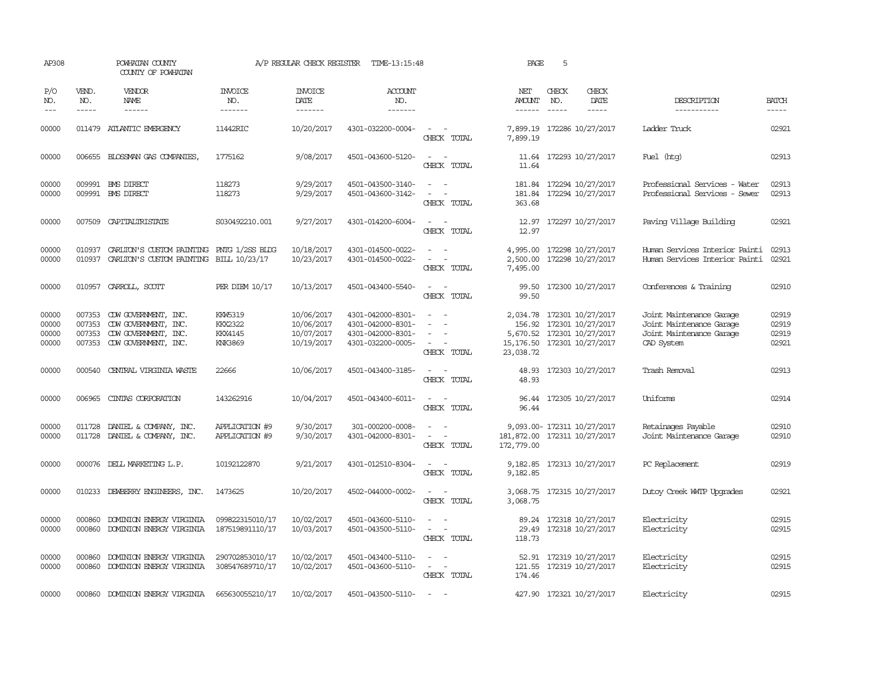AP308 POWHATAN COUNTY COUNTY OF POWHATAN A/P REGULAR CHECK REGISTER TIME-13:15:48 PAGE 5

| P/O NO. | VEND. NO. | VENDOR NAME | INVOICE NO. | INVOICE DATE | ACCOUNT NO. | | NET AMOUNT | CHECK NO. | CHECK DATE | DESCRIPTION | BATCH |
|---|---|---|---|---|---|---|---|---|---|---|---|
| 00000 | 011479 | ATLANTIC EMERGENCY | 11442RIC | 10/20/2017 | 4301-032200-0004- | - - | 7,899.19 | 172286 | 10/27/2017 | Ladder Truck | 02921 |
| | | | | | | CHECK TOTAL | 7,899.19 | | | | |
| 00000 | 006655 | BLOSSMAN GAS COMPANIES, | 1775162 | 9/08/2017 | 4501-043600-5120- | - - | 11.64 | 172293 | 10/27/2017 | Fuel (htg) | 02913 |
| | | | | | | CHECK TOTAL | 11.64 | | | | |
| 00000 | 009991 | BMS DIRECT | 118273 | 9/29/2017 | 4501-043500-3140- | - - | 181.84 | 172294 | 10/27/2017 | Professional Services - Water | 02913 |
| 00000 | 009991 | BMS DIRECT | 118273 | 9/29/2017 | 4501-043600-3142- | - - | 181.84 | 172294 | 10/27/2017 | Professional Services - Sewer | 02913 |
| | | | | | | CHECK TOTAL | 363.68 | | | | |
| 00000 | 007509 | CAPITALTRISTATE | S030492210.001 | 9/27/2017 | 4301-014200-6004- | - - | 12.97 | 172297 | 10/27/2017 | Paving Village Building | 02921 |
| | | | | | | CHECK TOTAL | 12.97 | | | | |
| 00000 | 010937 | CARLTON'S CUSTOM PAINTING | PNTG 1/2SS BLDG | 10/18/2017 | 4301-014500-0022- | - - | 4,995.00 | 172298 | 10/27/2017 | Human Services Interior Painti | 02913 |
| 00000 | 010937 | CARLTON'S CUSTOM PAINTING | BILL 10/23/17 | 10/23/2017 | 4301-014500-0022- | - - | 2,500.00 | 172298 | 10/27/2017 | Human Services Interior Painti | 02921 |
| | | | | | | CHECK TOTAL | 7,495.00 | | | | |
| 00000 | 010957 | CARROLL, SCOTT | PER DIEM 10/17 | 10/13/2017 | 4501-043400-5540- | - - | 99.50 | 172300 | 10/27/2017 | Conferences & Training | 02910 |
| | | | | | | CHECK TOTAL | 99.50 | | | | |
| 00000 | 007353 | CDW GOVERNMENT, INC. | KKW5319 | 10/06/2017 | 4301-042000-8301- | - - | 2,034.78 | 172301 | 10/27/2017 | Joint Maintenance Garage | 02919 |
| 00000 | 007353 | CDW GOVERNMENT, INC. | KKX2322 | 10/06/2017 | 4301-042000-8301- | - - | 156.92 | 172301 | 10/27/2017 | Joint Maintenance Garage | 02919 |
| 00000 | 007353 | CDW GOVERNMENT, INC. | KKX4145 | 10/07/2017 | 4301-042000-8301- | - - | 5,670.52 | 172301 | 10/27/2017 | Joint Maintenance Garage | 02919 |
| 00000 | 007353 | CDW GOVERNMENT, INC. | KNK3869 | 10/19/2017 | 4301-032200-0005- | - - | 15,176.50 | 172301 | 10/27/2017 | CAD System | 02921 |
| | | | | | | CHECK TOTAL | 23,038.72 | | | | |
| 00000 | 000540 | CENTRAL VIRGINIA WASTE | 22666 | 10/06/2017 | 4501-043400-3185- | - - | 48.93 | 172303 | 10/27/2017 | Trash Removal | 02913 |
| | | | | | | CHECK TOTAL | 48.93 | | | | |
| 00000 | 006965 | CINTAS CORPORATION | 143262916 | 10/04/2017 | 4501-043400-6011- | - - | 96.44 | 172305 | 10/27/2017 | Uniforms | 02914 |
| | | | | | | CHECK TOTAL | 96.44 | | | | |
| 00000 | 011728 | DANIEL & COMPANY, INC. | APPLICATION #9 | 9/30/2017 | 301-000200-0008- | - - | 9,093.00- | 172311 | 10/27/2017 | Retainages Payable | 02910 |
| 00000 | 011728 | DANIEL & COMPANY, INC. | APPLICATION #9 | 9/30/2017 | 4301-042000-8301- | - - | 181,872.00 | 172311 | 10/27/2017 | Joint Maintenance Garage | 02910 |
| | | | | | | CHECK TOTAL | 172,779.00 | | | | |
| 00000 | 000076 | DELL MARKETING L.P. | 10192122870 | 9/21/2017 | 4301-012510-8304- | - - | 9,182.85 | 172313 | 10/27/2017 | PC Replacement | 02919 |
| | | | | | | CHECK TOTAL | 9,182.85 | | | | |
| 00000 | 010233 | DEWBERRY ENGINEERS, INC. | 1473625 | 10/20/2017 | 4502-044000-0002- | - - | 3,068.75 | 172315 | 10/27/2017 | Dutoy Creek WWTP Upgrades | 02921 |
| | | | | | | CHECK TOTAL | 3,068.75 | | | | |
| 00000 | 000860 | DOMINION ENERGY VIRGINIA | 099822315010/17 | 10/02/2017 | 4501-043600-5110- | - - | 89.24 | 172318 | 10/27/2017 | Electricity | 02915 |
| 00000 | 000860 | DOMINION ENERGY VIRGINIA | 187519891110/17 | 10/03/2017 | 4501-043500-5110- | - - | 29.49 | 172318 | 10/27/2017 | Electricity | 02915 |
| | | | | | | CHECK TOTAL | 118.73 | | | | |
| 00000 | 000860 | DOMINION ENERGY VIRGINIA | 290702853010/17 | 10/02/2017 | 4501-043400-5110- | - - | 52.91 | 172319 | 10/27/2017 | Electricity | 02915 |
| 00000 | 000860 | DOMINION ENERGY VIRGINIA | 308547689710/17 | 10/02/2017 | 4501-043600-5110- | - - | 121.55 | 172319 | 10/27/2017 | Electricity | 02915 |
| | | | | | | CHECK TOTAL | 174.46 | | | | |
| 00000 | 000860 | DOMINION ENERGY VIRGINIA | 665630055210/17 | 10/02/2017 | 4501-043500-5110- | - - | 427.90 | 172321 | 10/27/2017 | Electricity | 02915 |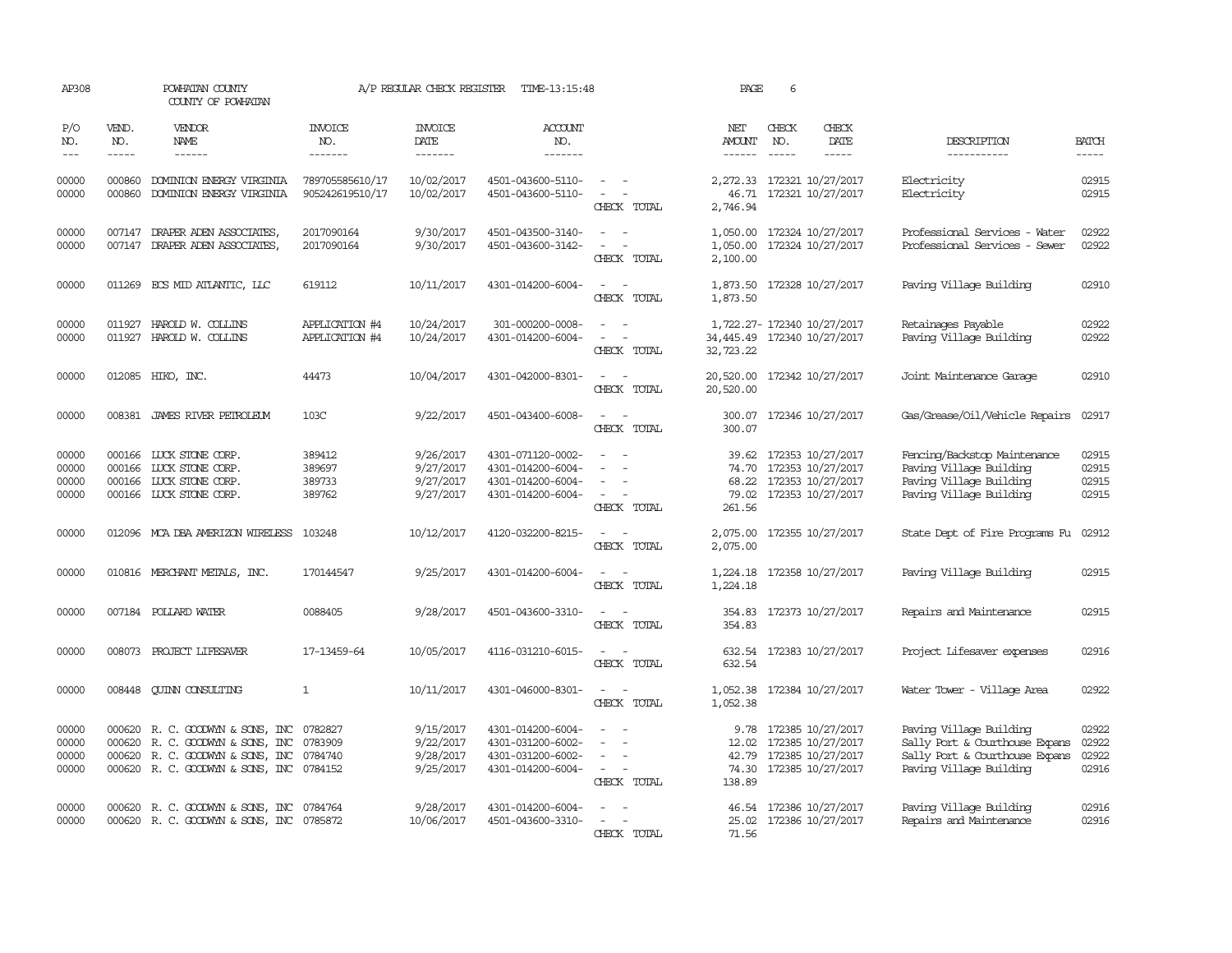AP308 POWHATAN COUNTY A/P REGULAR CHECK REGISTER TIME-13:15:48 PAGE 6
COUNTY OF POWHATAN

| P/O NO. | VEND. NO. | VENDOR NAME | INVOICE NO. | INVOICE DATE | ACCOUNT NO. | | NET AMOUNT | CHECK NO. | CHECK DATE | DESCRIPTION | BATCH |
|---|---|---|---|---|---|---|---|---|---|---|---|
| 00000 | 000860 | DOMINION ENERGY VIRGINIA | 789705585610/17 | 10/02/2017 | 4501-043600-5110- | - - | 2,272.33 | 172321 | 10/27/2017 | Electricity | 02915 |
| 00000 | 000860 | DOMINION ENERGY VIRGINIA | 905242619510/17 | 10/02/2017 | 4501-043600-5110- | - - | 46.71 | 172321 | 10/27/2017 | Electricity | 02915 |
| | | | | | | CHECK TOTAL | 2,746.94 | | | | |
| 00000 | 007147 | DRAPER ADEN ASSOCIATES, | 2017090164 | 9/30/2017 | 4501-043500-3140- | - - | 1,050.00 | 172324 | 10/27/2017 | Professional Services - Water | 02922 |
| 00000 | 007147 | DRAPER ADEN ASSOCIATES, | 2017090164 | 9/30/2017 | 4501-043600-3142- | - - | 1,050.00 | 172324 | 10/27/2017 | Professional Services - Sewer | 02922 |
| | | | | | | CHECK TOTAL | 2,100.00 | | | | |
| 00000 | 011269 | ECS MID ATLANTIC, LLC | 619112 | 10/11/2017 | 4301-014200-6004- | - - | 1,873.50 | 172328 | 10/27/2017 | Paving Village Building | 02910 |
| | | | | | | CHECK TOTAL | 1,873.50 | | | | |
| 00000 | 011927 | HAROLD W. COLLINS | APPLICATION #4 | 10/24/2017 | 301-000200-0008- | - - | 1,722.27- | 172340 | 10/27/2017 | Retainages Payable | 02922 |
| 00000 | 011927 | HAROLD W. COLLINS | APPLICATION #4 | 10/24/2017 | 4301-014200-6004- | - - | 34,445.49 | 172340 | 10/27/2017 | Paving Village Building | 02922 |
| | | | | | | CHECK TOTAL | 32,723.22 | | | | |
| 00000 | 012085 | HIKO, INC. | 44473 | 10/04/2017 | 4301-042000-8301- | - - | 20,520.00 | 172342 | 10/27/2017 | Joint Maintenance Garage | 02910 |
| | | | | | | CHECK TOTAL | 20,520.00 | | | | |
| 00000 | 008381 | JAMES RIVER PETROLEUM | 103C | 9/22/2017 | 4501-043400-6008- | - - | 300.07 | 172346 | 10/27/2017 | Gas/Grease/Oil/Vehicle Repairs | 02917 |
| | | | | | | CHECK TOTAL | 300.07 | | | | |
| 00000 | 000166 | LUCK STONE CORP. | 389412 | 9/26/2017 | 4301-071120-0002- | - - | 39.62 | 172353 | 10/27/2017 | Fencing/Backstop Maintenance | 02915 |
| 00000 | 000166 | LUCK STONE CORP. | 389697 | 9/27/2017 | 4301-014200-6004- | - - | 74.70 | 172353 | 10/27/2017 | Paving Village Building | 02915 |
| 00000 | 000166 | LUCK STONE CORP. | 389733 | 9/27/2017 | 4301-014200-6004- | - - | 68.22 | 172353 | 10/27/2017 | Paving Village Building | 02915 |
| 00000 | 000166 | LUCK STONE CORP. | 389762 | 9/27/2017 | 4301-014200-6004- | - - | 79.02 | 172353 | 10/27/2017 | Paving Village Building | 02915 |
| | | | | | | CHECK TOTAL | 261.56 | | | | |
| 00000 | 012096 | MCA DBA AMERIZON WIRELESS | 103248 | 10/12/2017 | 4120-032200-8215- | - - | 2,075.00 | 172355 | 10/27/2017 | State Dept of Fire Programs Fu | 02912 |
| | | | | | | CHECK TOTAL | 2,075.00 | | | | |
| 00000 | 010816 | MERCHANT METALS, INC. | 170144547 | 9/25/2017 | 4301-014200-6004- | - - | 1,224.18 | 172358 | 10/27/2017 | Paving Village Building | 02915 |
| | | | | | | CHECK TOTAL | 1,224.18 | | | | |
| 00000 | 007184 | POLLARD WATER | 0088405 | 9/28/2017 | 4501-043600-3310- | - - | 354.83 | 172373 | 10/27/2017 | Repairs and Maintenance | 02915 |
| | | | | | | CHECK TOTAL | 354.83 | | | | |
| 00000 | 008073 | PROJECT LIFESAVER | 17-13459-64 | 10/05/2017 | 4116-031210-6015- | - - | 632.54 | 172383 | 10/27/2017 | Project Lifesaver expenses | 02916 |
| | | | | | | CHECK TOTAL | 632.54 | | | | |
| 00000 | 008448 | QUINN CONSULTING | 1 | 10/11/2017 | 4301-046000-8301- | - - | 1,052.38 | 172384 | 10/27/2017 | Water Tower - Village Area | 02922 |
| | | | | | | CHECK TOTAL | 1,052.38 | | | | |
| 00000 | 000620 | R. C. GOODWYN & SONS, INC | 0782827 | 9/15/2017 | 4301-014200-6004- | - - | 9.78 | 172385 | 10/27/2017 | Paving Village Building | 02922 |
| 00000 | 000620 | R. C. GOODWYN & SONS, INC | 0783909 | 9/22/2017 | 4301-031200-6002- | - - | 12.02 | 172385 | 10/27/2017 | Sally Port & Courthouse Expans | 02922 |
| 00000 | 000620 | R. C. GOODWYN & SONS, INC | 0784740 | 9/28/2017 | 4301-031200-6002- | - - | 42.79 | 172385 | 10/27/2017 | Sally Port & Courthouse Expans | 02922 |
| 00000 | 000620 | R. C. GOODWYN & SONS, INC | 0784152 | 9/25/2017 | 4301-014200-6004- | - - | 74.30 | 172385 | 10/27/2017 | Paving Village Building | 02916 |
| | | | | | | CHECK TOTAL | 138.89 | | | | |
| 00000 | 000620 | R. C. GOODWYN & SONS, INC | 0784764 | 9/28/2017 | 4301-014200-6004- | - - | 46.54 | 172386 | 10/27/2017 | Paving Village Building | 02916 |
| 00000 | 000620 | R. C. GOODWYN & SONS, INC | 0785872 | 10/06/2017 | 4501-043600-3310- | - - | 25.02 | 172386 | 10/27/2017 | Repairs and Maintenance | 02916 |
| | | | | | | CHECK TOTAL | 71.56 | | | | |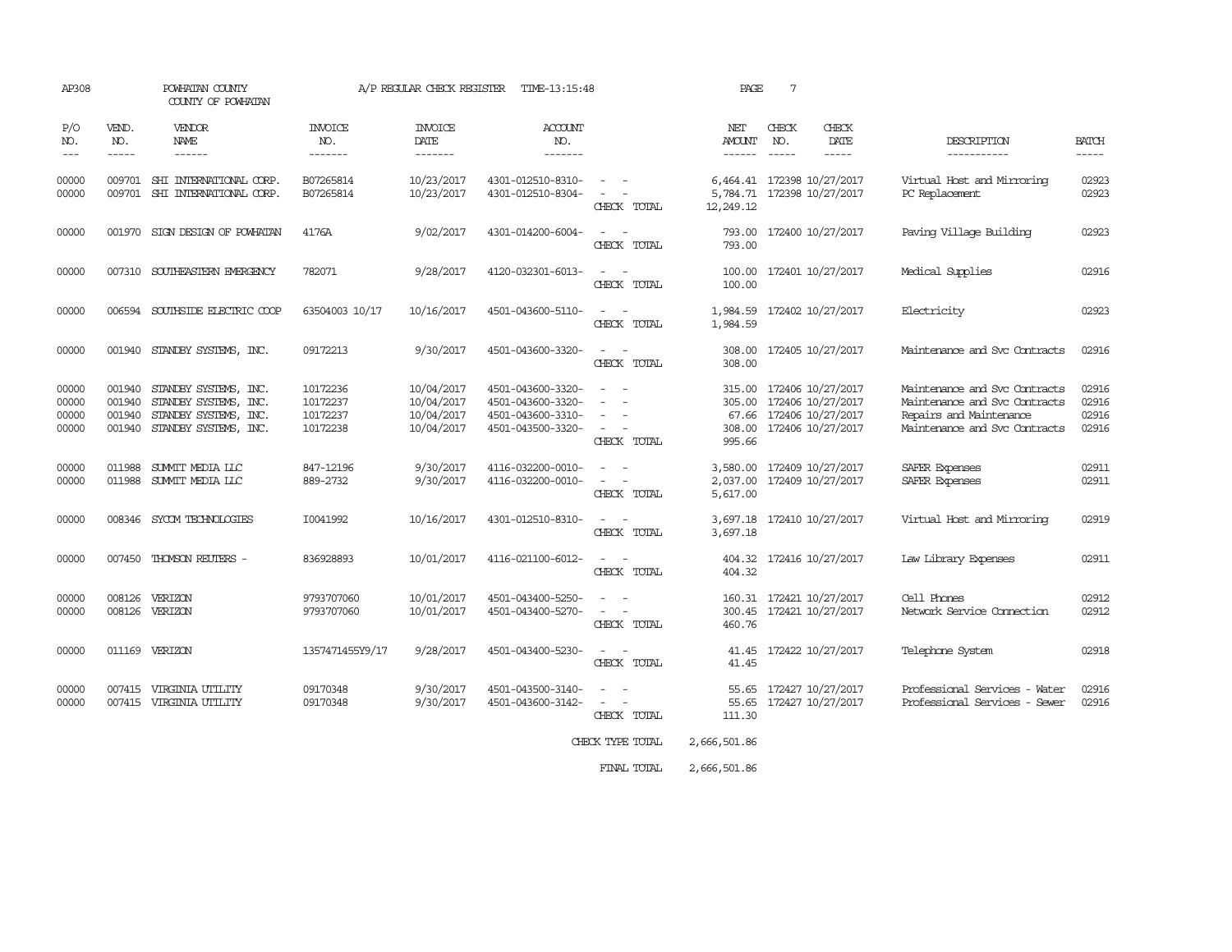AP308 POWHATAN COUNTY A/P REGULAR CHECK REGISTER TIME-13:15:48 PAGE 7

COUNTY OF POWHATAN

| P/O NO. | VEND. NO. | VENDOR NAME | INVOICE NO. | INVOICE DATE | ACCOUNT NO. | | NET AMOUNT | CHECK NO. | CHECK DATE | DESCRIPTION | BATCH |
|---|---|---|---|---|---|---|---|---|---|---|---|
| 00000 | 009701 | SHI INTERNATIONAL CORP. | B07265814 | 10/23/2017 | 4301-012510-8310- | - - | 6,464.41 | 172398 | 10/27/2017 | Virtual Host and Mirroring | 02923 |
| 00000 | 009701 | SHI INTERNATIONAL CORP. | B07265814 | 10/23/2017 | 4301-012510-8304- | - - | 5,784.71 | 172398 | 10/27/2017 | PC Replacement | 02923 |
| | | | | | | CHECK TOTAL | 12,249.12 | | | | |
| 00000 | 001970 | SIGN DESIGN OF POWHATAN | 4176A | 9/02/2017 | 4301-014200-6004- | - - | 793.00 | 172400 | 10/27/2017 | Paving Village Building | 02923 |
| | | | | | | CHECK TOTAL | 793.00 | | | | |
| 00000 | 007310 | SOUTHEASTERN EMERGENCY | 782071 | 9/28/2017 | 4120-032301-6013- | - - | 100.00 | 172401 | 10/27/2017 | Medical Supplies | 02916 |
| | | | | | | CHECK TOTAL | 100.00 | | | | |
| 00000 | 006594 | SOUTHSIDE ELECTRIC COOP | 63504003 10/17 | 10/16/2017 | 4501-043600-5110- | - - | 1,984.59 | 172402 | 10/27/2017 | Electricity | 02923 |
| | | | | | | CHECK TOTAL | 1,984.59 | | | | |
| 00000 | 001940 | STANDBY SYSTEMS, INC. | 09172213 | 9/30/2017 | 4501-043600-3320- | - - | 308.00 | 172405 | 10/27/2017 | Maintenance and Svc Contracts | 02916 |
| | | | | | | CHECK TOTAL | 308.00 | | | | |
| 00000 | 001940 | STANDBY SYSTEMS, INC. | 10172236 | 10/04/2017 | 4501-043600-3320- | - - | 315.00 | 172406 | 10/27/2017 | Maintenance and Svc Contracts | 02916 |
| 00000 | 001940 | STANDBY SYSTEMS, INC. | 10172237 | 10/04/2017 | 4501-043600-3320- | - - | 305.00 | 172406 | 10/27/2017 | Maintenance and Svc Contracts | 02916 |
| 00000 | 001940 | STANDBY SYSTEMS, INC. | 10172237 | 10/04/2017 | 4501-043600-3310- | - - | 67.66 | 172406 | 10/27/2017 | Repairs and Maintenance | 02916 |
| 00000 | 001940 | STANDBY SYSTEMS, INC. | 10172238 | 10/04/2017 | 4501-043500-3320- | - - | 308.00 | 172406 | 10/27/2017 | Maintenance and Svc Contracts | 02916 |
| | | | | | | CHECK TOTAL | 995.66 | | | | |
| 00000 | 011988 | SUMMIT MEDIA LLC | 847-12196 | 9/30/2017 | 4116-032200-0010- | - - | 3,580.00 | 172409 | 10/27/2017 | SAFER Expenses | 02911 |
| 00000 | 011988 | SUMMIT MEDIA LLC | 889-2732 | 9/30/2017 | 4116-032200-0010- | - - | 2,037.00 | 172409 | 10/27/2017 | SAFER Expenses | 02911 |
| | | | | | | CHECK TOTAL | 5,617.00 | | | | |
| 00000 | 008346 | SYCOM TECHNOLOGIES | I0041992 | 10/16/2017 | 4301-012510-8310- | - - | 3,697.18 | 172410 | 10/27/2017 | Virtual Host and Mirroring | 02919 |
| | | | | | | CHECK TOTAL | 3,697.18 | | | | |
| 00000 | 007450 | THOMSON REUTERS - | 836928893 | 10/01/2017 | 4116-021100-6012- | - - | 404.32 | 172416 | 10/27/2017 | Law Library Expenses | 02911 |
| | | | | | | CHECK TOTAL | 404.32 | | | | |
| 00000 | 008126 | VERIZON | 9793707060 | 10/01/2017 | 4501-043400-5250- | - - | 160.31 | 172421 | 10/27/2017 | Cell Phones | 02912 |
| 00000 | 008126 | VERIZON | 9793707060 | 10/01/2017 | 4501-043400-5270- | - - | 300.45 | 172421 | 10/27/2017 | Network Service Connection | 02912 |
| | | | | | | CHECK TOTAL | 460.76 | | | | |
| 00000 | 011169 | VERIZON | 1357471455Y9/17 | 9/28/2017 | 4501-043400-5230- | - - | 41.45 | 172422 | 10/27/2017 | Telephone System | 02918 |
| | | | | | | CHECK TOTAL | 41.45 | | | | |
| 00000 | 007415 | VIRGINIA UTILITY | 09170348 | 9/30/2017 | 4501-043500-3140- | - - | 55.65 | 172427 | 10/27/2017 | Professional Services - Water | 02916 |
| 00000 | 007415 | VIRGINIA UTILITY | 09170348 | 9/30/2017 | 4501-043600-3142- | - - | 55.65 | 172427 | 10/27/2017 | Professional Services - Sewer | 02916 |
| | | | | | | CHECK TOTAL | 111.30 | | | | |
| | | | | | | CHECK TYPE TOTAL | 2,666,501.86 | | | | |
| | | | | | | FINAL TOTAL | 2,666,501.86 | | | | |